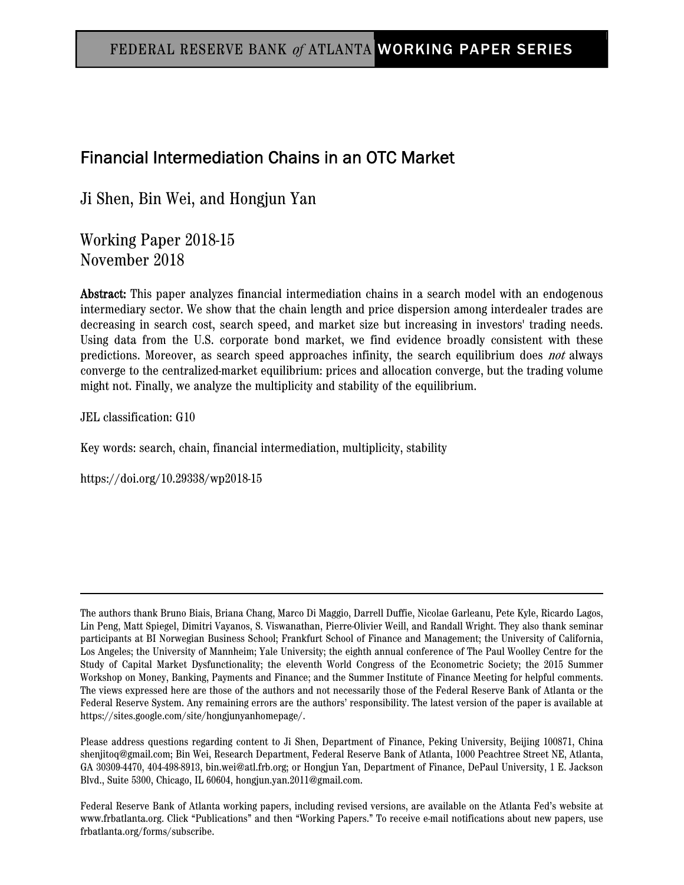FEDERAL RESERVE BANK *of* ATLANTA WORKING PAPER SERIES

# Financial Intermediation Chains in an OTC Market

Ji Shen, Bin Wei, and Hongjun Yan

Working Paper 2018-15
November 2018

**Abstract:** This paper analyzes financial intermediation chains in a search model with an endogenous intermediary sector. We show that the chain length and price dispersion among interdealer trades are decreasing in search cost, search speed, and market size but increasing in investors' trading needs. Using data from the U.S. corporate bond market, we find evidence broadly consistent with these predictions. Moreover, as search speed approaches infinity, the search equilibrium does *not* always converge to the centralized-market equilibrium: prices and allocation converge, but the trading volume might not. Finally, we analyze the multiplicity and stability of the equilibrium.

JEL classification: G10

Key words: search, chain, financial intermediation, multiplicity, stability

https://doi.org/10.29338/wp2018-15

---

The authors thank Bruno Biais, Briana Chang, Marco Di Maggio, Darrell Duffie, Nicolae Garleanu, Pete Kyle, Ricardo Lagos, Lin Peng, Matt Spiegel, Dimitri Vayanos, S. Viswanathan, Pierre-Olivier Weill, and Randall Wright. They also thank seminar participants at BI Norwegian Business School; Frankfurt School of Finance and Management; the University of California, Los Angeles; the University of Mannheim; Yale University; the eighth annual conference of The Paul Woolley Centre for the Study of Capital Market Dysfunctionality; the eleventh World Congress of the Econometric Society; the 2015 Summer Workshop on Money, Banking, Payments and Finance; and the Summer Institute of Finance Meeting for helpful comments. The views expressed here are those of the authors and not necessarily those of the Federal Reserve Bank of Atlanta or the Federal Reserve System. Any remaining errors are the authors' responsibility. The latest version of the paper is available at https://sites.google.com/site/hongjunyanhomepage/.

Please address questions regarding content to Ji Shen, Department of Finance, Peking University, Beijing 100871, China shenjitoq@gmail.com; Bin Wei, Research Department, Federal Reserve Bank of Atlanta, 1000 Peachtree Street NE, Atlanta, GA 30309-4470, 404-498-8913, bin.wei@atl.frb.org; or Hongjun Yan, Department of Finance, DePaul University, 1 E. Jackson Blvd., Suite 5300, Chicago, IL 60604, hongjun.yan.2011@gmail.com.

Federal Reserve Bank of Atlanta working papers, including revised versions, are available on the Atlanta Fed's website at www.frbatlanta.org. Click "Publications" and then "Working Papers." To receive e-mail notifications about new papers, use frbatlanta.org/forms/subscribe.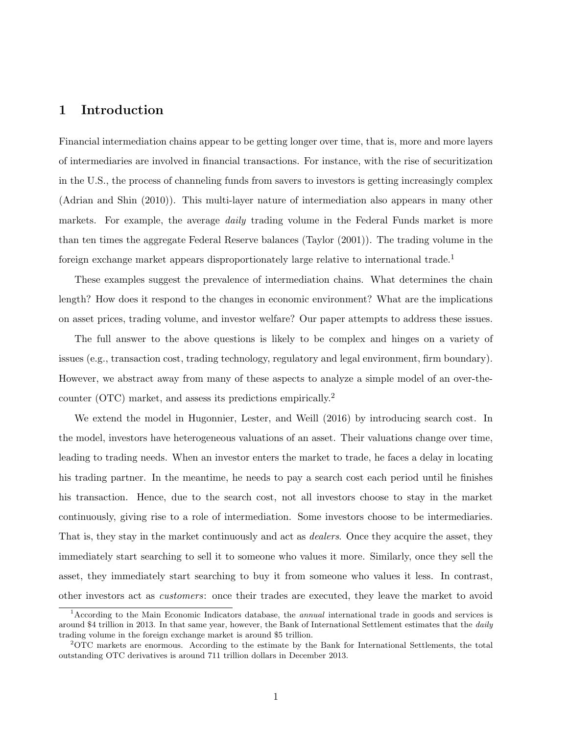# 1 Introduction

Financial intermediation chains appear to be getting longer over time, that is, more and more layers of intermediaries are involved in financial transactions. For instance, with the rise of securitization in the U.S., the process of channeling funds from savers to investors is getting increasingly complex (Adrian and Shin (2010)). This multi-layer nature of intermediation also appears in many other markets. For example, the average *daily* trading volume in the Federal Funds market is more than ten times the aggregate Federal Reserve balances (Taylor (2001)). The trading volume in the foreign exchange market appears disproportionately large relative to international trade.[1]

These examples suggest the prevalence of intermediation chains. What determines the chain length? How does it respond to the changes in economic environment? What are the implications on asset prices, trading volume, and investor welfare? Our paper attempts to address these issues.

The full answer to the above questions is likely to be complex and hinges on a variety of issues (e.g., transaction cost, trading technology, regulatory and legal environment, firm boundary). However, we abstract away from many of these aspects to analyze a simple model of an over-the-counter (OTC) market, and assess its predictions empirically.[2]

We extend the model in Hugonnier, Lester, and Weill (2016) by introducing search cost. In the model, investors have heterogeneous valuations of an asset. Their valuations change over time, leading to trading needs. When an investor enters the market to trade, he faces a delay in locating his trading partner. In the meantime, he needs to pay a search cost each period until he finishes his transaction. Hence, due to the search cost, not all investors choose to stay in the market continuously, giving rise to a role of intermediation. Some investors choose to be intermediaries. That is, they stay in the market continuously and act as *dealers*. Once they acquire the asset, they immediately start searching to sell it to someone who values it more. Similarly, once they sell the asset, they immediately start searching to buy it from someone who values it less. In contrast, other investors act as *customers*: once their trades are executed, they leave the market to avoid

[1] According to the Main Economic Indicators database, the *annual* international trade in goods and services is around \$4 trillion in 2013. In that same year, however, the Bank of International Settlement estimates that the *daily* trading volume in the foreign exchange market is around \$5 trillion.

[2] OTC markets are enormous. According to the estimate by the Bank for International Settlements, the total outstanding OTC derivatives is around 711 trillion dollars in December 2013.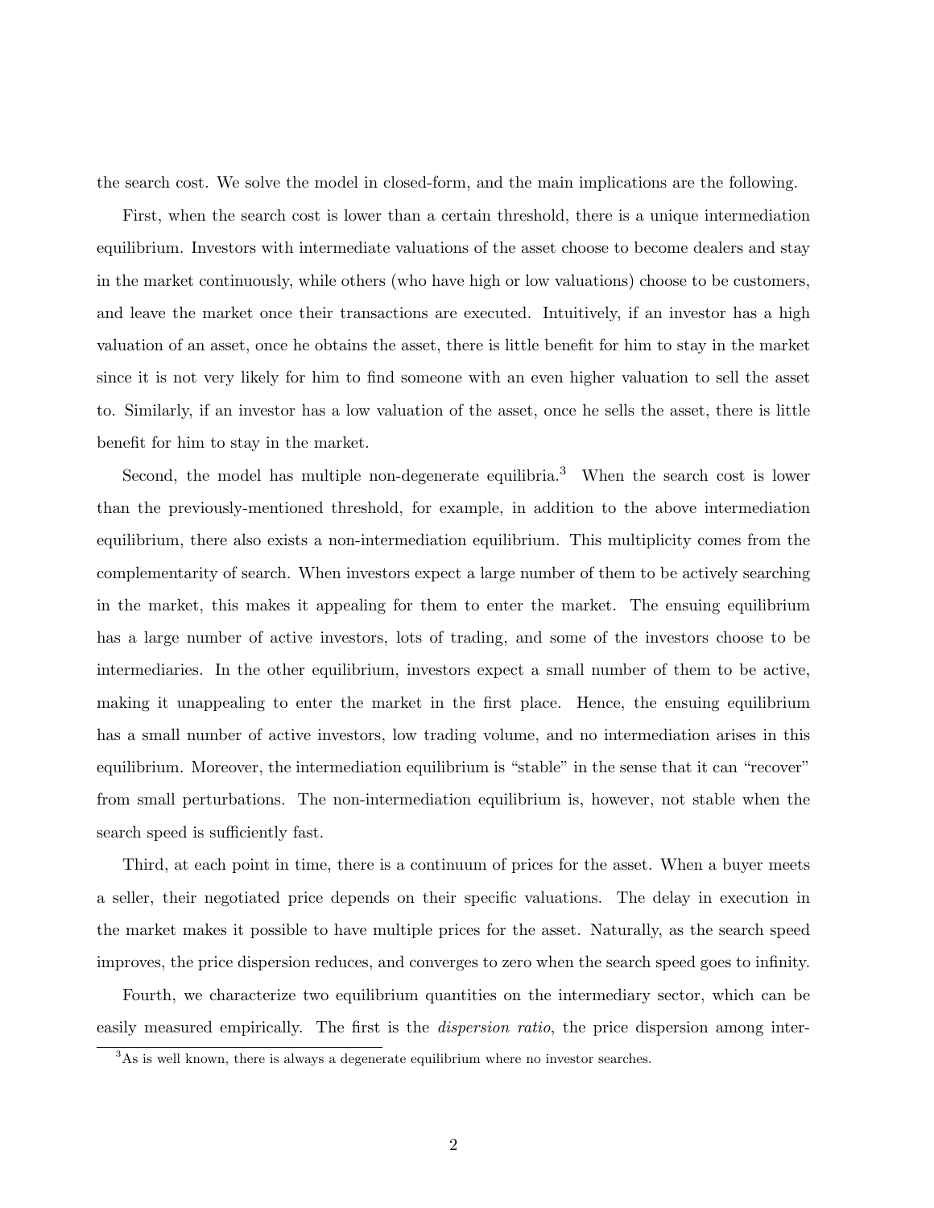the search cost. We solve the model in closed-form, and the main implications are the following.

First, when the search cost is lower than a certain threshold, there is a unique intermediation equilibrium. Investors with intermediate valuations of the asset choose to become dealers and stay in the market continuously, while others (who have high or low valuations) choose to be customers, and leave the market once their transactions are executed. Intuitively, if an investor has a high valuation of an asset, once he obtains the asset, there is little benefit for him to stay in the market since it is not very likely for him to find someone with an even higher valuation to sell the asset to. Similarly, if an investor has a low valuation of the asset, once he sells the asset, there is little benefit for him to stay in the market.

Second, the model has multiple non-degenerate equilibria.[3] When the search cost is lower than the previously-mentioned threshold, for example, in addition to the above intermediation equilibrium, there also exists a non-intermediation equilibrium. This multiplicity comes from the complementarity of search. When investors expect a large number of them to be actively searching in the market, this makes it appealing for them to enter the market. The ensuing equilibrium has a large number of active investors, lots of trading, and some of the investors choose to be intermediaries. In the other equilibrium, investors expect a small number of them to be active, making it unappealing to enter the market in the first place. Hence, the ensuing equilibrium has a small number of active investors, low trading volume, and no intermediation arises in this equilibrium. Moreover, the intermediation equilibrium is "stable" in the sense that it can "recover" from small perturbations. The non-intermediation equilibrium is, however, not stable when the search speed is sufficiently fast.

Third, at each point in time, there is a continuum of prices for the asset. When a buyer meets a seller, their negotiated price depends on their specific valuations. The delay in execution in the market makes it possible to have multiple prices for the asset. Naturally, as the search speed improves, the price dispersion reduces, and converges to zero when the search speed goes to infinity.

Fourth, we characterize two equilibrium quantities on the intermediary sector, which can be easily measured empirically. The first is the *dispersion ratio*, the price dispersion among inter-

[3] As is well known, there is always a degenerate equilibrium where no investor searches.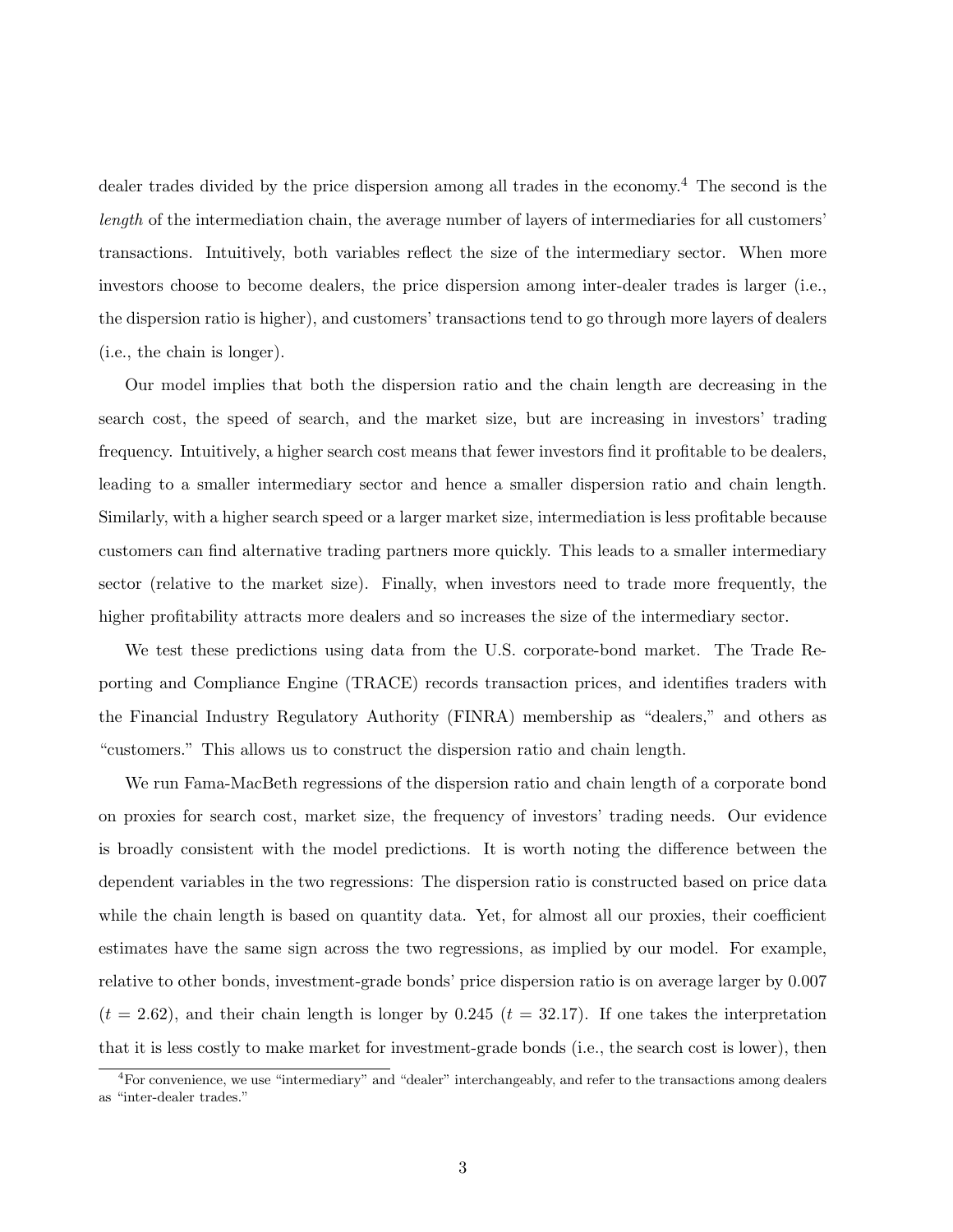dealer trades divided by the price dispersion among all trades in the economy.[4] The second is the *length* of the intermediation chain, the average number of layers of intermediaries for all customers' transactions. Intuitively, both variables reflect the size of the intermediary sector. When more investors choose to become dealers, the price dispersion among inter-dealer trades is larger (i.e., the dispersion ratio is higher), and customers' transactions tend to go through more layers of dealers (i.e., the chain is longer).

Our model implies that both the dispersion ratio and the chain length are decreasing in the search cost, the speed of search, and the market size, but are increasing in investors' trading frequency. Intuitively, a higher search cost means that fewer investors find it profitable to be dealers, leading to a smaller intermediary sector and hence a smaller dispersion ratio and chain length. Similarly, with a higher search speed or a larger market size, intermediation is less profitable because customers can find alternative trading partners more quickly. This leads to a smaller intermediary sector (relative to the market size). Finally, when investors need to trade more frequently, the higher profitability attracts more dealers and so increases the size of the intermediary sector.

We test these predictions using data from the U.S. corporate-bond market. The Trade Reporting and Compliance Engine (TRACE) records transaction prices, and identifies traders with the Financial Industry Regulatory Authority (FINRA) membership as "dealers," and others as "customers." This allows us to construct the dispersion ratio and chain length.

We run Fama-MacBeth regressions of the dispersion ratio and chain length of a corporate bond on proxies for search cost, market size, the frequency of investors' trading needs. Our evidence is broadly consistent with the model predictions. It is worth noting the difference between the dependent variables in the two regressions: The dispersion ratio is constructed based on price data while the chain length is based on quantity data. Yet, for almost all our proxies, their coefficient estimates have the same sign across the two regressions, as implied by our model. For example, relative to other bonds, investment-grade bonds' price dispersion ratio is on average larger by 0.007 ($t = 2.62$), and their chain length is longer by 0.245 ($t = 32.17$). If one takes the interpretation that it is less costly to make market for investment-grade bonds (i.e., the search cost is lower), then

[4] For convenience, we use "intermediary" and "dealer" interchangeably, and refer to the transactions among dealers as "inter-dealer trades."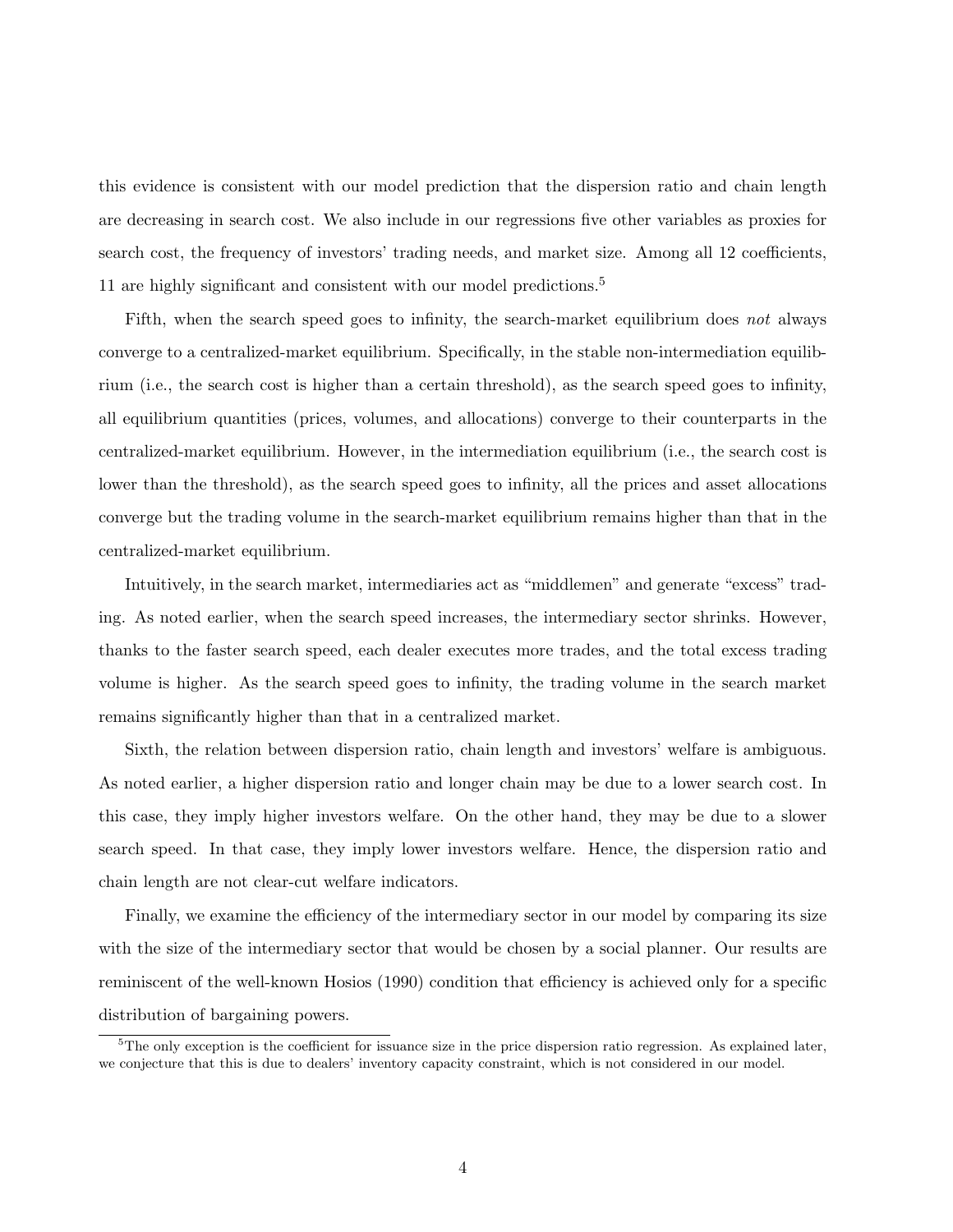this evidence is consistent with our model prediction that the dispersion ratio and chain length are decreasing in search cost. We also include in our regressions five other variables as proxies for search cost, the frequency of investors' trading needs, and market size. Among all 12 coefficients, 11 are highly significant and consistent with our model predictions.[5]

Fifth, when the search speed goes to infinity, the search-market equilibrium does *not* always converge to a centralized-market equilibrium. Specifically, in the stable non-intermediation equilibrium (i.e., the search cost is higher than a certain threshold), as the search speed goes to infinity, all equilibrium quantities (prices, volumes, and allocations) converge to their counterparts in the centralized-market equilibrium. However, in the intermediation equilibrium (i.e., the search cost is lower than the threshold), as the search speed goes to infinity, all the prices and asset allocations converge but the trading volume in the search-market equilibrium remains higher than that in the centralized-market equilibrium.

Intuitively, in the search market, intermediaries act as "middlemen" and generate "excess" trading. As noted earlier, when the search speed increases, the intermediary sector shrinks. However, thanks to the faster search speed, each dealer executes more trades, and the total excess trading volume is higher. As the search speed goes to infinity, the trading volume in the search market remains significantly higher than that in a centralized market.

Sixth, the relation between dispersion ratio, chain length and investors' welfare is ambiguous. As noted earlier, a higher dispersion ratio and longer chain may be due to a lower search cost. In this case, they imply higher investors welfare. On the other hand, they may be due to a slower search speed. In that case, they imply lower investors welfare. Hence, the dispersion ratio and chain length are not clear-cut welfare indicators.

Finally, we examine the efficiency of the intermediary sector in our model by comparing its size with the size of the intermediary sector that would be chosen by a social planner. Our results are reminiscent of the well-known Hosios (1990) condition that efficiency is achieved only for a specific distribution of bargaining powers.

[5] The only exception is the coefficient for issuance size in the price dispersion ratio regression. As explained later, we conjecture that this is due to dealers' inventory capacity constraint, which is not considered in our model.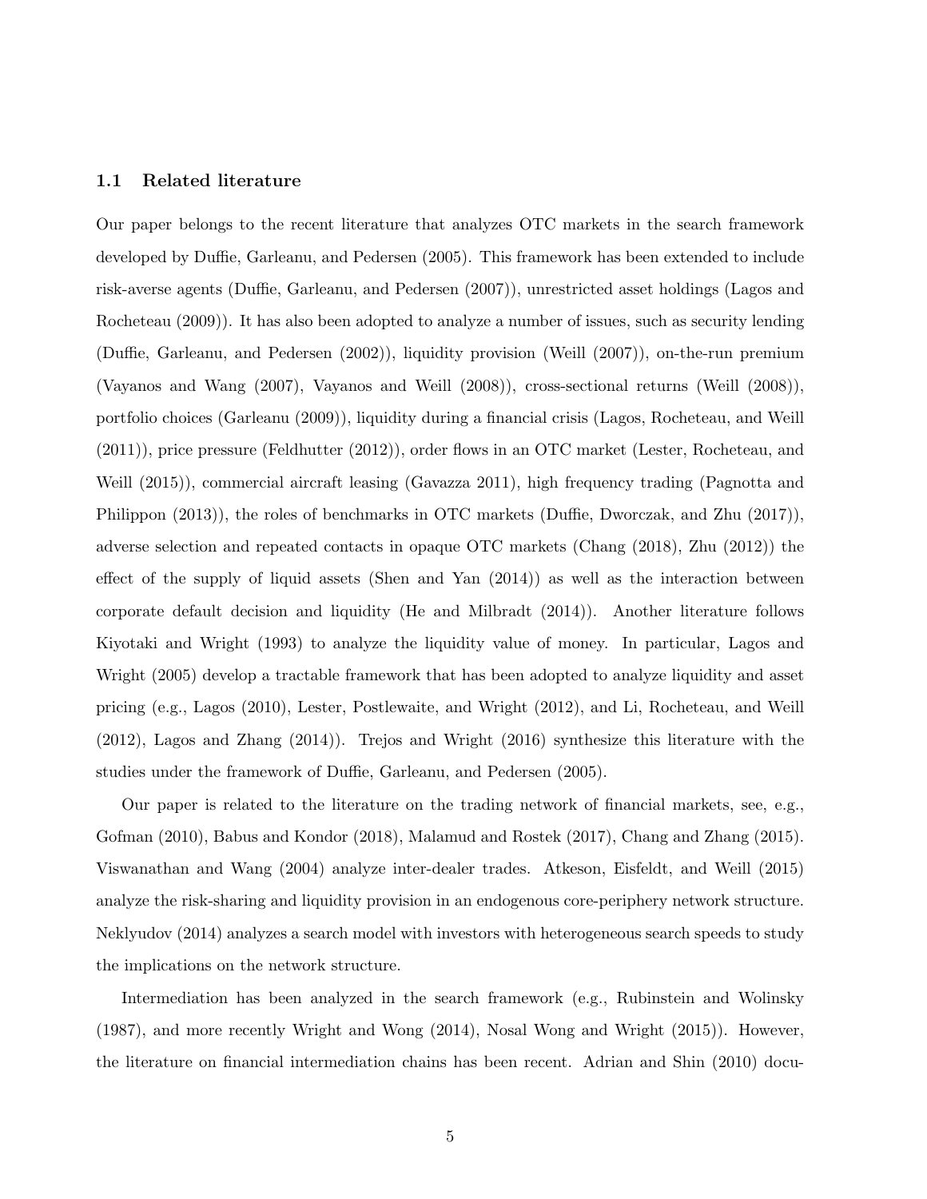### 1.1 Related literature

Our paper belongs to the recent literature that analyzes OTC markets in the search framework developed by Duffie, Garleanu, and Pedersen (2005). This framework has been extended to include risk-averse agents (Duffie, Garleanu, and Pedersen (2007)), unrestricted asset holdings (Lagos and Rocheteau (2009)). It has also been adopted to analyze a number of issues, such as security lending (Duffie, Garleanu, and Pedersen (2002)), liquidity provision (Weill (2007)), on-the-run premium (Vayanos and Wang (2007), Vayanos and Weill (2008)), cross-sectional returns (Weill (2008)), portfolio choices (Garleanu (2009)), liquidity during a financial crisis (Lagos, Rocheteau, and Weill (2011)), price pressure (Feldhutter (2012)), order flows in an OTC market (Lester, Rocheteau, and Weill (2015)), commercial aircraft leasing (Gavazza 2011), high frequency trading (Pagnotta and Philippon (2013)), the roles of benchmarks in OTC markets (Duffie, Dworczak, and Zhu (2017)), adverse selection and repeated contacts in opaque OTC markets (Chang (2018), Zhu (2012)) the effect of the supply of liquid assets (Shen and Yan (2014)) as well as the interaction between corporate default decision and liquidity (He and Milbradt (2014)). Another literature follows Kiyotaki and Wright (1993) to analyze the liquidity value of money. In particular, Lagos and Wright (2005) develop a tractable framework that has been adopted to analyze liquidity and asset pricing (e.g., Lagos (2010), Lester, Postlewaite, and Wright (2012), and Li, Rocheteau, and Weill (2012), Lagos and Zhang (2014)). Trejos and Wright (2016) synthesize this literature with the studies under the framework of Duffie, Garleanu, and Pedersen (2005).

Our paper is related to the literature on the trading network of financial markets, see, e.g., Gofman (2010), Babus and Kondor (2018), Malamud and Rostek (2017), Chang and Zhang (2015). Viswanathan and Wang (2004) analyze inter-dealer trades. Atkeson, Eisfeldt, and Weill (2015) analyze the risk-sharing and liquidity provision in an endogenous core-periphery network structure. Neklyudov (2014) analyzes a search model with investors with heterogeneous search speeds to study the implications on the network structure.

Intermediation has been analyzed in the search framework (e.g., Rubinstein and Wolinsky (1987), and more recently Wright and Wong (2014), Nosal Wong and Wright (2015)). However, the literature on financial intermediation chains has been recent. Adrian and Shin (2010) docu-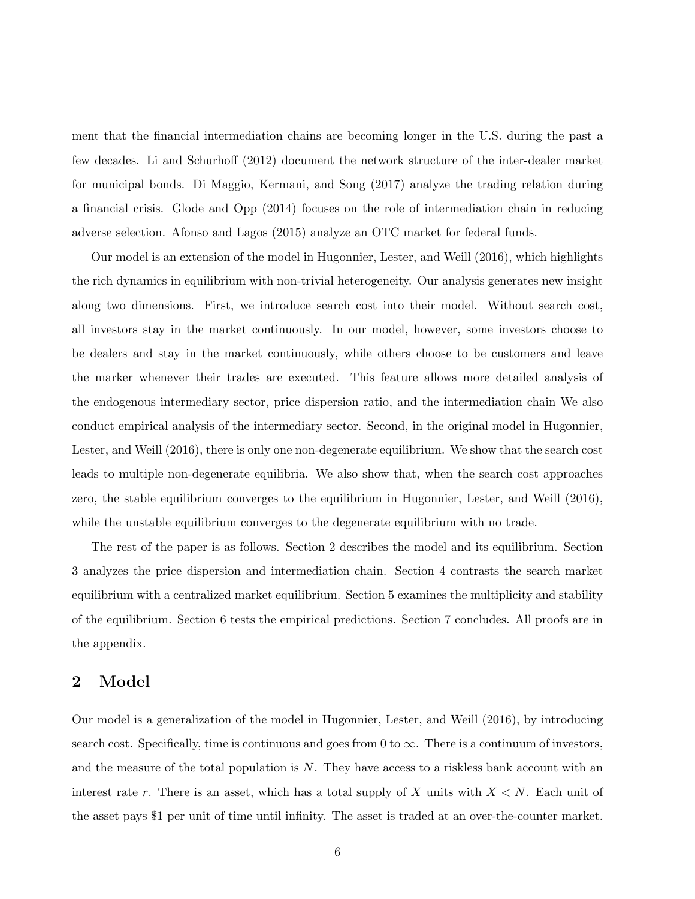ment that the financial intermediation chains are becoming longer in the U.S. during the past a few decades. Li and Schurhoff (2012) document the network structure of the inter-dealer market for municipal bonds. Di Maggio, Kermani, and Song (2017) analyze the trading relation during a financial crisis. Glode and Opp (2014) focuses on the role of intermediation chain in reducing adverse selection. Afonso and Lagos (2015) analyze an OTC market for federal funds.

Our model is an extension of the model in Hugonnier, Lester, and Weill (2016), which highlights the rich dynamics in equilibrium with non-trivial heterogeneity. Our analysis generates new insight along two dimensions. First, we introduce search cost into their model. Without search cost, all investors stay in the market continuously. In our model, however, some investors choose to be dealers and stay in the market continuously, while others choose to be customers and leave the marker whenever their trades are executed. This feature allows more detailed analysis of the endogenous intermediary sector, price dispersion ratio, and the intermediation chain We also conduct empirical analysis of the intermediary sector. Second, in the original model in Hugonnier, Lester, and Weill (2016), there is only one non-degenerate equilibrium. We show that the search cost leads to multiple non-degenerate equilibria. We also show that, when the search cost approaches zero, the stable equilibrium converges to the equilibrium in Hugonnier, Lester, and Weill (2016), while the unstable equilibrium converges to the degenerate equilibrium with no trade.

The rest of the paper is as follows. Section 2 describes the model and its equilibrium. Section 3 analyzes the price dispersion and intermediation chain. Section 4 contrasts the search market equilibrium with a centralized market equilibrium. Section 5 examines the multiplicity and stability of the equilibrium. Section 6 tests the empirical predictions. Section 7 concludes. All proofs are in the appendix.

## 2 Model

Our model is a generalization of the model in Hugonnier, Lester, and Weill (2016), by introducing search cost. Specifically, time is continuous and goes from 0 to $\infty$. There is a continuum of investors, and the measure of the total population is $N$. They have access to a riskless bank account with an interest rate $r$. There is an asset, which has a total supply of $X$ units with $X < N$. Each unit of the asset pays \$1 per unit of time until infinity. The asset is traded at an over-the-counter market.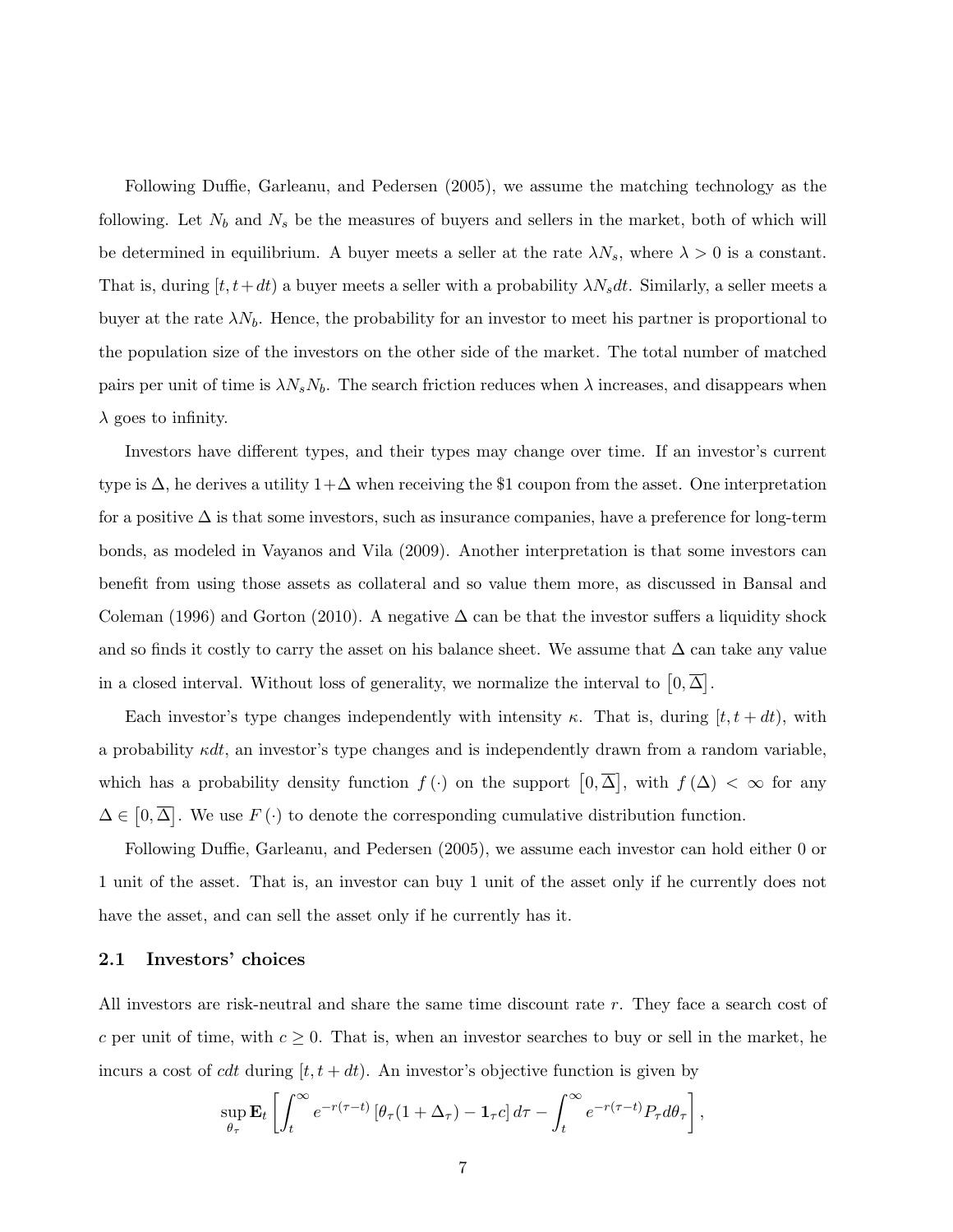Following Duffie, Garleanu, and Pedersen (2005), we assume the matching technology as the following. Let $N_b$ and $N_s$ be the measures of buyers and sellers in the market, both of which will be determined in equilibrium. A buyer meets a seller at the rate $\lambda N_s$, where $\lambda > 0$ is a constant. That is, during $[t, t+dt)$ a buyer meets a seller with a probability $\lambda N_s dt$. Similarly, a seller meets a buyer at the rate $\lambda N_b$. Hence, the probability for an investor to meet his partner is proportional to the population size of the investors on the other side of the market. The total number of matched pairs per unit of time is $\lambda N_s N_b$. The search friction reduces when $\lambda$ increases, and disappears when $\lambda$ goes to infinity.

Investors have different types, and their types may change over time. If an investor's current type is $\Delta$, he derives a utility $1+\Delta$ when receiving the \$1 coupon from the asset. One interpretation for a positive $\Delta$ is that some investors, such as insurance companies, have a preference for long-term bonds, as modeled in Vayanos and Vila (2009). Another interpretation is that some investors can benefit from using those assets as collateral and so value them more, as discussed in Bansal and Coleman (1996) and Gorton (2010). A negative $\Delta$ can be that the investor suffers a liquidity shock and so finds it costly to carry the asset on his balance sheet. We assume that $\Delta$ can take any value in a closed interval. Without loss of generality, we normalize the interval to $\left[0, \overline{\Delta}\right]$.

Each investor's type changes independently with intensity $\kappa$. That is, during $[t, t+dt)$, with a probability $\kappa dt$, an investor's type changes and is independently drawn from a random variable, which has a probability density function $f(\cdot)$ on the support $\left[0, \overline{\Delta}\right]$, with $f(\Delta) < \infty$ for any $\Delta \in \left[0, \overline{\Delta}\right]$. We use $F(\cdot)$ to denote the corresponding cumulative distribution function.

Following Duffie, Garleanu, and Pedersen (2005), we assume each investor can hold either 0 or 1 unit of the asset. That is, an investor can buy 1 unit of the asset only if he currently does not have the asset, and can sell the asset only if he currently has it.

## 2.1 Investors' choices

All investors are risk-neutral and share the same time discount rate $r$. They face a search cost of $c$ per unit of time, with $c \geq 0$. That is, when an investor searches to buy or sell in the market, he incurs a cost of $cdt$ during $[t, t+dt)$. An investor's objective function is given by

$$\sup_{\theta_\tau} \mathbf{E}_t \left[ \int_t^\infty e^{-r(\tau-t)} \left[\theta_\tau(1+\Delta_\tau) - \mathbf{1}_\tau c\right] d\tau - \int_t^\infty e^{-r(\tau-t)} P_\tau d\theta_\tau \right],$$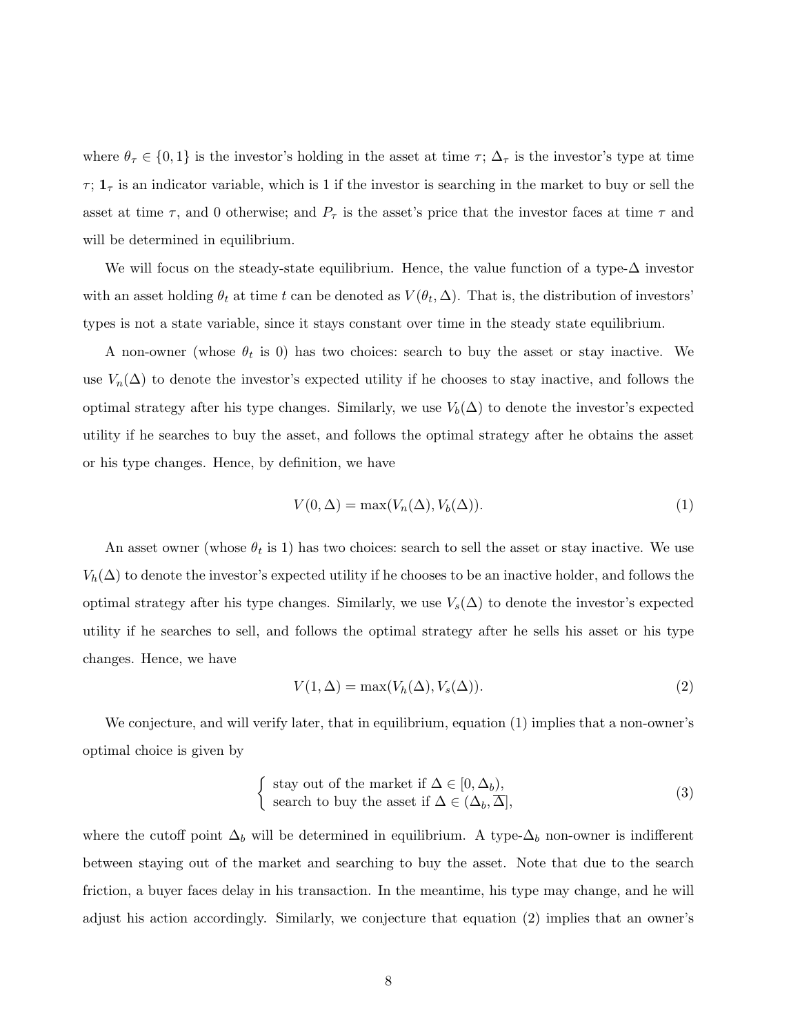where $\theta_\tau \in \{0, 1\}$ is the investor's holding in the asset at time $\tau$; $\Delta_\tau$ is the investor's type at time $\tau$; $\mathbf{1}_\tau$ is an indicator variable, which is 1 if the investor is searching in the market to buy or sell the asset at time $\tau$, and 0 otherwise; and $P_\tau$ is the asset's price that the investor faces at time $\tau$ and will be determined in equilibrium.

We will focus on the steady-state equilibrium. Hence, the value function of a type-$\Delta$ investor with an asset holding $\theta_t$ at time $t$ can be denoted as $V(\theta_t, \Delta)$. That is, the distribution of investors' types is not a state variable, since it stays constant over time in the steady state equilibrium.

A non-owner (whose $\theta_t$ is 0) has two choices: search to buy the asset or stay inactive. We use $V_n(\Delta)$ to denote the investor's expected utility if he chooses to stay inactive, and follows the optimal strategy after his type changes. Similarly, we use $V_b(\Delta)$ to denote the investor's expected utility if he searches to buy the asset, and follows the optimal strategy after he obtains the asset or his type changes. Hence, by definition, we have

$$V(0, \Delta) = \max(V_n(\Delta), V_b(\Delta)). \tag{1}$$

An asset owner (whose $\theta_t$ is 1) has two choices: search to sell the asset or stay inactive. We use $V_h(\Delta)$ to denote the investor's expected utility if he chooses to be an inactive holder, and follows the optimal strategy after his type changes. Similarly, we use $V_s(\Delta)$ to denote the investor's expected utility if he searches to sell, and follows the optimal strategy after he sells his asset or his type changes. Hence, we have

$$V(1, \Delta) = \max(V_h(\Delta), V_s(\Delta)). \tag{2}$$

We conjecture, and will verify later, that in equilibrium, equation (1) implies that a non-owner's optimal choice is given by

$$\begin{cases} \text{stay out of the market if } \Delta \in [0, \Delta_b), \\ \text{search to buy the asset if } \Delta \in (\Delta_b, \overline{\Delta}], \end{cases} \tag{3}$$

where the cutoff point $\Delta_b$ will be determined in equilibrium. A type-$\Delta_b$ non-owner is indifferent between staying out of the market and searching to buy the asset. Note that due to the search friction, a buyer faces delay in his transaction. In the meantime, his type may change, and he will adjust his action accordingly. Similarly, we conjecture that equation (2) implies that an owner's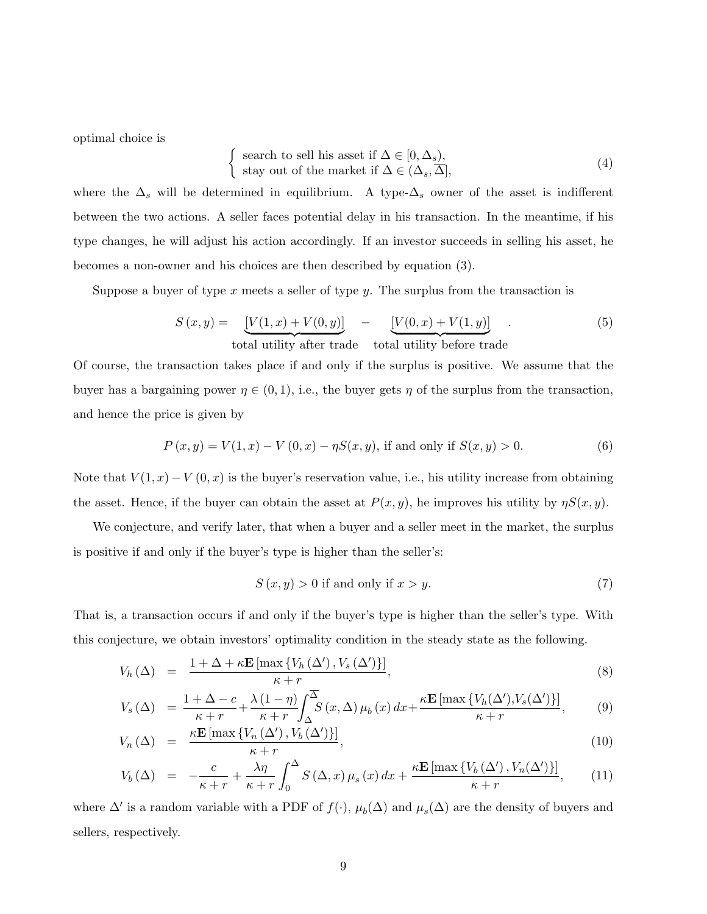optimal choice is

$$
\begin{cases} \text{search to sell his asset if } \Delta \in [0, \Delta_s), \\ \text{stay out of the market if } \Delta \in (\Delta_s, \overline{\Delta}], \end{cases} \tag{4}
$$

where the $\Delta_s$ will be determined in equilibrium. A type-$\Delta_s$ owner of the asset is indifferent between the two actions. A seller faces potential delay in his transaction. In the meantime, if his type changes, he will adjust his action accordingly. If an investor succeeds in selling his asset, he becomes a non-owner and his choices are then described by equation (3).

Suppose a buyer of type $x$ meets a seller of type $y$. The surplus from the transaction is

$$
S(x, y) = \underbrace{[V(1, x) + V(0, y)]}_{\text{total utility after trade}} - \underbrace{[V(0, x) + V(1, y)]}_{\text{total utility before trade}}. \tag{5}
$$

Of course, the transaction takes place if and only if the surplus is positive. We assume that the buyer has a bargaining power $\eta \in (0, 1)$, i.e., the buyer gets $\eta$ of the surplus from the transaction, and hence the price is given by

$$
P(x, y) = V(1, x) - V(0, x) - \eta S(x, y), \text{ if and only if } S(x, y) > 0. \tag{6}
$$

Note that $V(1, x) - V(0, x)$ is the buyer's reservation value, i.e., his utility increase from obtaining the asset. Hence, if the buyer can obtain the asset at $P(x, y)$, he improves his utility by $\eta S(x, y)$.

We conjecture, and verify later, that when a buyer and a seller meet in the market, the surplus is positive if and only if the buyer's type is higher than the seller's:

$$
S(x, y) > 0 \text{ if and only if } x > y. \tag{7}
$$

That is, a transaction occurs if and only if the buyer's type is higher than the seller's type. With this conjecture, we obtain investors' optimality condition in the steady state as the following.

$$
V_h(\Delta) = \frac{1 + \Delta + \kappa \mathbf{E}[\max\{V_h(\Delta'), V_s(\Delta')\}]}{\kappa + r}, \tag{8}
$$

$$
V_s(\Delta) = \frac{1 + \Delta - c}{\kappa + r} + \frac{\lambda(1 - \eta)}{\kappa + r} \int_{\Delta}^{\overline{\Delta}} S(x, \Delta) \mu_b(x) dx + \frac{\kappa \mathbf{E}[\max\{V_h(\Delta'), V_s(\Delta')\}]}{\kappa + r}, \tag{9}
$$

$$
V_n(\Delta) = \frac{\kappa \mathbf{E}[\max\{V_n(\Delta'), V_b(\Delta')\}]}{\kappa + r}, \tag{10}
$$

$$
V_b(\Delta) = -\frac{c}{\kappa + r} + \frac{\lambda \eta}{\kappa + r} \int_0^{\Delta} S(\Delta, x) \mu_s(x) dx + \frac{\kappa \mathbf{E}[\max\{V_b(\Delta'), V_n(\Delta')\}]}{\kappa + r}, \tag{11}
$$

where $\Delta'$ is a random variable with a PDF of $f(\cdot)$, $\mu_b(\Delta)$ and $\mu_s(\Delta)$ are the density of buyers and sellers, respectively.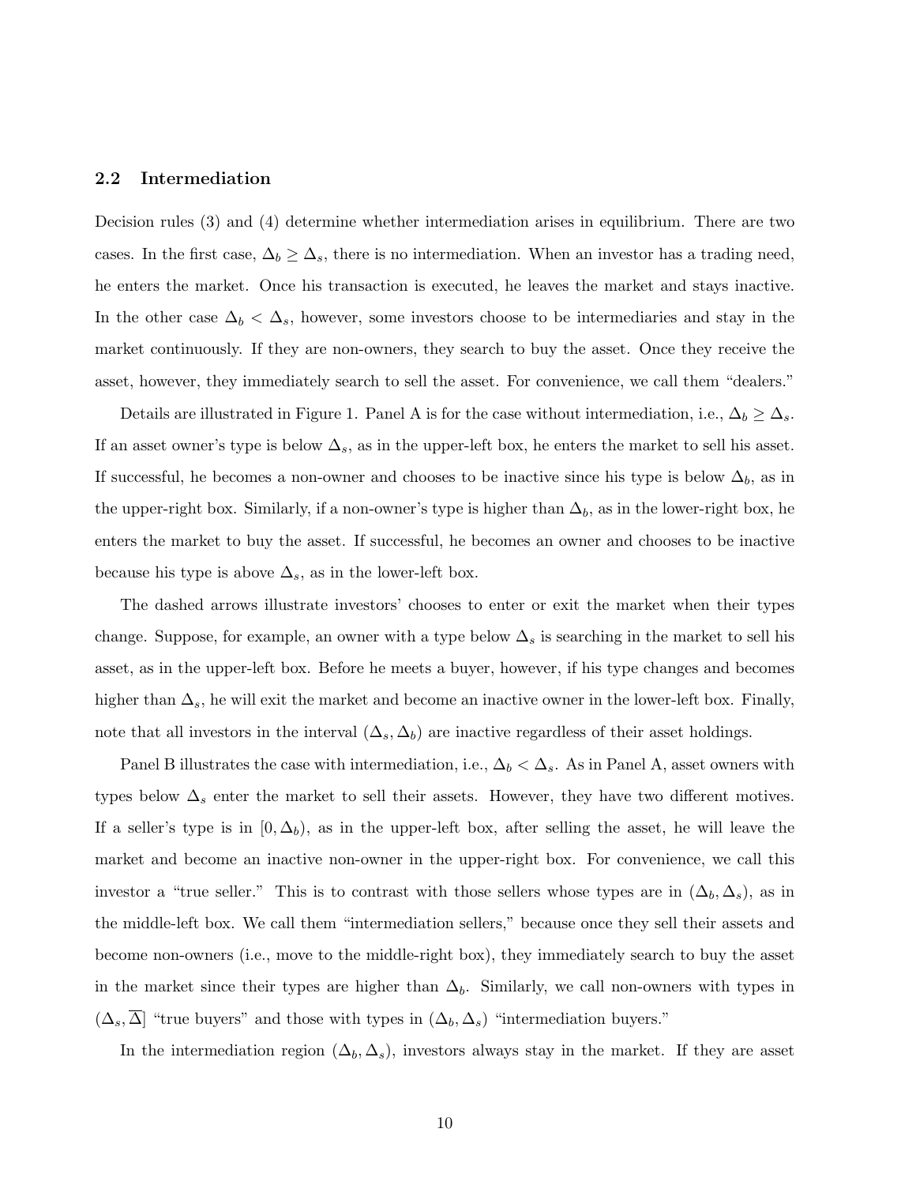### 2.2 Intermediation

Decision rules (3) and (4) determine whether intermediation arises in equilibrium. There are two cases. In the first case, $\Delta_b \geq \Delta_s$, there is no intermediation. When an investor has a trading need, he enters the market. Once his transaction is executed, he leaves the market and stays inactive. In the other case $\Delta_b < \Delta_s$, however, some investors choose to be intermediaries and stay in the market continuously. If they are non-owners, they search to buy the asset. Once they receive the asset, however, they immediately search to sell the asset. For convenience, we call them "dealers."

Details are illustrated in Figure 1. Panel A is for the case without intermediation, i.e., $\Delta_b \geq \Delta_s$. If an asset owner's type is below $\Delta_s$, as in the upper-left box, he enters the market to sell his asset. If successful, he becomes a non-owner and chooses to be inactive since his type is below $\Delta_b$, as in the upper-right box. Similarly, if a non-owner's type is higher than $\Delta_b$, as in the lower-right box, he enters the market to buy the asset. If successful, he becomes an owner and chooses to be inactive because his type is above $\Delta_s$, as in the lower-left box.

The dashed arrows illustrate investors' chooses to enter or exit the market when their types change. Suppose, for example, an owner with a type below $\Delta_s$ is searching in the market to sell his asset, as in the upper-left box. Before he meets a buyer, however, if his type changes and becomes higher than $\Delta_s$, he will exit the market and become an inactive owner in the lower-left box. Finally, note that all investors in the interval $(\Delta_s, \Delta_b)$ are inactive regardless of their asset holdings.

Panel B illustrates the case with intermediation, i.e., $\Delta_b < \Delta_s$. As in Panel A, asset owners with types below $\Delta_s$ enter the market to sell their assets. However, they have two different motives. If a seller's type is in $[0, \Delta_b)$, as in the upper-left box, after selling the asset, he will leave the market and become an inactive non-owner in the upper-right box. For convenience, we call this investor a "true seller." This is to contrast with those sellers whose types are in $(\Delta_b, \Delta_s)$, as in the middle-left box. We call them "intermediation sellers," because once they sell their assets and become non-owners (i.e., move to the middle-right box), they immediately search to buy the asset in the market since their types are higher than $\Delta_b$. Similarly, we call non-owners with types in $(\Delta_s, \overline{\Delta}]$ "true buyers" and those with types in $(\Delta_b, \Delta_s)$ "intermediation buyers."

In the intermediation region $(\Delta_b, \Delta_s)$, investors always stay in the market. If they are asset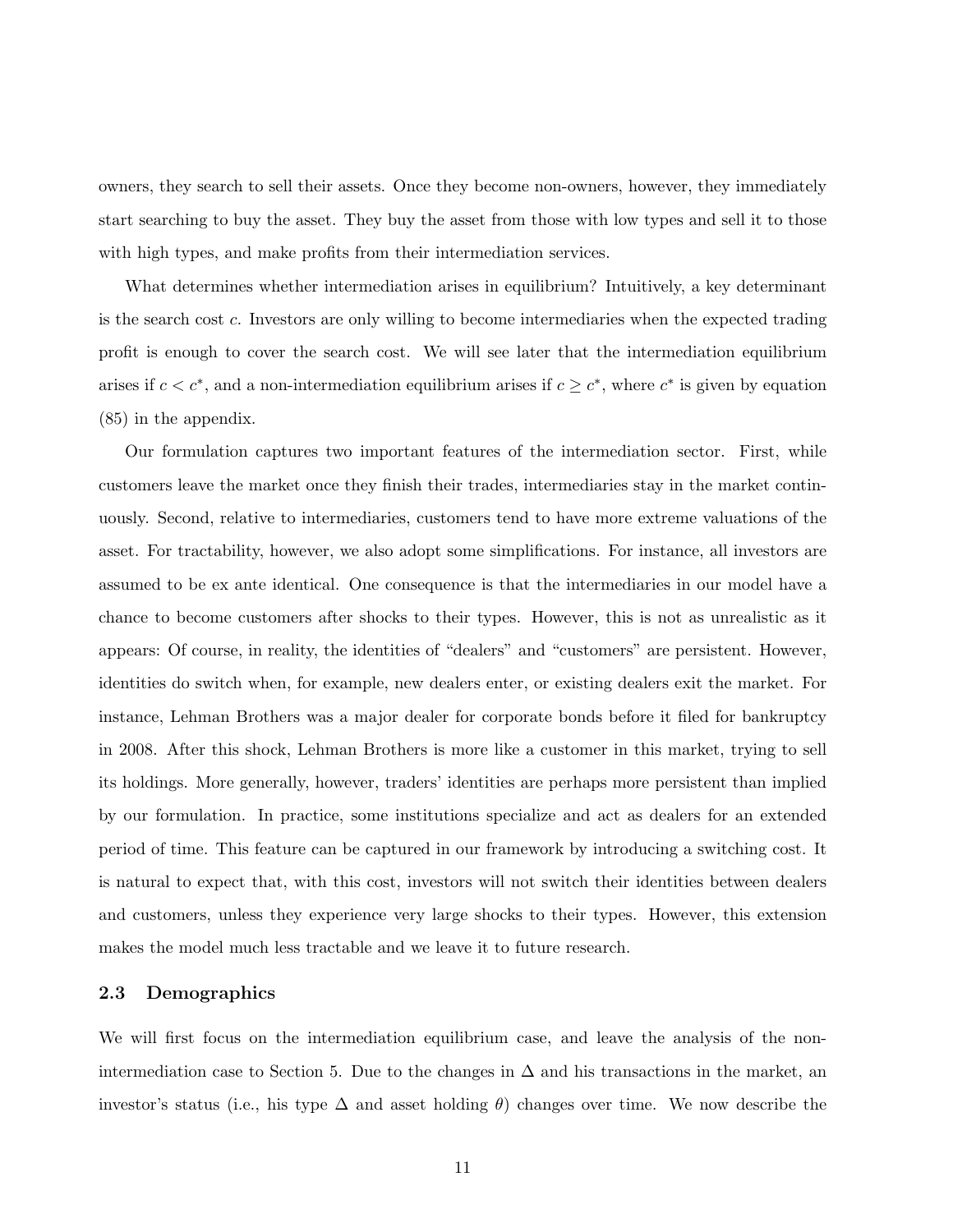owners, they search to sell their assets. Once they become non-owners, however, they immediately start searching to buy the asset. They buy the asset from those with low types and sell it to those with high types, and make profits from their intermediation services.

What determines whether intermediation arises in equilibrium? Intuitively, a key determinant is the search cost $c$. Investors are only willing to become intermediaries when the expected trading profit is enough to cover the search cost. We will see later that the intermediation equilibrium arises if $c < c^*$, and a non-intermediation equilibrium arises if $c \geq c^*$, where $c^*$ is given by equation (85) in the appendix.

Our formulation captures two important features of the intermediation sector. First, while customers leave the market once they finish their trades, intermediaries stay in the market continuously. Second, relative to intermediaries, customers tend to have more extreme valuations of the asset. For tractability, however, we also adopt some simplifications. For instance, all investors are assumed to be ex ante identical. One consequence is that the intermediaries in our model have a chance to become customers after shocks to their types. However, this is not as unrealistic as it appears: Of course, in reality, the identities of "dealers" and "customers" are persistent. However, identities do switch when, for example, new dealers enter, or existing dealers exit the market. For instance, Lehman Brothers was a major dealer for corporate bonds before it filed for bankruptcy in 2008. After this shock, Lehman Brothers is more like a customer in this market, trying to sell its holdings. More generally, however, traders' identities are perhaps more persistent than implied by our formulation. In practice, some institutions specialize and act as dealers for an extended period of time. This feature can be captured in our framework by introducing a switching cost. It is natural to expect that, with this cost, investors will not switch their identities between dealers and customers, unless they experience very large shocks to their types. However, this extension makes the model much less tractable and we leave it to future research.

### 2.3 Demographics

We will first focus on the intermediation equilibrium case, and leave the analysis of the non-intermediation case to Section 5. Due to the changes in $\Delta$ and his transactions in the market, an investor's status (i.e., his type $\Delta$ and asset holding $\theta$) changes over time. We now describe the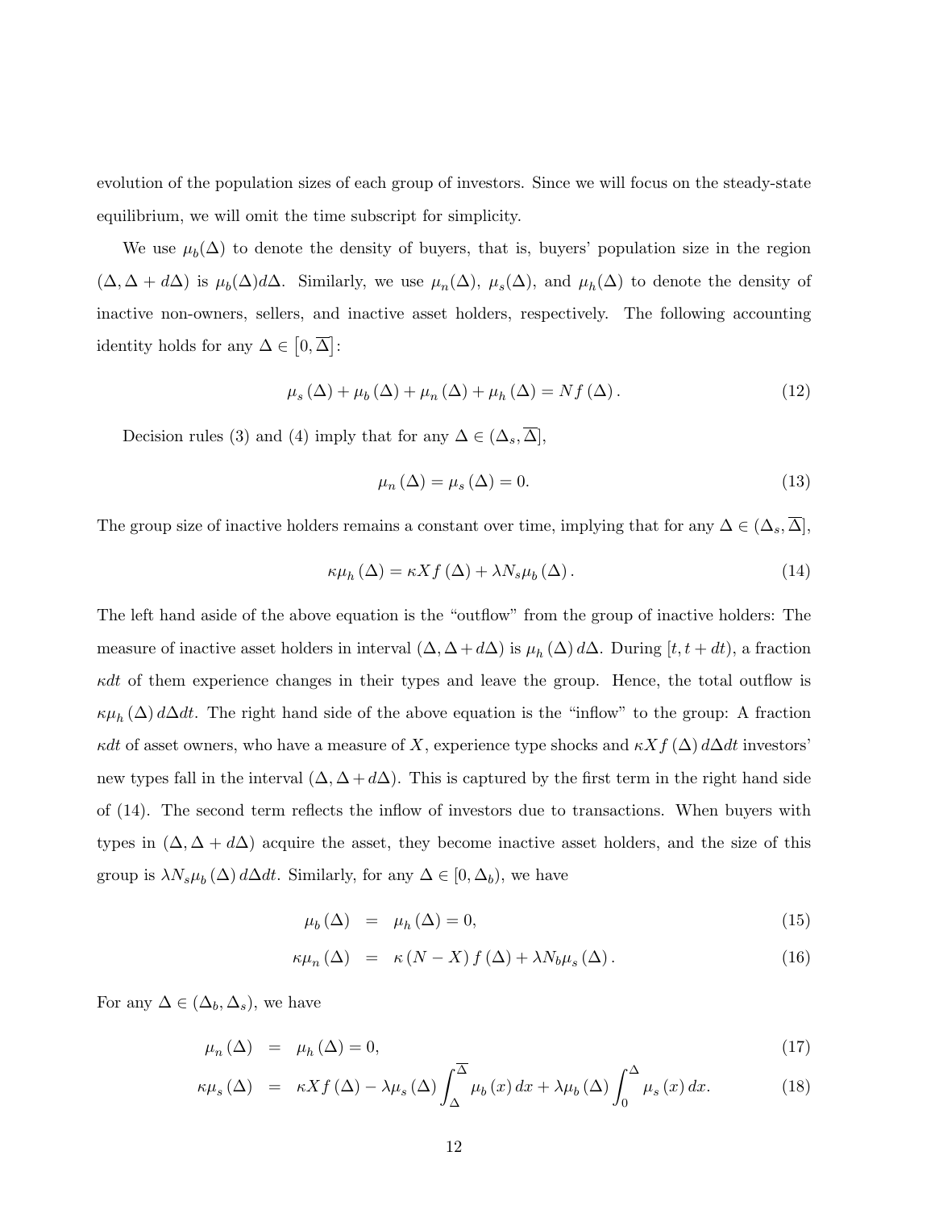evolution of the population sizes of each group of investors. Since we will focus on the steady-state equilibrium, we will omit the time subscript for simplicity.

We use $\mu_b(\Delta)$ to denote the density of buyers, that is, buyers' population size in the region $(\Delta, \Delta + d\Delta)$ is $\mu_b(\Delta)d\Delta$. Similarly, we use $\mu_n(\Delta)$, $\mu_s(\Delta)$, and $\mu_h(\Delta)$ to denote the density of inactive non-owners, sellers, and inactive asset holders, respectively. The following accounting identity holds for any $\Delta \in [0, \overline{\Delta}]$:

$$\mu_s(\Delta) + \mu_b(\Delta) + \mu_n(\Delta) + \mu_h(\Delta) = Nf(\Delta). \tag{12}$$

Decision rules (3) and (4) imply that for any $\Delta \in (\Delta_s, \overline{\Delta}]$,

$$\mu_n(\Delta) = \mu_s(\Delta) = 0. \tag{13}$$

The group size of inactive holders remains a constant over time, implying that for any $\Delta \in (\Delta_s, \overline{\Delta}]$,

$$\kappa\mu_h(\Delta) = \kappa X f(\Delta) + \lambda N_s \mu_b(\Delta). \tag{14}$$

The left hand aside of the above equation is the "outflow" from the group of inactive holders: The measure of inactive asset holders in interval $(\Delta, \Delta + d\Delta)$ is $\mu_h(\Delta)d\Delta$. During $[t, t + dt)$, a fraction $\kappa dt$ of them experience changes in their types and leave the group. Hence, the total outflow is $\kappa\mu_h(\Delta)d\Delta dt$. The right hand side of the above equation is the "inflow" to the group: A fraction $\kappa dt$ of asset owners, who have a measure of $X$, experience type shocks and $\kappa X f(\Delta)d\Delta dt$ investors' new types fall in the interval $(\Delta, \Delta + d\Delta)$. This is captured by the first term in the right hand side of (14). The second term reflects the inflow of investors due to transactions. When buyers with types in $(\Delta, \Delta + d\Delta)$ acquire the asset, they become inactive asset holders, and the size of this group is $\lambda N_s \mu_b(\Delta)d\Delta dt$. Similarly, for any $\Delta \in [0, \Delta_b)$, we have

$$\mu_b(\Delta) = \mu_h(\Delta) = 0, \tag{15}$$

$$\kappa\mu_n(\Delta) = \kappa(N - X)f(\Delta) + \lambda N_b \mu_s(\Delta). \tag{16}$$

For any $\Delta \in (\Delta_b, \Delta_s)$, we have

$$\mu_n(\Delta) = \mu_h(\Delta) = 0, \tag{17}$$

$$\kappa\mu_s(\Delta) = \kappa X f(\Delta) - \lambda\mu_s(\Delta)\int_{\Delta}^{\overline{\Delta}} \mu_b(x)\,dx + \lambda\mu_b(\Delta)\int_0^{\Delta} \mu_s(x)\,dx. \tag{18}$$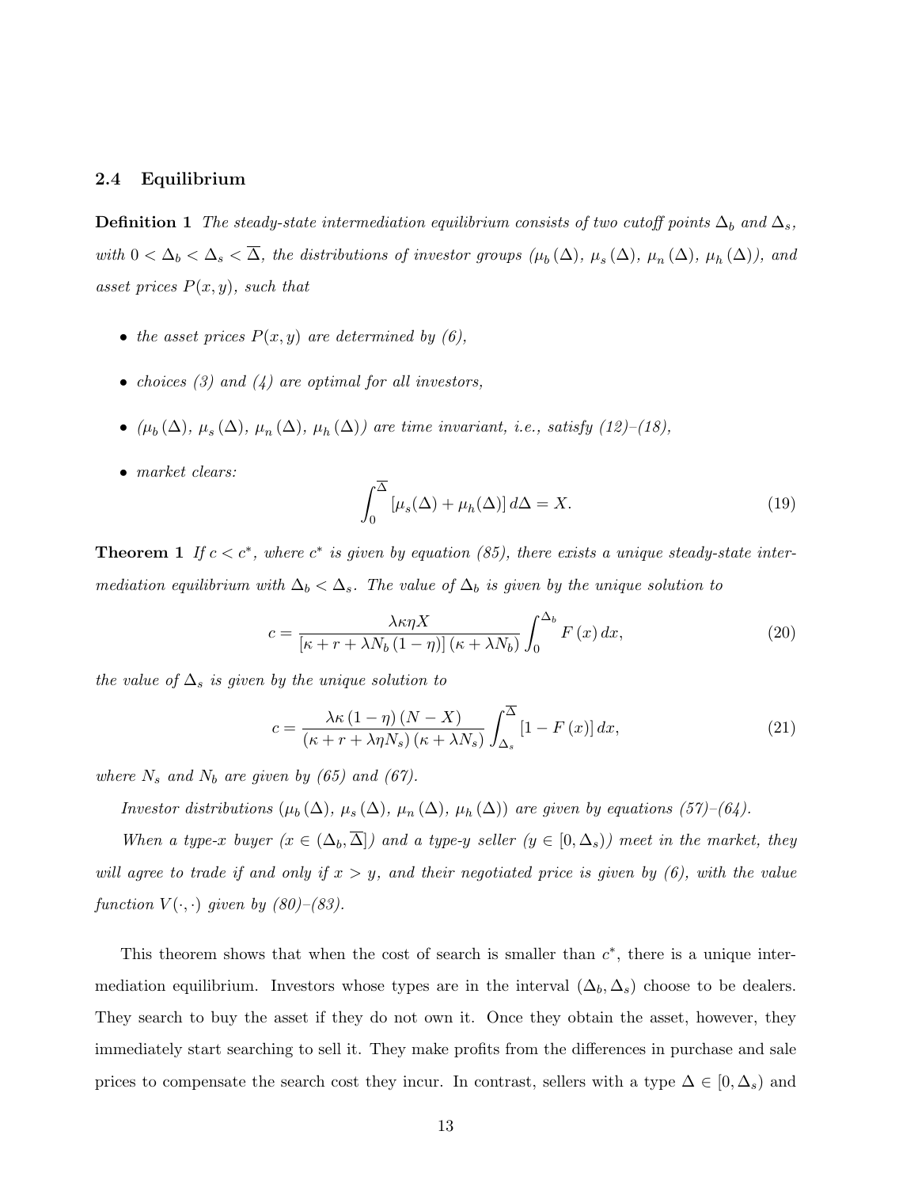### 2.4 Equilibrium

**Definition 1** *The steady-state intermediation equilibrium consists of two cutoff points $\Delta_b$ and $\Delta_s$, with $0 < \Delta_b < \Delta_s < \overline{\Delta}$, the distributions of investor groups ($\mu_b(\Delta)$, $\mu_s(\Delta)$, $\mu_n(\Delta)$, $\mu_h(\Delta)$), and asset prices $P(x, y)$, such that*

- *the asset prices $P(x, y)$ are determined by (6),*
- *choices (3) and (4) are optimal for all investors,*
- *($\mu_b(\Delta)$, $\mu_s(\Delta)$, $\mu_n(\Delta)$, $\mu_h(\Delta)$) are time invariant, i.e., satisfy (12)–(18),*
- *market clears:*

$$\int_0^{\overline{\Delta}} [\mu_s(\Delta) + \mu_h(\Delta)] \, d\Delta = X. \tag{19}$$

**Theorem 1** *If $c < c^*$, where $c^*$ is given by equation (85), there exists a unique steady-state intermediation equilibrium with $\Delta_b < \Delta_s$. The value of $\Delta_b$ is given by the unique solution to*

$$c = \frac{\lambda \kappa \eta X}{[\kappa + r + \lambda N_b (1 - \eta)] (\kappa + \lambda N_b)} \int_0^{\Delta_b} F(x) \, dx, \tag{20}$$

*the value of $\Delta_s$ is given by the unique solution to*

$$c = \frac{\lambda \kappa (1 - \eta)(N - X)}{(\kappa + r + \lambda \eta N_s)(\kappa + \lambda N_s)} \int_{\Delta_s}^{\overline{\Delta}} [1 - F(x)] \, dx, \tag{21}$$

*where $N_s$ and $N_b$ are given by (65) and (67).*

*Investor distributions ($\mu_b(\Delta)$, $\mu_s(\Delta)$, $\mu_n(\Delta)$, $\mu_h(\Delta)$) are given by equations (57)–(64).*

*When a type-$x$ buyer ($x \in (\Delta_b, \overline{\Delta}]$) and a type-$y$ seller ($y \in [0, \Delta_s)$) meet in the market, they will agree to trade if and only if $x > y$, and their negotiated price is given by (6), with the value function $V(\cdot, \cdot)$ given by (80)–(83).*

This theorem shows that when the cost of search is smaller than $c^*$, there is a unique intermediation equilibrium. Investors whose types are in the interval $(\Delta_b, \Delta_s)$ choose to be dealers. They search to buy the asset if they do not own it. Once they obtain the asset, however, they immediately start searching to sell it. They make profits from the differences in purchase and sale prices to compensate the search cost they incur. In contrast, sellers with a type $\Delta \in [0, \Delta_s)$ and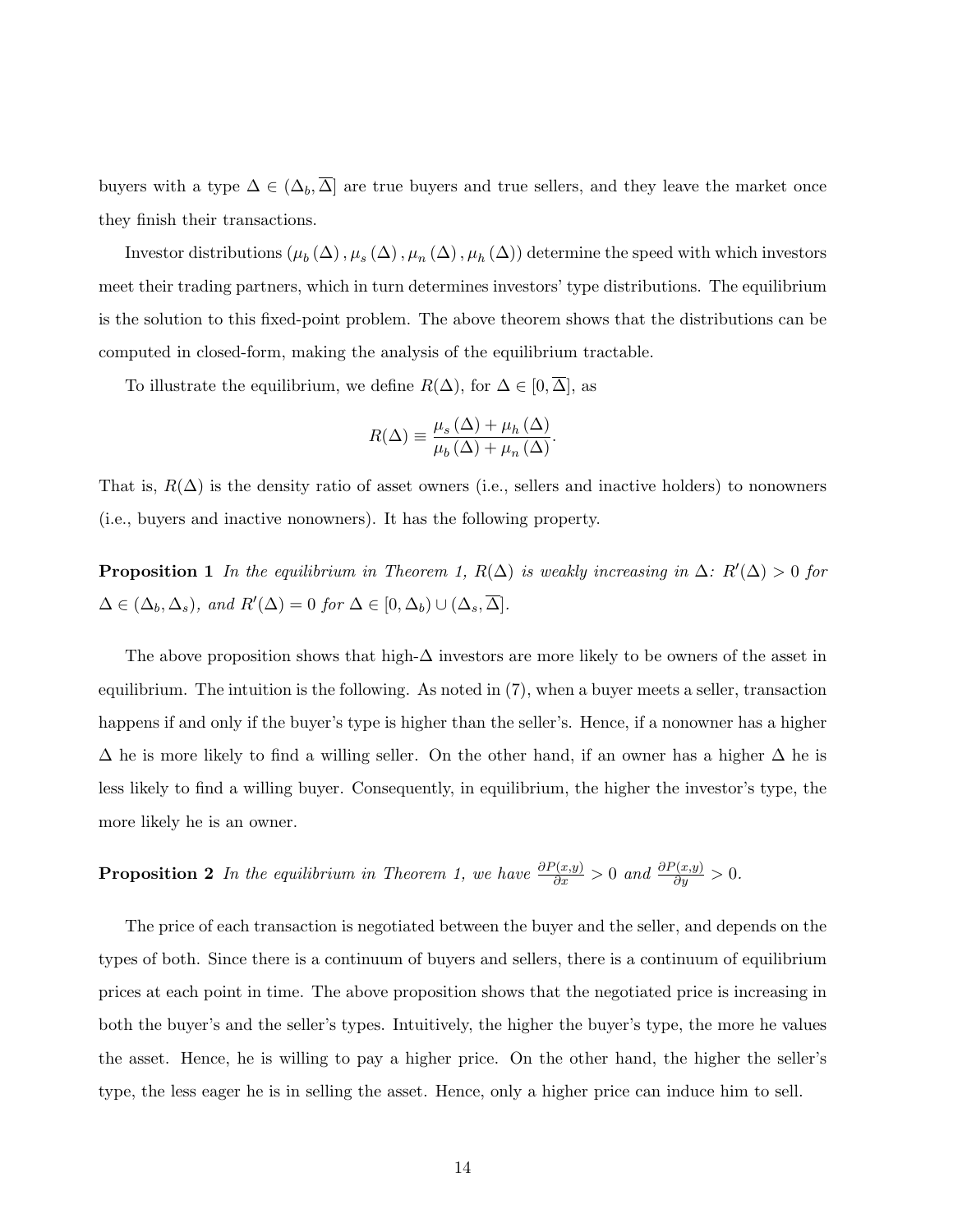buyers with a type $\Delta \in (\Delta_b, \overline{\Delta}]$ are true buyers and true sellers, and they leave the market once they finish their transactions.

Investor distributions $(\mu_b(\Delta), \mu_s(\Delta), \mu_n(\Delta), \mu_h(\Delta))$ determine the speed with which investors meet their trading partners, which in turn determines investors' type distributions. The equilibrium is the solution to this fixed-point problem. The above theorem shows that the distributions can be computed in closed-form, making the analysis of the equilibrium tractable.

To illustrate the equilibrium, we define $R(\Delta)$, for $\Delta \in [0, \overline{\Delta}]$, as

$$R(\Delta) \equiv \frac{\mu_s(\Delta) + \mu_h(\Delta)}{\mu_b(\Delta) + \mu_n(\Delta)}.$$

That is, $R(\Delta)$ is the density ratio of asset owners (i.e., sellers and inactive holders) to nonowners (i.e., buyers and inactive nonowners). It has the following property.

**Proposition 1** *In the equilibrium in Theorem 1, $R(\Delta)$ is weakly increasing in $\Delta$: $R'(\Delta) > 0$ for $\Delta \in (\Delta_b, \Delta_s)$, and $R'(\Delta) = 0$ for $\Delta \in [0, \Delta_b) \cup (\Delta_s, \overline{\Delta}]$.*

The above proposition shows that high-$\Delta$ investors are more likely to be owners of the asset in equilibrium. The intuition is the following. As noted in (7), when a buyer meets a seller, transaction happens if and only if the buyer's type is higher than the seller's. Hence, if a nonowner has a higher $\Delta$ he is more likely to find a willing seller. On the other hand, if an owner has a higher $\Delta$ he is less likely to find a willing buyer. Consequently, in equilibrium, the higher the investor's type, the more likely he is an owner.

**Proposition 2** *In the equilibrium in Theorem 1, we have $\frac{\partial P(x,y)}{\partial x} > 0$ and $\frac{\partial P(x,y)}{\partial y} > 0$.*

The price of each transaction is negotiated between the buyer and the seller, and depends on the types of both. Since there is a continuum of buyers and sellers, there is a continuum of equilibrium prices at each point in time. The above proposition shows that the negotiated price is increasing in both the buyer's and the seller's types. Intuitively, the higher the buyer's type, the more he values the asset. Hence, he is willing to pay a higher price. On the other hand, the higher the seller's type, the less eager he is in selling the asset. Hence, only a higher price can induce him to sell.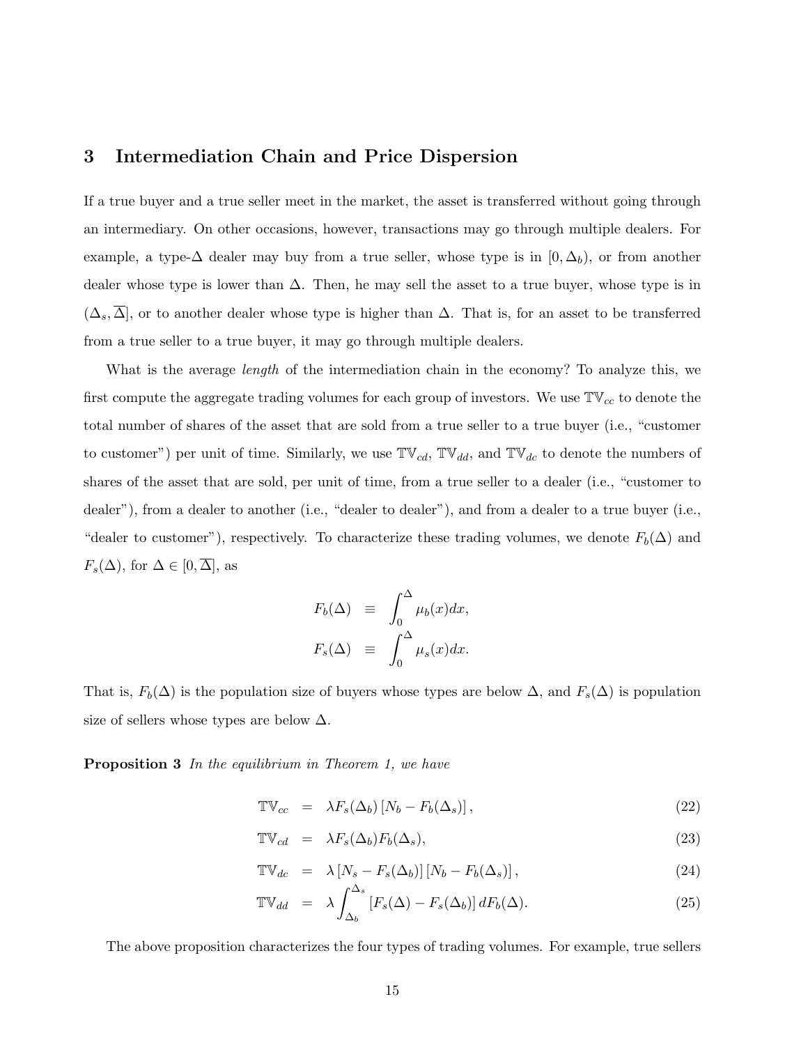# 3 Intermediation Chain and Price Dispersion

If a true buyer and a true seller meet in the market, the asset is transferred without going through an intermediary. On other occasions, however, transactions may go through multiple dealers. For example, a type-$\Delta$ dealer may buy from a true seller, whose type is in $[0, \Delta_b)$, or from another dealer whose type is lower than $\Delta$. Then, he may sell the asset to a true buyer, whose type is in $(\Delta_s, \overline{\Delta}]$, or to another dealer whose type is higher than $\Delta$. That is, for an asset to be transferred from a true seller to a true buyer, it may go through multiple dealers.

What is the average *length* of the intermediation chain in the economy? To analyze this, we first compute the aggregate trading volumes for each group of investors. We use $\mathbb{TV}_{cc}$ to denote the total number of shares of the asset that are sold from a true seller to a true buyer (i.e., "customer to customer") per unit of time. Similarly, we use $\mathbb{TV}_{cd}$, $\mathbb{TV}_{dd}$, and $\mathbb{TV}_{dc}$ to denote the numbers of shares of the asset that are sold, per unit of time, from a true seller to a dealer (i.e., "customer to dealer"), from a dealer to another (i.e., "dealer to dealer"), and from a dealer to a true buyer (i.e., "dealer to customer"), respectively. To characterize these trading volumes, we denote $F_b(\Delta)$ and $F_s(\Delta)$, for $\Delta \in [0, \overline{\Delta}]$, as

$$
\begin{aligned}
F_b(\Delta) &\equiv \int_0^{\Delta} \mu_b(x)dx, \\
F_s(\Delta) &\equiv \int_0^{\Delta} \mu_s(x)dx.
\end{aligned}
$$

That is, $F_b(\Delta)$ is the population size of buyers whose types are below $\Delta$, and $F_s(\Delta)$ is population size of sellers whose types are below $\Delta$.

**Proposition 3** *In the equilibrium in Theorem 1, we have*

$$
\begin{aligned}
\mathbb{TV}_{cc} &= \lambda F_s(\Delta_b)\left[N_b - F_b(\Delta_s)\right], &(22)\\
\mathbb{TV}_{cd} &= \lambda F_s(\Delta_b) F_b(\Delta_s), &(23)\\
\mathbb{TV}_{dc} &= \lambda \left[N_s - F_s(\Delta_b)\right]\left[N_b - F_b(\Delta_s)\right], &(24)\\
\mathbb{TV}_{dd} &= \lambda \int_{\Delta_b}^{\Delta_s} \left[F_s(\Delta) - F_s(\Delta_b)\right] dF_b(\Delta). &(25)
\end{aligned}
$$

The above proposition characterizes the four types of trading volumes. For example, true sellers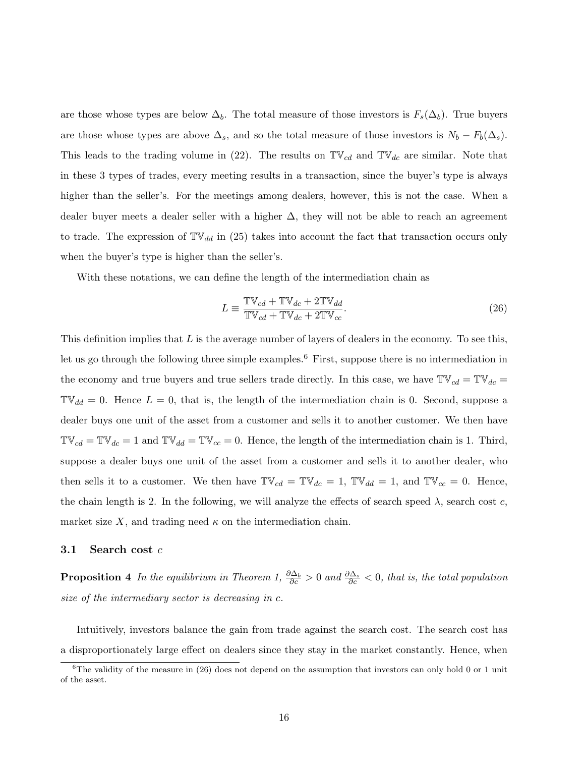are those whose types are below $\Delta_b$. The total measure of those investors is $F_s(\Delta_b)$. True buyers are those whose types are above $\Delta_s$, and so the total measure of those investors is $N_b - F_b(\Delta_s)$. This leads to the trading volume in (22). The results on $\mathbb{TV}_{cd}$ and $\mathbb{TV}_{dc}$ are similar. Note that in these 3 types of trades, every meeting results in a transaction, since the buyer's type is always higher than the seller's. For the meetings among dealers, however, this is not the case. When a dealer buyer meets a dealer seller with a higher $\Delta$, they will not be able to reach an agreement to trade. The expression of $\mathbb{TV}_{dd}$ in (25) takes into account the fact that transaction occurs only when the buyer's type is higher than the seller's.

With these notations, we can define the length of the intermediation chain as

$$L \equiv \frac{\mathbb{TV}_{cd} + \mathbb{TV}_{dc} + 2\mathbb{TV}_{dd}}{\mathbb{TV}_{cd} + \mathbb{TV}_{dc} + 2\mathbb{TV}_{cc}}. \tag{26}$$

This definition implies that $L$ is the average number of layers of dealers in the economy. To see this, let us go through the following three simple examples.[6] First, suppose there is no intermediation in the economy and true buyers and true sellers trade directly. In this case, we have $\mathbb{TV}_{cd} = \mathbb{TV}_{dc} = \mathbb{TV}_{dd} = 0$. Hence $L = 0$, that is, the length of the intermediation chain is 0. Second, suppose a dealer buys one unit of the asset from a customer and sells it to another customer. We then have $\mathbb{TV}_{cd} = \mathbb{TV}_{dc} = 1$ and $\mathbb{TV}_{dd} = \mathbb{TV}_{cc} = 0$. Hence, the length of the intermediation chain is 1. Third, suppose a dealer buys one unit of the asset from a customer and sells it to another dealer, who then sells it to a customer. We then have $\mathbb{TV}_{cd} = \mathbb{TV}_{dc} = 1$, $\mathbb{TV}_{dd} = 1$, and $\mathbb{TV}_{cc} = 0$. Hence, the chain length is 2. In the following, we will analyze the effects of search speed $\lambda$, search cost $c$, market size $X$, and trading need $\kappa$ on the intermediation chain.

### 3.1 Search cost $c$

**Proposition 4** *In the equilibrium in Theorem 1, $\frac{\partial \Delta_b}{\partial c} > 0$ and $\frac{\partial \Delta_s}{\partial c} < 0$, that is, the total population size of the intermediary sector is decreasing in $c$.*

Intuitively, investors balance the gain from trade against the search cost. The search cost has a disproportionately large effect on dealers since they stay in the market constantly. Hence, when

[6] The validity of the measure in (26) does not depend on the assumption that investors can only hold 0 or 1 unit of the asset.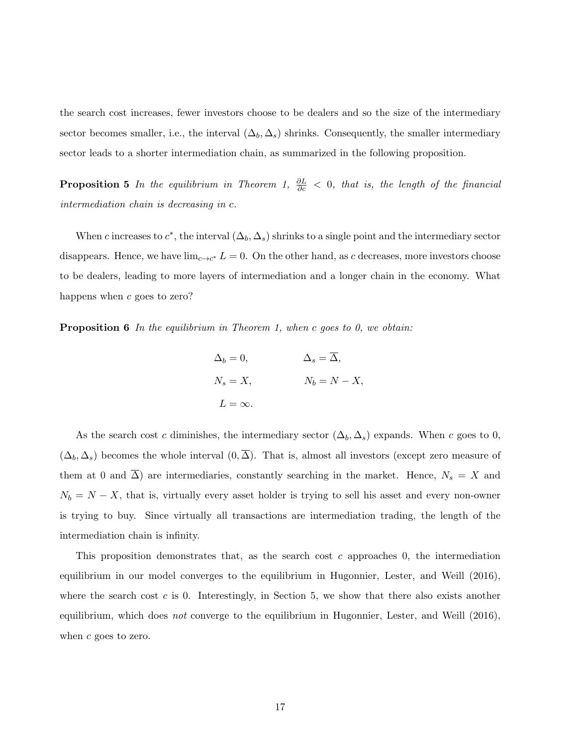the search cost increases, fewer investors choose to be dealers and so the size of the intermediary sector becomes smaller, i.e., the interval $(\Delta_b, \Delta_s)$ shrinks. Consequently, the smaller intermediary sector leads to a shorter intermediation chain, as summarized in the following proposition.

**Proposition 5** *In the equilibrium in Theorem 1, $\frac{\partial L}{\partial c} < 0$, that is, the length of the financial intermediation chain is decreasing in c.*

When $c$ increases to $c^*$, the interval $(\Delta_b, \Delta_s)$ shrinks to a single point and the intermediary sector disappears. Hence, we have $\lim_{c \to c^*} L = 0$. On the other hand, as $c$ decreases, more investors choose to be dealers, leading to more layers of intermediation and a longer chain in the economy. What happens when $c$ goes to zero?

**Proposition 6** *In the equilibrium in Theorem 1, when c goes to 0, we obtain:*

$$
\begin{aligned}
\Delta_b &= 0, & \Delta_s &= \overline{\Delta}, \\
N_s &= X, & N_b &= N - X, \\
L &= \infty.
\end{aligned}
$$

As the search cost $c$ diminishes, the intermediary sector $(\Delta_b, \Delta_s)$ expands. When $c$ goes to 0, $(\Delta_b, \Delta_s)$ becomes the whole interval $(0, \overline{\Delta})$. That is, almost all investors (except zero measure of them at 0 and $\overline{\Delta}$) are intermediaries, constantly searching in the market. Hence, $N_s = X$ and $N_b = N - X$, that is, virtually every asset holder is trying to sell his asset and every non-owner is trying to buy. Since virtually all transactions are intermediation trading, the length of the intermediation chain is infinity.

This proposition demonstrates that, as the search cost $c$ approaches 0, the intermediation equilibrium in our model converges to the equilibrium in Hugonnier, Lester, and Weill (2016), where the search cost $c$ is 0. Interestingly, in Section 5, we show that there also exists another equilibrium, which does *not* converge to the equilibrium in Hugonnier, Lester, and Weill (2016), when $c$ goes to zero.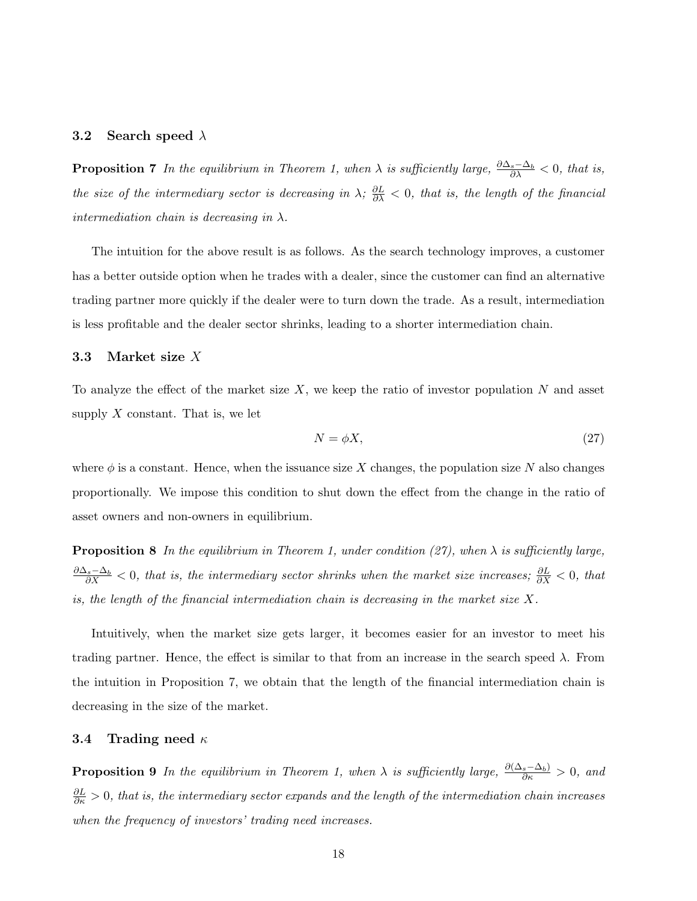### 3.2 Search speed $\lambda$

**Proposition 7** *In the equilibrium in Theorem 1, when $\lambda$ is sufficiently large, $\frac{\partial \Delta_s - \Delta_b}{\partial \lambda} < 0$, that is, the size of the intermediary sector is decreasing in $\lambda$; $\frac{\partial L}{\partial \lambda} < 0$, that is, the length of the financial intermediation chain is decreasing in $\lambda$.*

The intuition for the above result is as follows. As the search technology improves, a customer has a better outside option when he trades with a dealer, since the customer can find an alternative trading partner more quickly if the dealer were to turn down the trade. As a result, intermediation is less profitable and the dealer sector shrinks, leading to a shorter intermediation chain.

### 3.3 Market size $X$

To analyze the effect of the market size $X$, we keep the ratio of investor population $N$ and asset supply $X$ constant. That is, we let

$$N = \phi X, \tag{27}$$

where $\phi$ is a constant. Hence, when the issuance size $X$ changes, the population size $N$ also changes proportionally. We impose this condition to shut down the effect from the change in the ratio of asset owners and non-owners in equilibrium.

**Proposition 8** *In the equilibrium in Theorem 1, under condition (27), when $\lambda$ is sufficiently large, $\frac{\partial \Delta_s - \Delta_b}{\partial X} < 0$, that is, the intermediary sector shrinks when the market size increases; $\frac{\partial L}{\partial X} < 0$, that is, the length of the financial intermediation chain is decreasing in the market size $X$.*

Intuitively, when the market size gets larger, it becomes easier for an investor to meet his trading partner. Hence, the effect is similar to that from an increase in the search speed $\lambda$. From the intuition in Proposition 7, we obtain that the length of the financial intermediation chain is decreasing in the size of the market.

### 3.4 Trading need $\kappa$

**Proposition 9** *In the equilibrium in Theorem 1, when $\lambda$ is sufficiently large, $\frac{\partial (\Delta_s - \Delta_b)}{\partial \kappa} > 0$, and $\frac{\partial L}{\partial \kappa} > 0$, that is, the intermediary sector expands and the length of the intermediation chain increases when the frequency of investors' trading need increases.*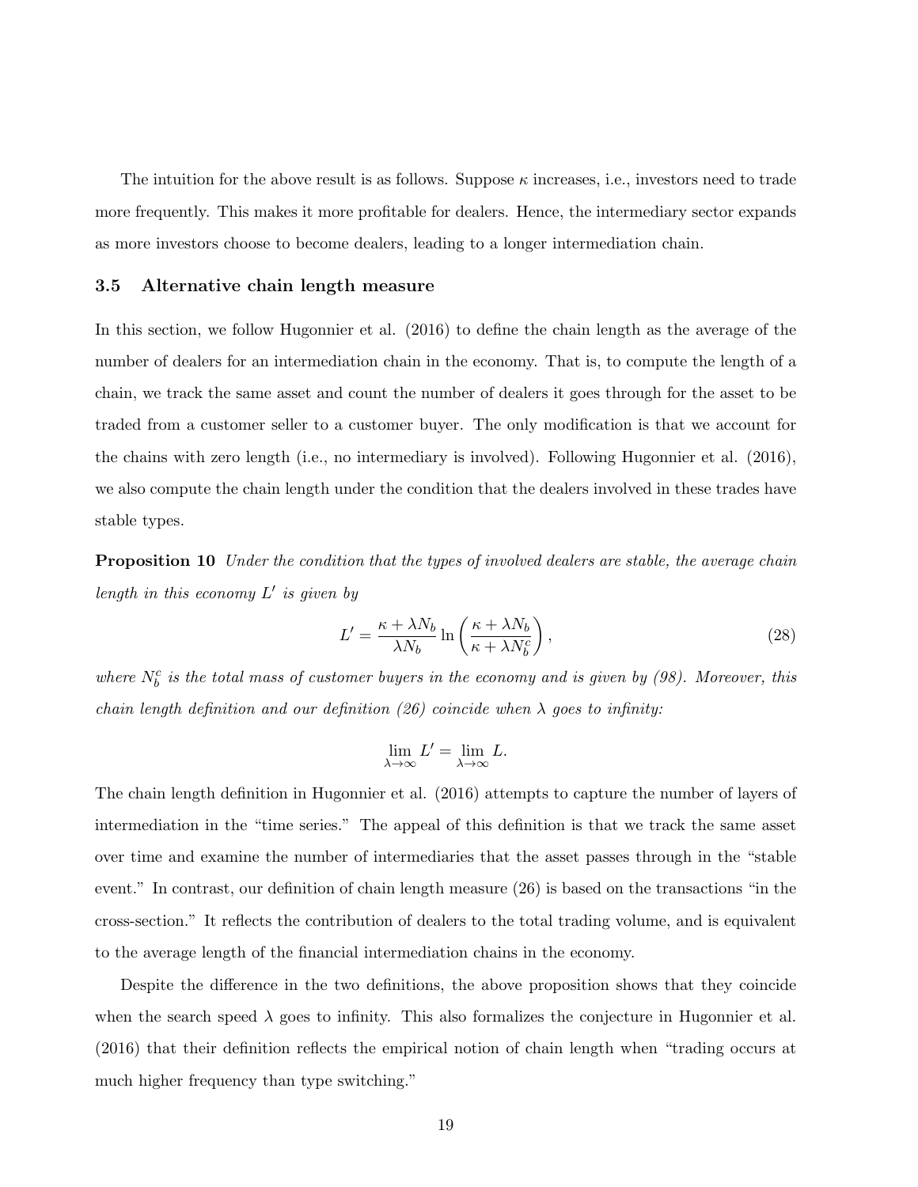The intuition for the above result is as follows. Suppose $\kappa$ increases, i.e., investors need to trade more frequently. This makes it more profitable for dealers. Hence, the intermediary sector expands as more investors choose to become dealers, leading to a longer intermediation chain.

### 3.5 Alternative chain length measure

In this section, we follow Hugonnier et al. (2016) to define the chain length as the average of the number of dealers for an intermediation chain in the economy. That is, to compute the length of a chain, we track the same asset and count the number of dealers it goes through for the asset to be traded from a customer seller to a customer buyer. The only modification is that we account for the chains with zero length (i.e., no intermediary is involved). Following Hugonnier et al. (2016), we also compute the chain length under the condition that the dealers involved in these trades have stable types.

**Proposition 10** *Under the condition that the types of involved dealers are stable, the average chain length in this economy $L'$ is given by*

$$L' = \frac{\kappa + \lambda N_b}{\lambda N_b} \ln\left(\frac{\kappa + \lambda N_b}{\kappa + \lambda N_b^c}\right), \tag{28}$$

*where $N_b^c$ is the total mass of customer buyers in the economy and is given by (98). Moreover, this chain length definition and our definition (26) coincide when $\lambda$ goes to infinity:*

$$\lim_{\lambda \to \infty} L' = \lim_{\lambda \to \infty} L.$$

The chain length definition in Hugonnier et al. (2016) attempts to capture the number of layers of intermediation in the "time series." The appeal of this definition is that we track the same asset over time and examine the number of intermediaries that the asset passes through in the "stable event." In contrast, our definition of chain length measure (26) is based on the transactions "in the cross-section." It reflects the contribution of dealers to the total trading volume, and is equivalent to the average length of the financial intermediation chains in the economy.

Despite the difference in the two definitions, the above proposition shows that they coincide when the search speed $\lambda$ goes to infinity. This also formalizes the conjecture in Hugonnier et al. (2016) that their definition reflects the empirical notion of chain length when "trading occurs at much higher frequency than type switching."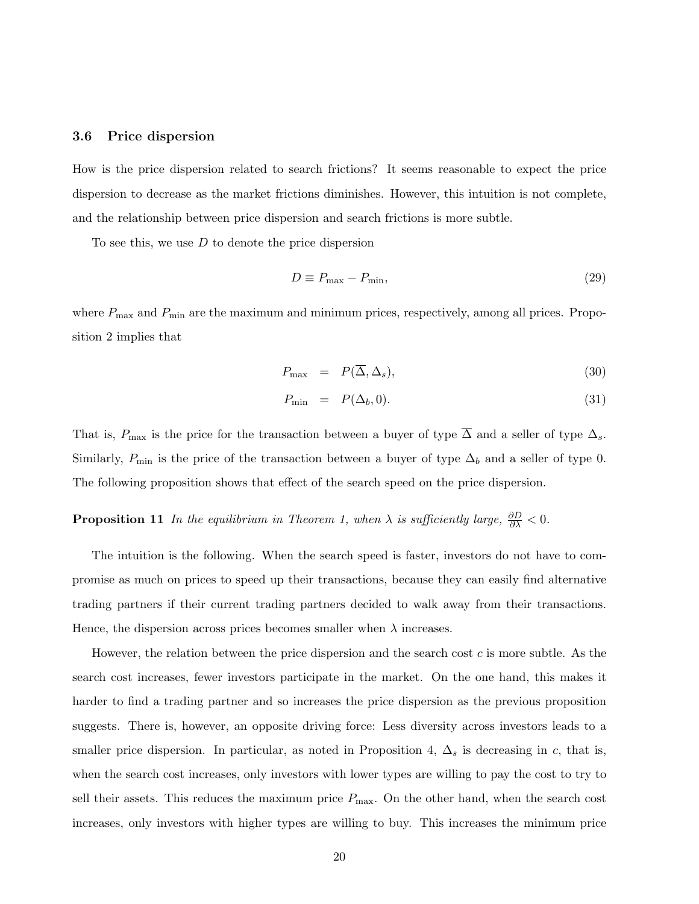### 3.6 Price dispersion

How is the price dispersion related to search frictions? It seems reasonable to expect the price dispersion to decrease as the market frictions diminishes. However, this intuition is not complete, and the relationship between price dispersion and search frictions is more subtle.

To see this, we use $D$ to denote the price dispersion

$$D \equiv P_{\max} - P_{\min}, \tag{29}$$

where $P_{\max}$ and $P_{\min}$ are the maximum and minimum prices, respectively, among all prices. Proposition 2 implies that

$$P_{\max} = P(\overline{\Delta}, \Delta_s), \tag{30}$$

$$P_{\min} = P(\Delta_b, 0). \tag{31}$$

That is, $P_{\max}$ is the price for the transaction between a buyer of type $\overline{\Delta}$ and a seller of type $\Delta_s$. Similarly, $P_{\min}$ is the price of the transaction between a buyer of type $\Delta_b$ and a seller of type 0. The following proposition shows that effect of the search speed on the price dispersion.

**Proposition 11** *In the equilibrium in Theorem 1, when $\lambda$ is sufficiently large, $\frac{\partial D}{\partial \lambda} < 0$.*

The intuition is the following. When the search speed is faster, investors do not have to compromise as much on prices to speed up their transactions, because they can easily find alternative trading partners if their current trading partners decided to walk away from their transactions. Hence, the dispersion across prices becomes smaller when $\lambda$ increases.

However, the relation between the price dispersion and the search cost $c$ is more subtle. As the search cost increases, fewer investors participate in the market. On the one hand, this makes it harder to find a trading partner and so increases the price dispersion as the previous proposition suggests. There is, however, an opposite driving force: Less diversity across investors leads to a smaller price dispersion. In particular, as noted in Proposition 4, $\Delta_s$ is decreasing in $c$, that is, when the search cost increases, only investors with lower types are willing to pay the cost to try to sell their assets. This reduces the maximum price $P_{\max}$. On the other hand, when the search cost increases, only investors with higher types are willing to buy. This increases the minimum price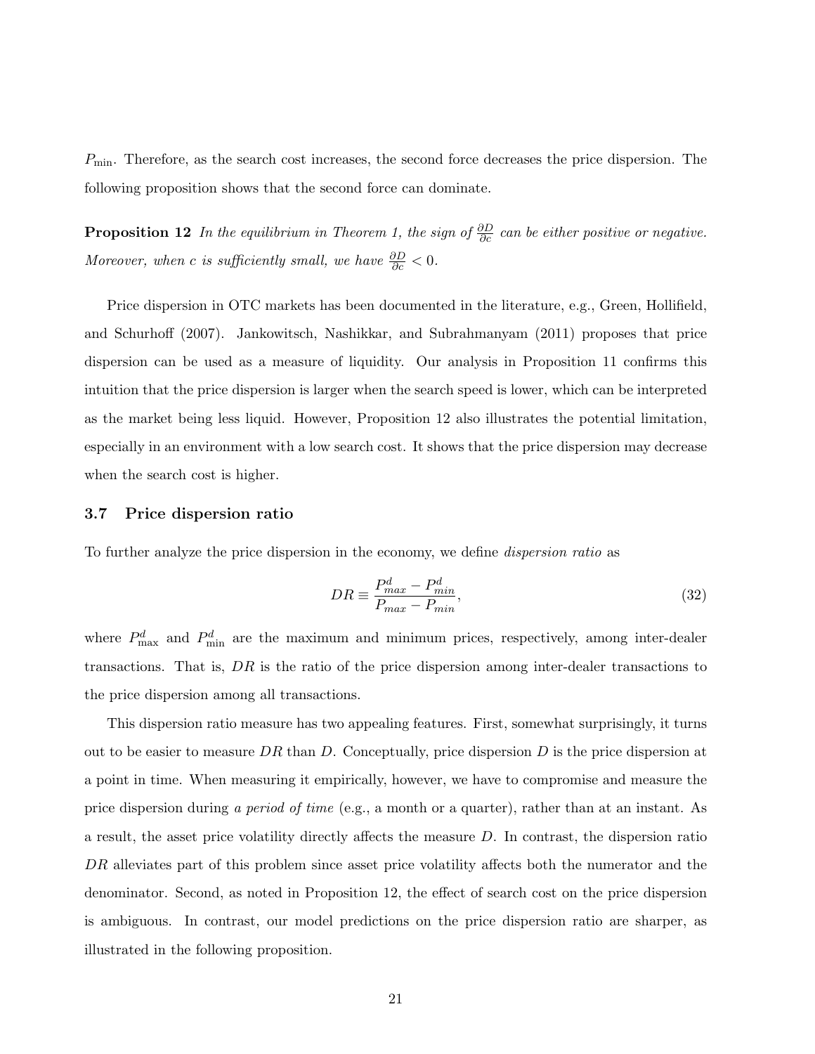$P_{\min}$. Therefore, as the search cost increases, the second force decreases the price dispersion. The following proposition shows that the second force can dominate.

**Proposition 12** *In the equilibrium in Theorem 1, the sign of $\frac{\partial D}{\partial c}$ can be either positive or negative. Moreover, when $c$ is sufficiently small, we have $\frac{\partial D}{\partial c} < 0$.*

Price dispersion in OTC markets has been documented in the literature, e.g., Green, Hollifield, and Schurhoff (2007). Jankowitsch, Nashikkar, and Subrahmanyam (2011) proposes that price dispersion can be used as a measure of liquidity. Our analysis in Proposition 11 confirms this intuition that the price dispersion is larger when the search speed is lower, which can be interpreted as the market being less liquid. However, Proposition 12 also illustrates the potential limitation, especially in an environment with a low search cost. It shows that the price dispersion may decrease when the search cost is higher.

### 3.7 Price dispersion ratio

To further analyze the price dispersion in the economy, we define *dispersion ratio* as

$$DR \equiv \frac{P^d_{max} - P^d_{min}}{P_{max} - P_{min}}, \tag{32}$$

where $P^d_{\max}$ and $P^d_{\min}$ are the maximum and minimum prices, respectively, among inter-dealer transactions. That is, $DR$ is the ratio of the price dispersion among inter-dealer transactions to the price dispersion among all transactions.

This dispersion ratio measure has two appealing features. First, somewhat surprisingly, it turns out to be easier to measure $DR$ than $D$. Conceptually, price dispersion $D$ is the price dispersion at a point in time. When measuring it empirically, however, we have to compromise and measure the price dispersion during *a period of time* (e.g., a month or a quarter), rather than at an instant. As a result, the asset price volatility directly affects the measure $D$. In contrast, the dispersion ratio $DR$ alleviates part of this problem since asset price volatility affects both the numerator and the denominator. Second, as noted in Proposition 12, the effect of search cost on the price dispersion is ambiguous. In contrast, our model predictions on the price dispersion ratio are sharper, as illustrated in the following proposition.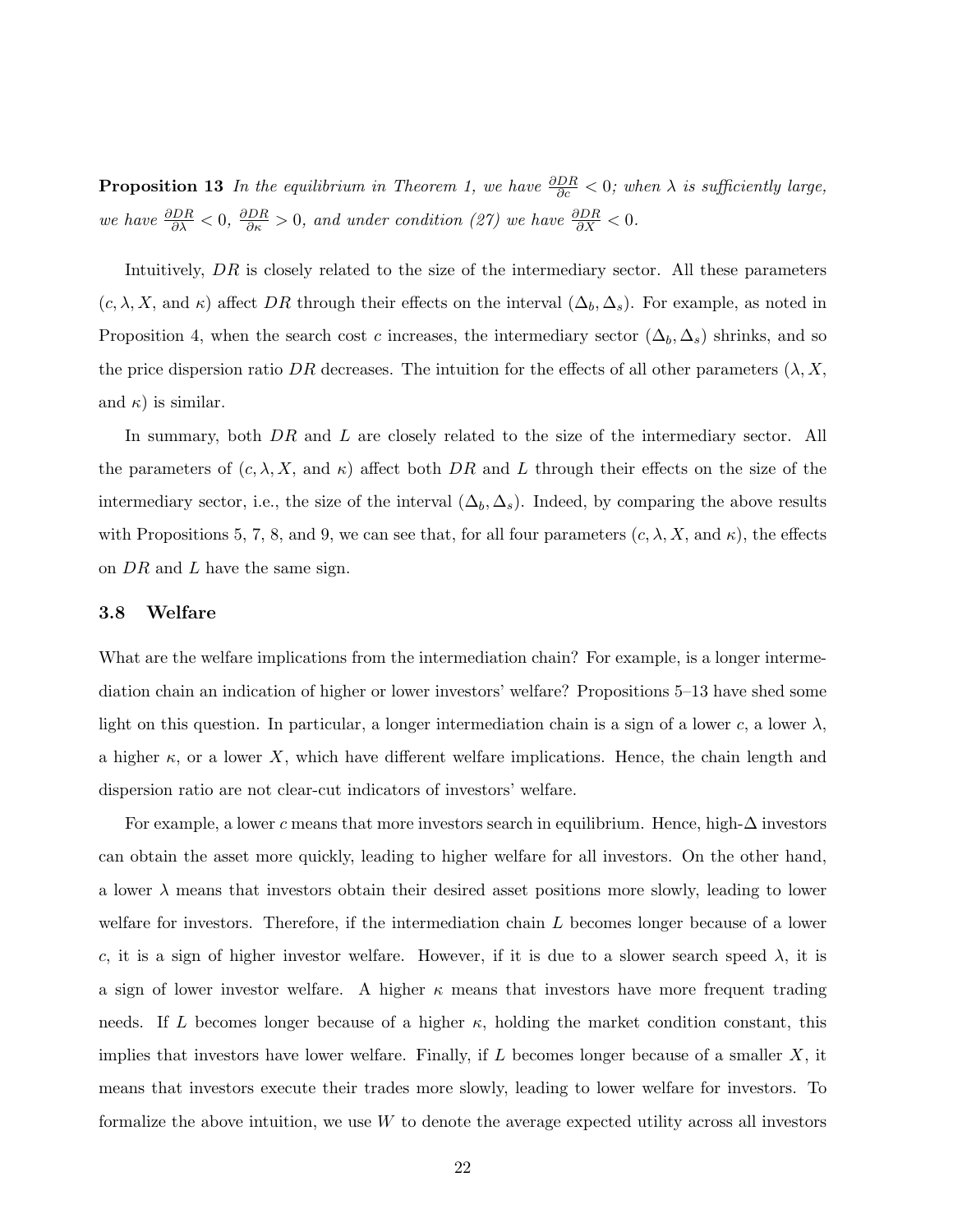**Proposition 13** *In the equilibrium in Theorem 1, we have $\frac{\partial DR}{\partial c} < 0$; when $\lambda$ is sufficiently large, we have $\frac{\partial DR}{\partial \lambda} < 0$, $\frac{\partial DR}{\partial \kappa} > 0$, and under condition (27) we have $\frac{\partial DR}{\partial X} < 0$.*

Intuitively, $DR$ is closely related to the size of the intermediary sector. All these parameters ($c, \lambda, X$, and $\kappa$) affect $DR$ through their effects on the interval $(\Delta_b, \Delta_s)$. For example, as noted in Proposition 4, when the search cost $c$ increases, the intermediary sector $(\Delta_b, \Delta_s)$ shrinks, and so the price dispersion ratio $DR$ decreases. The intuition for the effects of all other parameters ($\lambda, X$, and $\kappa$) is similar.

In summary, both $DR$ and $L$ are closely related to the size of the intermediary sector. All the parameters of ($c, \lambda, X$, and $\kappa$) affect both $DR$ and $L$ through their effects on the size of the intermediary sector, i.e., the size of the interval $(\Delta_b, \Delta_s)$. Indeed, by comparing the above results with Propositions 5, 7, 8, and 9, we can see that, for all four parameters ($c, \lambda, X$, and $\kappa$), the effects on $DR$ and $L$ have the same sign.

### 3.8 Welfare

What are the welfare implications from the intermediation chain? For example, is a longer intermediation chain an indication of higher or lower investors' welfare? Propositions 5–13 have shed some light on this question. In particular, a longer intermediation chain is a sign of a lower $c$, a lower $\lambda$, a higher $\kappa$, or a lower $X$, which have different welfare implications. Hence, the chain length and dispersion ratio are not clear-cut indicators of investors' welfare.

For example, a lower $c$ means that more investors search in equilibrium. Hence, high-$\Delta$ investors can obtain the asset more quickly, leading to higher welfare for all investors. On the other hand, a lower $\lambda$ means that investors obtain their desired asset positions more slowly, leading to lower welfare for investors. Therefore, if the intermediation chain $L$ becomes longer because of a lower $c$, it is a sign of higher investor welfare. However, if it is due to a slower search speed $\lambda$, it is a sign of lower investor welfare. A higher $\kappa$ means that investors have more frequent trading needs. If $L$ becomes longer because of a higher $\kappa$, holding the market condition constant, this implies that investors have lower welfare. Finally, if $L$ becomes longer because of a smaller $X$, it means that investors execute their trades more slowly, leading to lower welfare for investors. To formalize the above intuition, we use $W$ to denote the average expected utility across all investors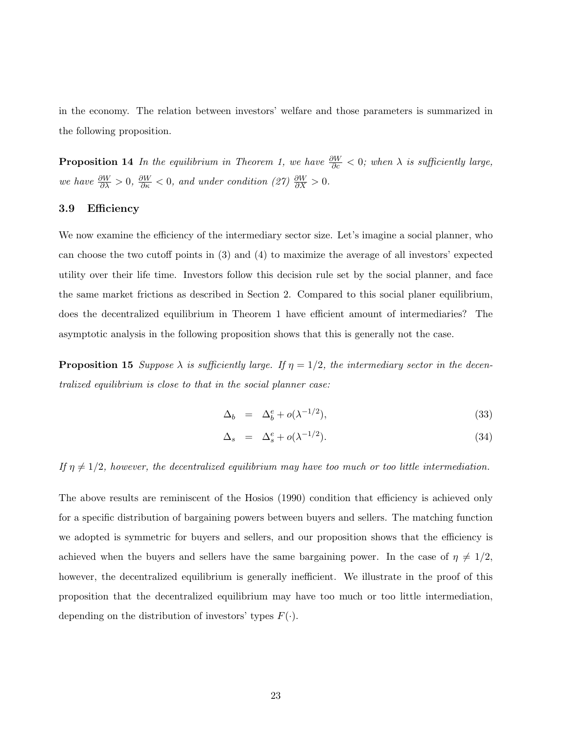in the economy. The relation between investors' welfare and those parameters is summarized in the following proposition.

**Proposition 14** *In the equilibrium in Theorem 1, we have* $\frac{\partial W}{\partial c} < 0$*; when* $\lambda$ *is sufficiently large, we have* $\frac{\partial W}{\partial \lambda} > 0$*,* $\frac{\partial W}{\partial \kappa} < 0$*, and under condition (27)* $\frac{\partial W}{\partial X} > 0$*.*

### 3.9 Efficiency

We now examine the efficiency of the intermediary sector size. Let's imagine a social planner, who can choose the two cutoff points in (3) and (4) to maximize the average of all investors' expected utility over their life time. Investors follow this decision rule set by the social planner, and face the same market frictions as described in Section 2. Compared to this social planer equilibrium, does the decentralized equilibrium in Theorem 1 have efficient amount of intermediaries? The asymptotic analysis in the following proposition shows that this is generally not the case.

**Proposition 15** *Suppose* $\lambda$ *is sufficiently large. If* $\eta = 1/2$*, the intermediary sector in the decentralized equilibrium is close to that in the social planner case:*

$$\Delta_b = \Delta_b^e + o(\lambda^{-1/2}), \tag{33}$$

$$\Delta_s = \Delta_s^e + o(\lambda^{-1/2}). \tag{34}$$

*If* $\eta \neq 1/2$*, however, the decentralized equilibrium may have too much or too little intermediation.*

The above results are reminiscent of the Hosios (1990) condition that efficiency is achieved only for a specific distribution of bargaining powers between buyers and sellers. The matching function we adopted is symmetric for buyers and sellers, and our proposition shows that the efficiency is achieved when the buyers and sellers have the same bargaining power. In the case of $\eta \neq 1/2$, however, the decentralized equilibrium is generally inefficient. We illustrate in the proof of this proposition that the decentralized equilibrium may have too much or too little intermediation, depending on the distribution of investors' types $F(\cdot)$.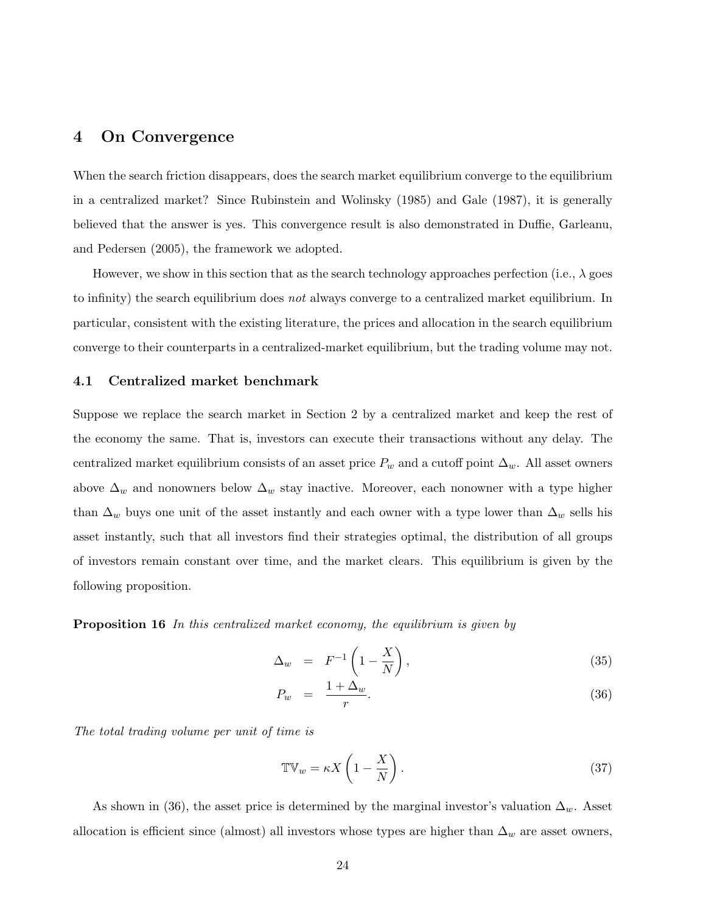# 4 On Convergence

When the search friction disappears, does the search market equilibrium converge to the equilibrium in a centralized market? Since Rubinstein and Wolinsky (1985) and Gale (1987), it is generally believed that the answer is yes. This convergence result is also demonstrated in Duffie, Garleanu, and Pedersen (2005), the framework we adopted.

However, we show in this section that as the search technology approaches perfection (i.e., $\lambda$ goes to infinity) the search equilibrium does *not* always converge to a centralized market equilibrium. In particular, consistent with the existing literature, the prices and allocation in the search equilibrium converge to their counterparts in a centralized-market equilibrium, but the trading volume may not.

## 4.1 Centralized market benchmark

Suppose we replace the search market in Section 2 by a centralized market and keep the rest of the economy the same. That is, investors can execute their transactions without any delay. The centralized market equilibrium consists of an asset price $P_w$ and a cutoff point $\Delta_w$. All asset owners above $\Delta_w$ and nonowners below $\Delta_w$ stay inactive. Moreover, each nonowner with a type higher than $\Delta_w$ buys one unit of the asset instantly and each owner with a type lower than $\Delta_w$ sells his asset instantly, such that all investors find their strategies optimal, the distribution of all groups of investors remain constant over time, and the market clears. This equilibrium is given by the following proposition.

**Proposition 16** *In this centralized market economy, the equilibrium is given by*

$$\Delta_w = F^{-1}\left(1 - \frac{X}{N}\right), \tag{35}$$

$$P_w = \frac{1 + \Delta_w}{r}. \tag{36}$$

*The total trading volume per unit of time is*

$$\mathbb{TV}_w = \kappa X \left(1 - \frac{X}{N}\right). \tag{37}$$

As shown in (36), the asset price is determined by the marginal investor's valuation $\Delta_w$. Asset allocation is efficient since (almost) all investors whose types are higher than $\Delta_w$ are asset owners,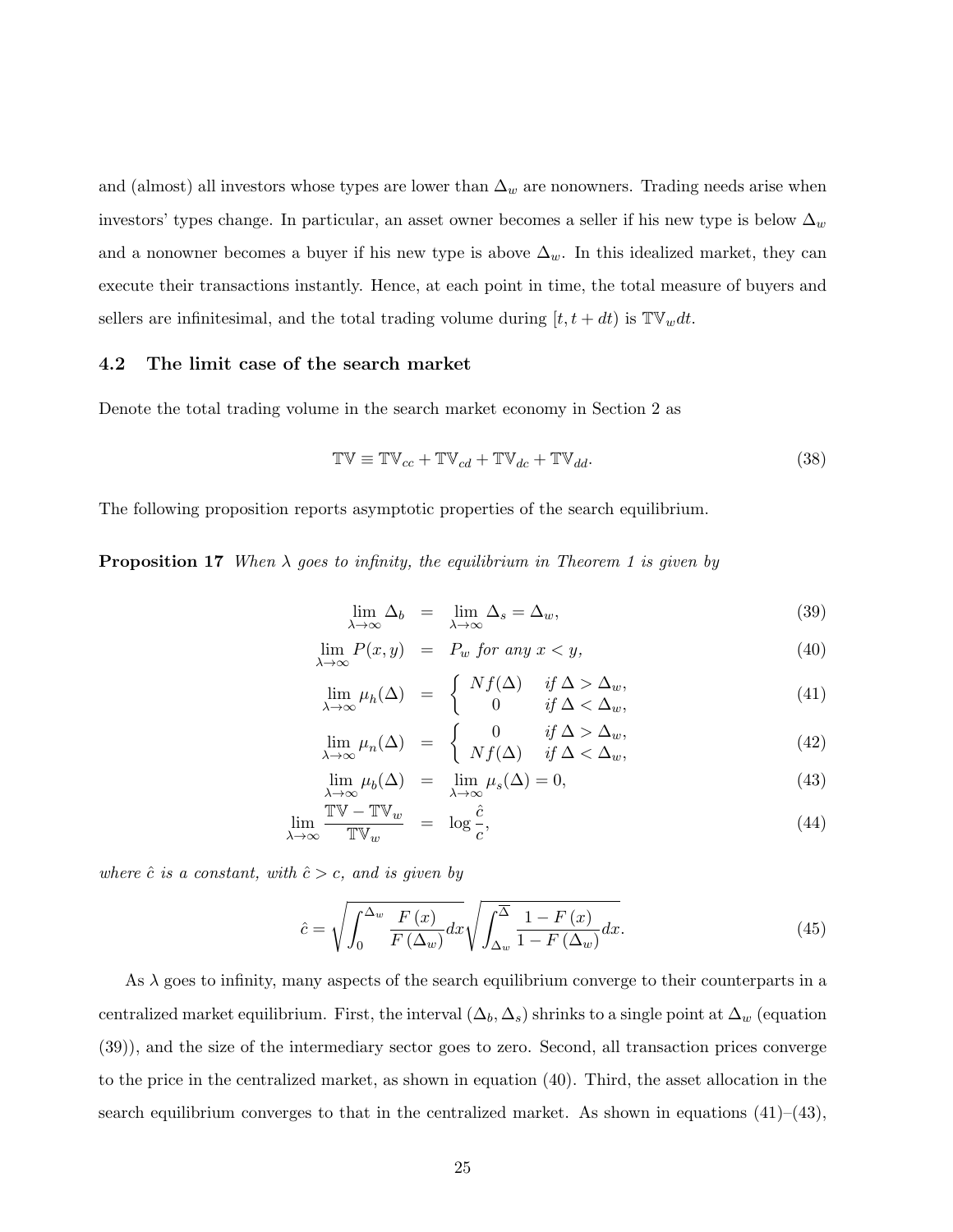and (almost) all investors whose types are lower than $\Delta_w$ are nonowners. Trading needs arise when investors' types change. In particular, an asset owner becomes a seller if his new type is below $\Delta_w$ and a nonowner becomes a buyer if his new type is above $\Delta_w$. In this idealized market, they can execute their transactions instantly. Hence, at each point in time, the total measure of buyers and sellers are infinitesimal, and the total trading volume during $[t, t+dt)$ is $\mathbb{TV}_w dt$.

### 4.2 The limit case of the search market

Denote the total trading volume in the search market economy in Section 2 as

$$\mathbb{TV} \equiv \mathbb{TV}_{cc} + \mathbb{TV}_{cd} + \mathbb{TV}_{dc} + \mathbb{TV}_{dd}. \tag{38}$$

The following proposition reports asymptotic properties of the search equilibrium.

**Proposition 17** *When $\lambda$ goes to infinity, the equilibrium in Theorem 1 is given by*

$$\lim_{\lambda\to\infty} \Delta_b = \lim_{\lambda\to\infty} \Delta_s = \Delta_w, \tag{39}$$

$$\lim_{\lambda\to\infty} P(x,y) = P_w \text{ for any } x<y, \tag{40}$$

$$\lim_{\lambda\to\infty} \mu_h(\Delta) = \begin{cases} Nf(\Delta) & \text{if } \Delta > \Delta_w, \\ 0 & \text{if } \Delta < \Delta_w, \end{cases} \tag{41}$$

$$\lim_{\lambda\to\infty} \mu_n(\Delta) = \begin{cases} 0 & \text{if } \Delta > \Delta_w, \\ Nf(\Delta) & \text{if } \Delta < \Delta_w, \end{cases} \tag{42}$$

$$\lim_{\lambda\to\infty} \mu_b(\Delta) = \lim_{\lambda\to\infty} \mu_s(\Delta) = 0, \tag{43}$$

$$\lim_{\lambda\to\infty} \frac{\mathbb{TV} - \mathbb{TV}_w}{\mathbb{TV}_w} = \log\frac{\hat{c}}{c}, \tag{44}$$

*where $\hat{c}$ is a constant, with $\hat{c} > c$, and is given by*

$$\hat{c} = \sqrt{\int_0^{\Delta_w} \frac{F(x)}{F(\Delta_w)}dx}\sqrt{\int_{\Delta_w}^{\overline{\Delta}} \frac{1-F(x)}{1-F(\Delta_w)}dx}. \tag{45}$$

As $\lambda$ goes to infinity, many aspects of the search equilibrium converge to their counterparts in a centralized market equilibrium. First, the interval $(\Delta_b, \Delta_s)$ shrinks to a single point at $\Delta_w$ (equation (39)), and the size of the intermediary sector goes to zero. Second, all transaction prices converge to the price in the centralized market, as shown in equation (40). Third, the asset allocation in the search equilibrium converges to that in the centralized market. As shown in equations (41)–(43),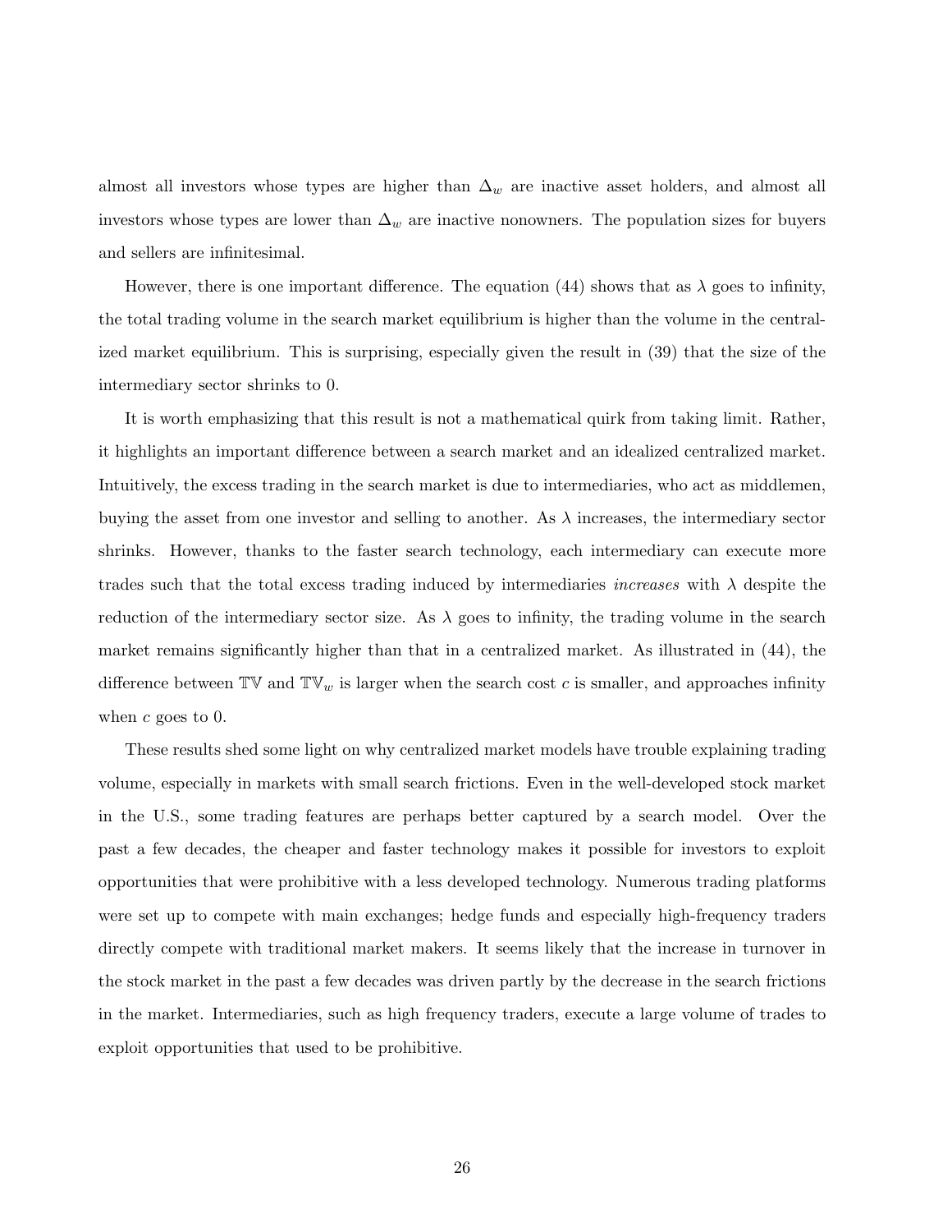almost all investors whose types are higher than $\Delta_w$ are inactive asset holders, and almost all investors whose types are lower than $\Delta_w$ are inactive nonowners. The population sizes for buyers and sellers are infinitesimal.

However, there is one important difference. The equation (44) shows that as $\lambda$ goes to infinity, the total trading volume in the search market equilibrium is higher than the volume in the centralized market equilibrium. This is surprising, especially given the result in (39) that the size of the intermediary sector shrinks to 0.

It is worth emphasizing that this result is not a mathematical quirk from taking limit. Rather, it highlights an important difference between a search market and an idealized centralized market. Intuitively, the excess trading in the search market is due to intermediaries, who act as middlemen, buying the asset from one investor and selling to another. As $\lambda$ increases, the intermediary sector shrinks. However, thanks to the faster search technology, each intermediary can execute more trades such that the total excess trading induced by intermediaries *increases* with $\lambda$ despite the reduction of the intermediary sector size. As $\lambda$ goes to infinity, the trading volume in the search market remains significantly higher than that in a centralized market. As illustrated in (44), the difference between $\mathbb{TV}$ and $\mathbb{TV}_w$ is larger when the search cost $c$ is smaller, and approaches infinity when $c$ goes to 0.

These results shed some light on why centralized market models have trouble explaining trading volume, especially in markets with small search frictions. Even in the well-developed stock market in the U.S., some trading features are perhaps better captured by a search model. Over the past a few decades, the cheaper and faster technology makes it possible for investors to exploit opportunities that were prohibitive with a less developed technology. Numerous trading platforms were set up to compete with main exchanges; hedge funds and especially high-frequency traders directly compete with traditional market makers. It seems likely that the increase in turnover in the stock market in the past a few decades was driven partly by the decrease in the search frictions in the market. Intermediaries, such as high frequency traders, execute a large volume of trades to exploit opportunities that used to be prohibitive.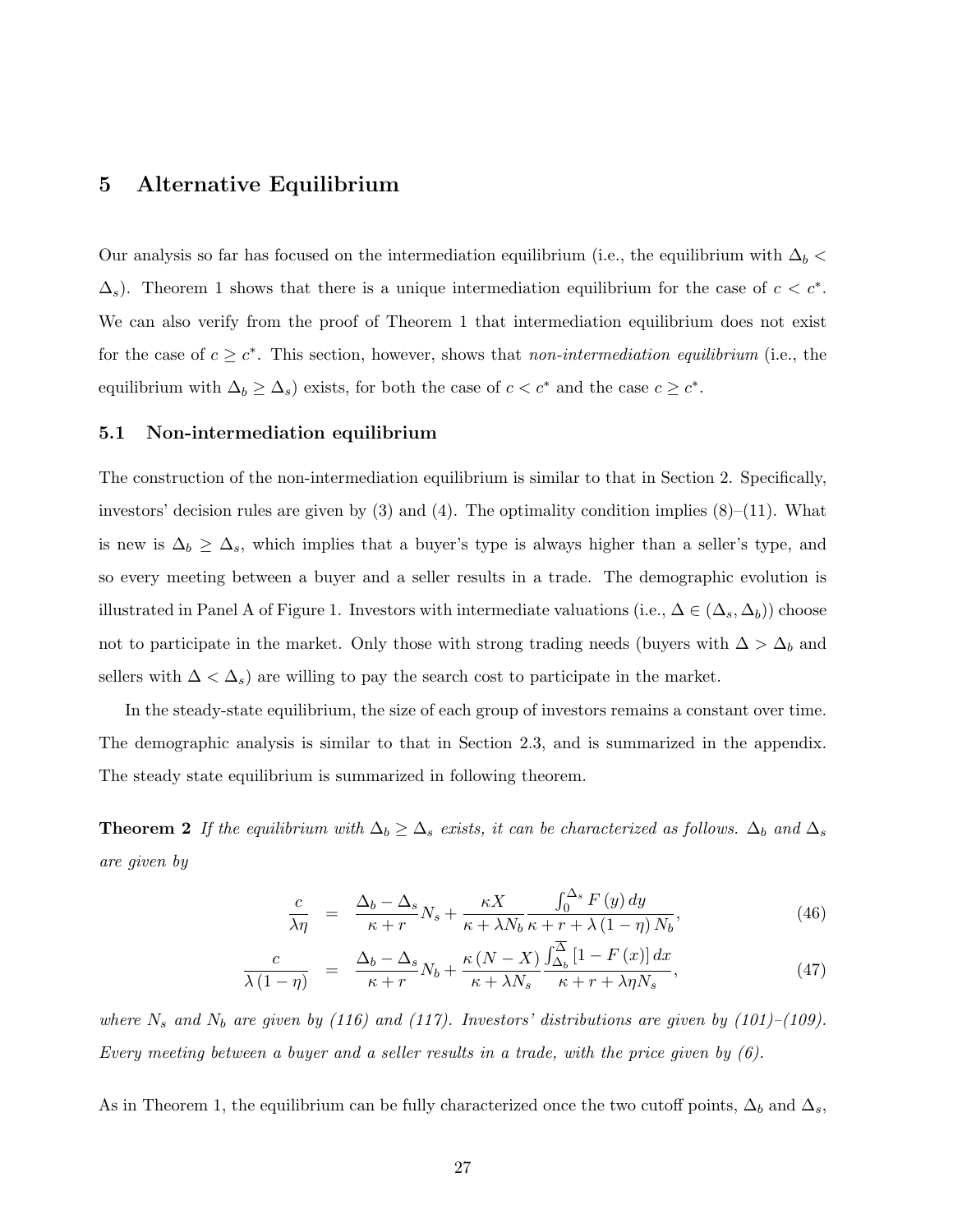# 5 Alternative Equilibrium

Our analysis so far has focused on the intermediation equilibrium (i.e., the equilibrium with $\Delta_b < \Delta_s$). Theorem 1 shows that there is a unique intermediation equilibrium for the case of $c < c^*$. We can also verify from the proof of Theorem 1 that intermediation equilibrium does not exist for the case of $c \geq c^*$. This section, however, shows that *non-intermediation equilibrium* (i.e., the equilibrium with $\Delta_b \geq \Delta_s$) exists, for both the case of $c < c^*$ and the case $c \geq c^*$.

## 5.1 Non-intermediation equilibrium

The construction of the non-intermediation equilibrium is similar to that in Section 2. Specifically, investors' decision rules are given by (3) and (4). The optimality condition implies (8)–(11). What is new is $\Delta_b \geq \Delta_s$, which implies that a buyer's type is always higher than a seller's type, and so every meeting between a buyer and a seller results in a trade. The demographic evolution is illustrated in Panel A of Figure 1. Investors with intermediate valuations (i.e., $\Delta \in (\Delta_s, \Delta_b)$) choose not to participate in the market. Only those with strong trading needs (buyers with $\Delta > \Delta_b$ and sellers with $\Delta < \Delta_s$) are willing to pay the search cost to participate in the market.

In the steady-state equilibrium, the size of each group of investors remains a constant over time. The demographic analysis is similar to that in Section 2.3, and is summarized in the appendix. The steady state equilibrium is summarized in following theorem.

**Theorem 2** *If the equilibrium with $\Delta_b \geq \Delta_s$ exists, it can be characterized as follows. $\Delta_b$ and $\Delta_s$ are given by*

$$\frac{c}{\lambda \eta} = \frac{\Delta_b - \Delta_s}{\kappa + r} N_s + \frac{\kappa X}{\kappa + \lambda N_b} \frac{\int_0^{\Delta_s} F(y)\, dy}{\kappa + r + \lambda (1 - \eta) N_b}, \tag{46}$$

$$\frac{c}{\lambda (1 - \eta)} = \frac{\Delta_b - \Delta_s}{\kappa + r} N_b + \frac{\kappa (N - X)}{\kappa + \lambda N_s} \frac{\int_{\Delta_b}^{\overline{\Delta}} [1 - F(x)]\, dx}{\kappa + r + \lambda \eta N_s}, \tag{47}$$

*where $N_s$ and $N_b$ are given by (116) and (117). Investors' distributions are given by (101)–(109). Every meeting between a buyer and a seller results in a trade, with the price given by (6).*

As in Theorem 1, the equilibrium can be fully characterized once the two cutoff points, $\Delta_b$ and $\Delta_s$,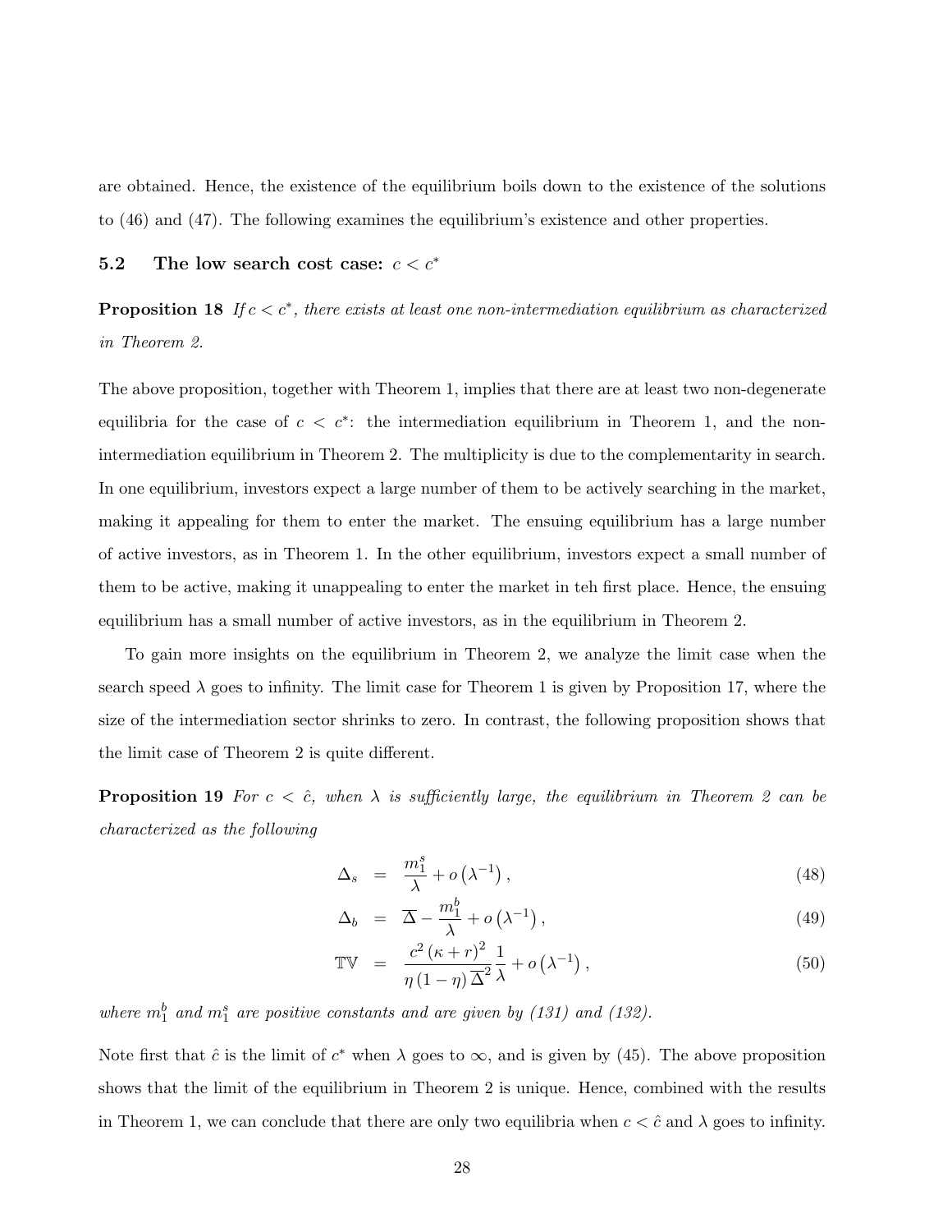are obtained. Hence, the existence of the equilibrium boils down to the existence of the solutions to (46) and (47). The following examines the equilibrium's existence and other properties.

### 5.2 The low search cost case: $c < c^*$

**Proposition 18** *If $c < c^*$, there exists at least one non-intermediation equilibrium as characterized in Theorem 2.*

The above proposition, together with Theorem 1, implies that there are at least two non-degenerate equilibria for the case of $c < c^*$: the intermediation equilibrium in Theorem 1, and the non-intermediation equilibrium in Theorem 2. The multiplicity is due to the complementarity in search. In one equilibrium, investors expect a large number of them to be actively searching in the market, making it appealing for them to enter the market. The ensuing equilibrium has a large number of active investors, as in Theorem 1. In the other equilibrium, investors expect a small number of them to be active, making it unappealing to enter the market in teh first place. Hence, the ensuing equilibrium has a small number of active investors, as in the equilibrium in Theorem 2.

To gain more insights on the equilibrium in Theorem 2, we analyze the limit case when the search speed $\lambda$ goes to infinity. The limit case for Theorem 1 is given by Proposition 17, where the size of the intermediation sector shrinks to zero. In contrast, the following proposition shows that the limit case of Theorem 2 is quite different.

**Proposition 19** *For $c < \hat{c}$, when $\lambda$ is sufficiently large, the equilibrium in Theorem 2 can be characterized as the following*

$$\Delta_s = \frac{m_1^s}{\lambda} + o\left(\lambda^{-1}\right), \tag{48}$$

$$\Delta_b = \overline{\Delta} - \frac{m_1^b}{\lambda} + o\left(\lambda^{-1}\right), \tag{49}$$

$$\mathbb{TV} = \frac{c^2\left(\kappa + r\right)^2}{\eta\left(1-\eta\right)\overline{\Delta}^2}\frac{1}{\lambda} + o\left(\lambda^{-1}\right), \tag{50}$$

*where $m_1^b$ and $m_1^s$ are positive constants and are given by (131) and (132).*

Note first that $\hat{c}$ is the limit of $c^*$ when $\lambda$ goes to $\infty$, and is given by (45). The above proposition shows that the limit of the equilibrium in Theorem 2 is unique. Hence, combined with the results in Theorem 1, we can conclude that there are only two equilibria when $c < \hat{c}$ and $\lambda$ goes to infinity.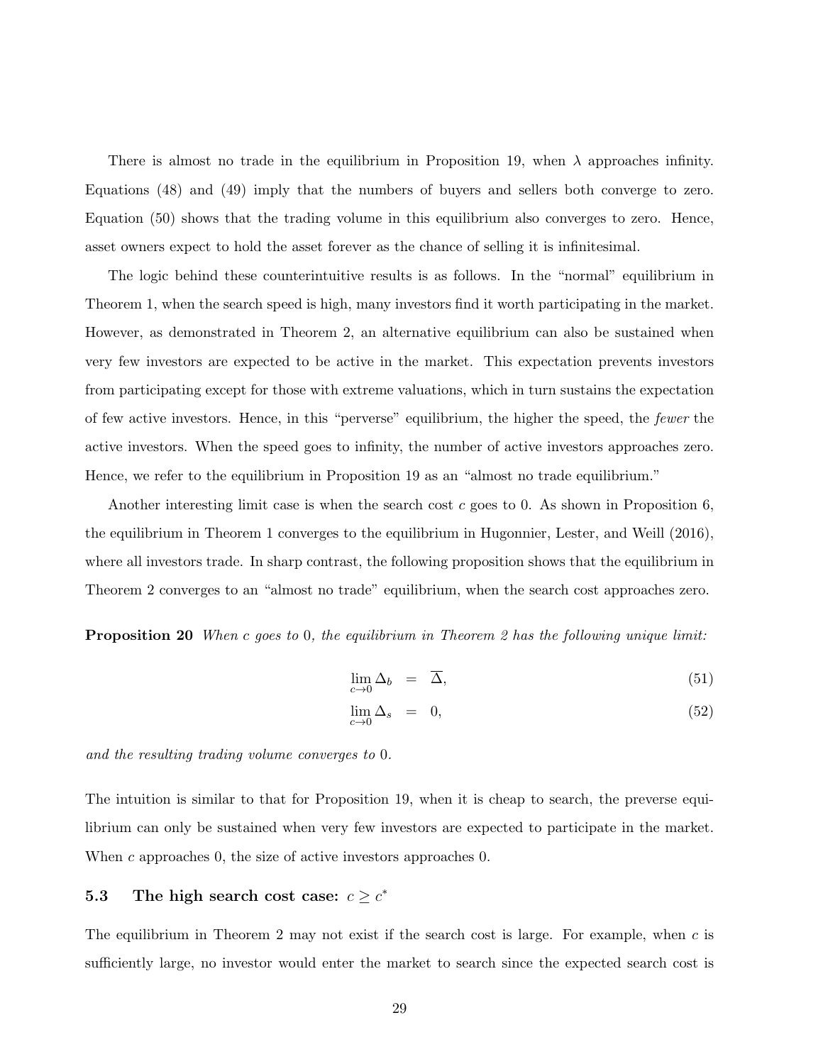There is almost no trade in the equilibrium in Proposition 19, when $\lambda$ approaches infinity. Equations (48) and (49) imply that the numbers of buyers and sellers both converge to zero. Equation (50) shows that the trading volume in this equilibrium also converges to zero. Hence, asset owners expect to hold the asset forever as the chance of selling it is infinitesimal.

The logic behind these counterintuitive results is as follows. In the "normal" equilibrium in Theorem 1, when the search speed is high, many investors find it worth participating in the market. However, as demonstrated in Theorem 2, an alternative equilibrium can also be sustained when very few investors are expected to be active in the market. This expectation prevents investors from participating except for those with extreme valuations, which in turn sustains the expectation of few active investors. Hence, in this "perverse" equilibrium, the higher the speed, the *fewer* the active investors. When the speed goes to infinity, the number of active investors approaches zero. Hence, we refer to the equilibrium in Proposition 19 as an "almost no trade equilibrium."

Another interesting limit case is when the search cost $c$ goes to 0. As shown in Proposition 6, the equilibrium in Theorem 1 converges to the equilibrium in Hugonnier, Lester, and Weill (2016), where all investors trade. In sharp contrast, the following proposition shows that the equilibrium in Theorem 2 converges to an "almost no trade" equilibrium, when the search cost approaches zero.

**Proposition 20** *When $c$ goes to 0, the equilibrium in Theorem 2 has the following unique limit:*

$$\lim_{c \to 0} \Delta_b = \overline{\Delta}, \tag{51}$$

$$\lim_{c \to 0} \Delta_s = 0, \tag{52}$$

*and the resulting trading volume converges to 0.*

The intuition is similar to that for Proposition 19, when it is cheap to search, the preverse equilibrium can only be sustained when very few investors are expected to participate in the market. When $c$ approaches 0, the size of active investors approaches 0.

### 5.3 The high search cost case: $c \geq c^*$

The equilibrium in Theorem 2 may not exist if the search cost is large. For example, when $c$ is sufficiently large, no investor would enter the market to search since the expected search cost is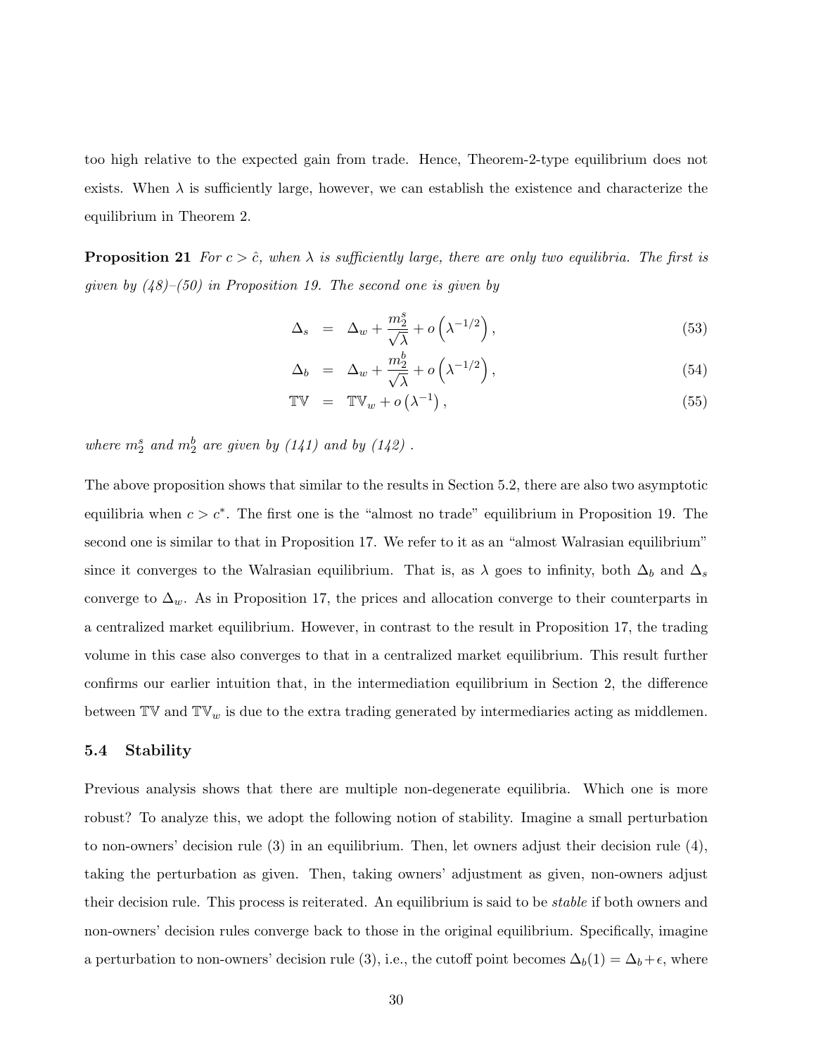too high relative to the expected gain from trade. Hence, Theorem-2-type equilibrium does not exists. When $\lambda$ is sufficiently large, however, we can establish the existence and characterize the equilibrium in Theorem 2.

**Proposition 21** *For $c > \hat{c}$, when $\lambda$ is sufficiently large, there are only two equilibria. The first is given by (48)–(50) in Proposition 19. The second one is given by*

$$\Delta_s = \Delta_w + \frac{m_2^s}{\sqrt{\lambda}} + o\left(\lambda^{-1/2}\right), \tag{53}$$

$$\Delta_b = \Delta_w + \frac{m_2^b}{\sqrt{\lambda}} + o\left(\lambda^{-1/2}\right), \tag{54}$$

$$\mathbb{TV} = \mathbb{TV}_w + o\left(\lambda^{-1}\right), \tag{55}$$

*where $m_2^s$ and $m_2^b$ are given by (141) and by (142) .*

The above proposition shows that similar to the results in Section 5.2, there are also two asymptotic equilibria when $c > c^*$. The first one is the "almost no trade" equilibrium in Proposition 19. The second one is similar to that in Proposition 17. We refer to it as an "almost Walrasian equilibrium" since it converges to the Walrasian equilibrium. That is, as $\lambda$ goes to infinity, both $\Delta_b$ and $\Delta_s$ converge to $\Delta_w$. As in Proposition 17, the prices and allocation converge to their counterparts in a centralized market equilibrium. However, in contrast to the result in Proposition 17, the trading volume in this case also converges to that in a centralized market equilibrium. This result further confirms our earlier intuition that, in the intermediation equilibrium in Section 2, the difference between $\mathbb{TV}$ and $\mathbb{TV}_w$ is due to the extra trading generated by intermediaries acting as middlemen.

### 5.4 Stability

Previous analysis shows that there are multiple non-degenerate equilibria. Which one is more robust? To analyze this, we adopt the following notion of stability. Imagine a small perturbation to non-owners' decision rule (3) in an equilibrium. Then, let owners adjust their decision rule (4), taking the perturbation as given. Then, taking owners' adjustment as given, non-owners adjust their decision rule. This process is reiterated. An equilibrium is said to be *stable* if both owners and non-owners' decision rules converge back to those in the original equilibrium. Specifically, imagine a perturbation to non-owners' decision rule (3), i.e., the cutoff point becomes $\Delta_b(1) = \Delta_b + \epsilon$, where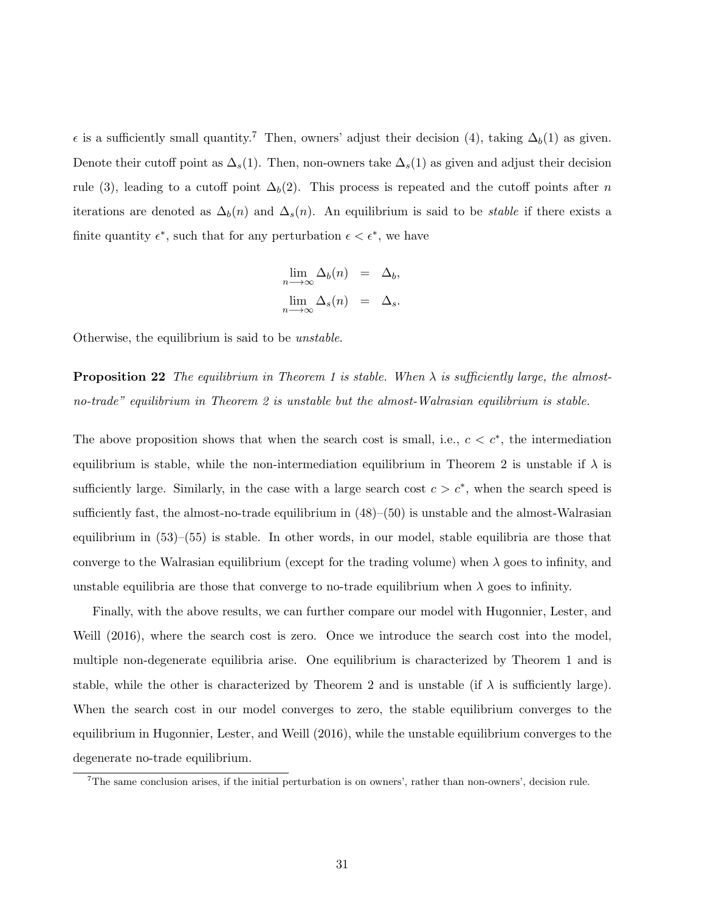$\epsilon$ is a sufficiently small quantity.[7] Then, owners' adjust their decision (4), taking $\Delta_b(1)$ as given. Denote their cutoff point as $\Delta_s(1)$. Then, non-owners take $\Delta_s(1)$ as given and adjust their decision rule (3), leading to a cutoff point $\Delta_b(2)$. This process is repeated and the cutoff points after $n$ iterations are denoted as $\Delta_b(n)$ and $\Delta_s(n)$. An equilibrium is said to be *stable* if there exists a finite quantity $\epsilon^*$, such that for any perturbation $\epsilon < \epsilon^*$, we have

$$\lim_{n \longrightarrow \infty} \Delta_b(n) = \Delta_b,$$

$$\lim_{n \longrightarrow \infty} \Delta_s(n) = \Delta_s.$$

Otherwise, the equilibrium is said to be *unstable*.

**Proposition 22** *The equilibrium in Theorem 1 is stable. When $\lambda$ is sufficiently large, the almost-no-trade" equilibrium in Theorem 2 is unstable but the almost-Walrasian equilibrium is stable.*

The above proposition shows that when the search cost is small, i.e., $c < c^*$, the intermediation equilibrium is stable, while the non-intermediation equilibrium in Theorem 2 is unstable if $\lambda$ is sufficiently large. Similarly, in the case with a large search cost $c > c^*$, when the search speed is sufficiently fast, the almost-no-trade equilibrium in (48)–(50) is unstable and the almost-Walrasian equilibrium in (53)–(55) is stable. In other words, in our model, stable equilibria are those that converge to the Walrasian equilibrium (except for the trading volume) when $\lambda$ goes to infinity, and unstable equilibria are those that converge to no-trade equilibrium when $\lambda$ goes to infinity.

Finally, with the above results, we can further compare our model with Hugonnier, Lester, and Weill (2016), where the search cost is zero. Once we introduce the search cost into the model, multiple non-degenerate equilibria arise. One equilibrium is characterized by Theorem 1 and is stable, while the other is characterized by Theorem 2 and is unstable (if $\lambda$ is sufficiently large). When the search cost in our model converges to zero, the stable equilibrium converges to the equilibrium in Hugonnier, Lester, and Weill (2016), while the unstable equilibrium converges to the degenerate no-trade equilibrium.

[7] The same conclusion arises, if the initial perturbation is on owners', rather than non-owners', decision rule.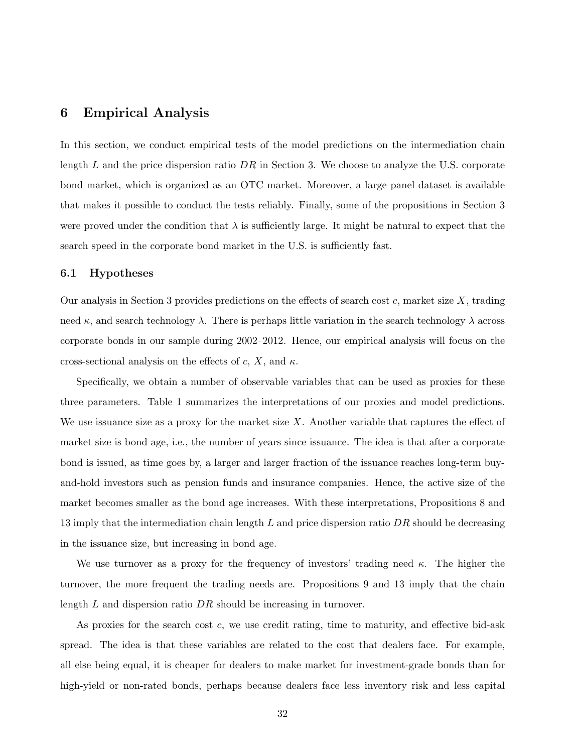# 6 Empirical Analysis

In this section, we conduct empirical tests of the model predictions on the intermediation chain length $L$ and the price dispersion ratio $DR$ in Section 3. We choose to analyze the U.S. corporate bond market, which is organized as an OTC market. Moreover, a large panel dataset is available that makes it possible to conduct the tests reliably. Finally, some of the propositions in Section 3 were proved under the condition that $\lambda$ is sufficiently large. It might be natural to expect that the search speed in the corporate bond market in the U.S. is sufficiently fast.

## 6.1 Hypotheses

Our analysis in Section 3 provides predictions on the effects of search cost $c$, market size $X$, trading need $\kappa$, and search technology $\lambda$. There is perhaps little variation in the search technology $\lambda$ across corporate bonds in our sample during 2002–2012. Hence, our empirical analysis will focus on the cross-sectional analysis on the effects of $c$, $X$, and $\kappa$.

Specifically, we obtain a number of observable variables that can be used as proxies for these three parameters. Table 1 summarizes the interpretations of our proxies and model predictions. We use issuance size as a proxy for the market size $X$. Another variable that captures the effect of market size is bond age, i.e., the number of years since issuance. The idea is that after a corporate bond is issued, as time goes by, a larger and larger fraction of the issuance reaches long-term buy-and-hold investors such as pension funds and insurance companies. Hence, the active size of the market becomes smaller as the bond age increases. With these interpretations, Propositions 8 and 13 imply that the intermediation chain length $L$ and price dispersion ratio $DR$ should be decreasing in the issuance size, but increasing in bond age.

We use turnover as a proxy for the frequency of investors' trading need $\kappa$. The higher the turnover, the more frequent the trading needs are. Propositions 9 and 13 imply that the chain length $L$ and dispersion ratio $DR$ should be increasing in turnover.

As proxies for the search cost $c$, we use credit rating, time to maturity, and effective bid-ask spread. The idea is that these variables are related to the cost that dealers face. For example, all else being equal, it is cheaper for dealers to make market for investment-grade bonds than for high-yield or non-rated bonds, perhaps because dealers face less inventory risk and less capital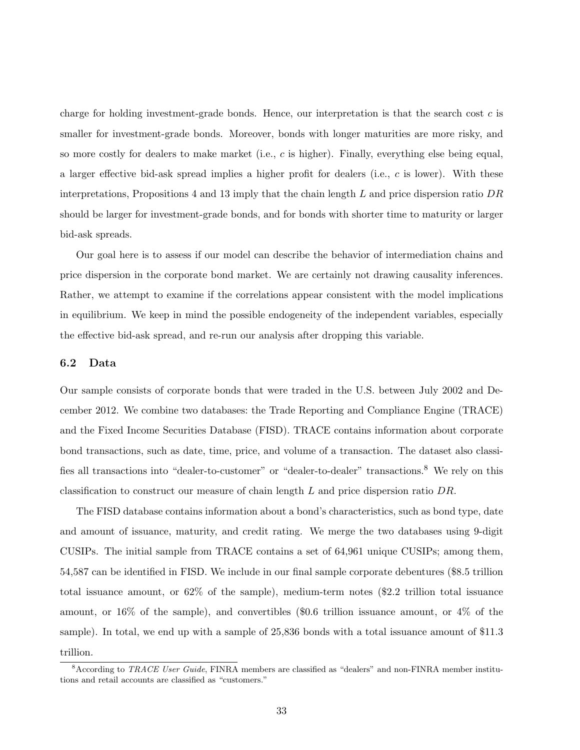charge for holding investment-grade bonds. Hence, our interpretation is that the search cost $c$ is smaller for investment-grade bonds. Moreover, bonds with longer maturities are more risky, and so more costly for dealers to make market (i.e., $c$ is higher). Finally, everything else being equal, a larger effective bid-ask spread implies a higher profit for dealers (i.e., $c$ is lower). With these interpretations, Propositions 4 and 13 imply that the chain length $L$ and price dispersion ratio $DR$ should be larger for investment-grade bonds, and for bonds with shorter time to maturity or larger bid-ask spreads.

Our goal here is to assess if our model can describe the behavior of intermediation chains and price dispersion in the corporate bond market. We are certainly not drawing causality inferences. Rather, we attempt to examine if the correlations appear consistent with the model implications in equilibrium. We keep in mind the possible endogeneity of the independent variables, especially the effective bid-ask spread, and re-run our analysis after dropping this variable.

### 6.2 Data

Our sample consists of corporate bonds that were traded in the U.S. between July 2002 and December 2012. We combine two databases: the Trade Reporting and Compliance Engine (TRACE) and the Fixed Income Securities Database (FISD). TRACE contains information about corporate bond transactions, such as date, time, price, and volume of a transaction. The dataset also classifies all transactions into "dealer-to-customer" or "dealer-to-dealer" transactions.[8] We rely on this classification to construct our measure of chain length $L$ and price dispersion ratio $DR$.

The FISD database contains information about a bond's characteristics, such as bond type, date and amount of issuance, maturity, and credit rating. We merge the two databases using 9-digit CUSIPs. The initial sample from TRACE contains a set of 64,961 unique CUSIPs; among them, 54,587 can be identified in FISD. We include in our final sample corporate debentures ($8.5 trillion total issuance amount, or 62% of the sample), medium-term notes ($2.2 trillion total issuance amount, or 16% of the sample), and convertibles ($0.6 trillion issuance amount, or 4% of the sample). In total, we end up with a sample of 25,836 bonds with a total issuance amount of $11.3 trillion.

[8] According to *TRACE User Guide*, FINRA members are classified as "dealers" and non-FINRA member institutions and retail accounts are classified as "customers."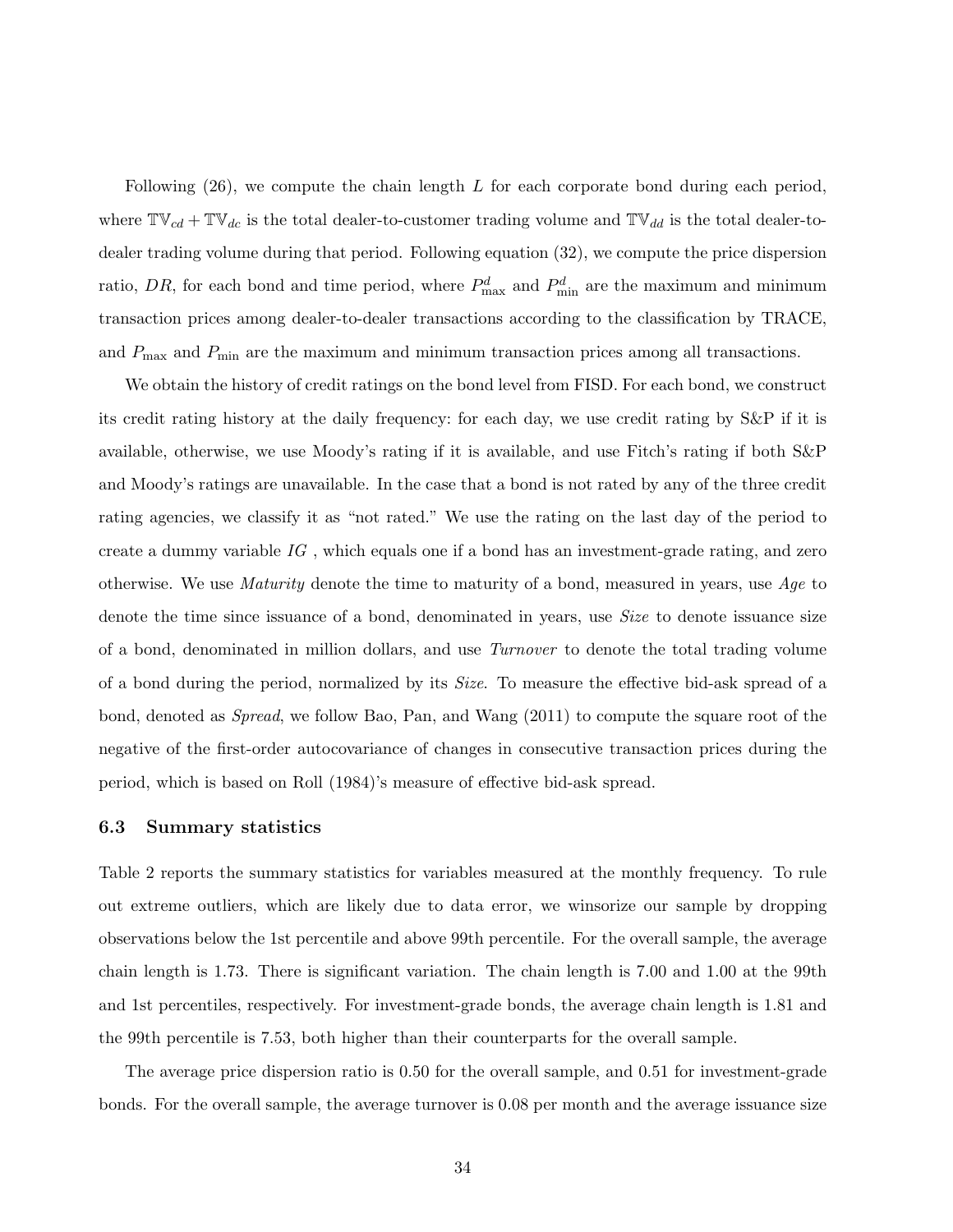Following (26), we compute the chain length $L$ for each corporate bond during each period, where $\mathbb{TV}_{cd} + \mathbb{TV}_{dc}$ is the total dealer-to-customer trading volume and $\mathbb{TV}_{dd}$ is the total dealer-to-dealer trading volume during that period. Following equation (32), we compute the price dispersion ratio, $DR$, for each bond and time period, where $P^d_{\max}$ and $P^d_{\min}$ are the maximum and minimum transaction prices among dealer-to-dealer transactions according to the classification by TRACE, and $P_{\max}$ and $P_{\min}$ are the maximum and minimum transaction prices among all transactions.

We obtain the history of credit ratings on the bond level from FISD. For each bond, we construct its credit rating history at the daily frequency: for each day, we use credit rating by S&P if it is available, otherwise, we use Moody's rating if it is available, and use Fitch's rating if both S&P and Moody's ratings are unavailable. In the case that a bond is not rated by any of the three credit rating agencies, we classify it as "not rated." We use the rating on the last day of the period to create a dummy variable $IG$ , which equals one if a bond has an investment-grade rating, and zero otherwise. We use *Maturity* denote the time to maturity of a bond, measured in years, use *Age* to denote the time since issuance of a bond, denominated in years, use *Size* to denote issuance size of a bond, denominated in million dollars, and use *Turnover* to denote the total trading volume of a bond during the period, normalized by its *Size*. To measure the effective bid-ask spread of a bond, denoted as *Spread*, we follow Bao, Pan, and Wang (2011) to compute the square root of the negative of the first-order autocovariance of changes in consecutive transaction prices during the period, which is based on Roll (1984)'s measure of effective bid-ask spread.

### 6.3 Summary statistics

Table 2 reports the summary statistics for variables measured at the monthly frequency. To rule out extreme outliers, which are likely due to data error, we winsorize our sample by dropping observations below the 1st percentile and above 99th percentile. For the overall sample, the average chain length is 1.73. There is significant variation. The chain length is 7.00 and 1.00 at the 99th and 1st percentiles, respectively. For investment-grade bonds, the average chain length is 1.81 and the 99th percentile is 7.53, both higher than their counterparts for the overall sample.

The average price dispersion ratio is 0.50 for the overall sample, and 0.51 for investment-grade bonds. For the overall sample, the average turnover is 0.08 per month and the average issuance size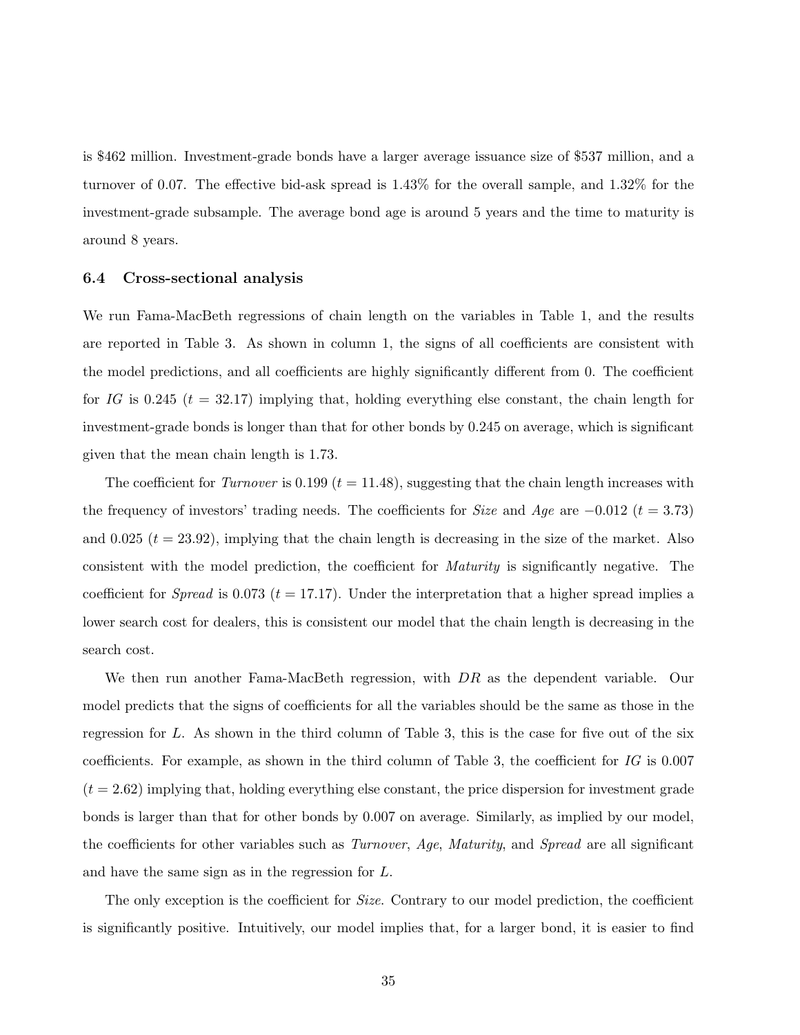is \$462 million. Investment-grade bonds have a larger average issuance size of \$537 million, and a turnover of 0.07. The effective bid-ask spread is 1.43% for the overall sample, and 1.32% for the investment-grade subsample. The average bond age is around 5 years and the time to maturity is around 8 years.

### 6.4 Cross-sectional analysis

We run Fama-MacBeth regressions of chain length on the variables in Table 1, and the results are reported in Table 3. As shown in column 1, the signs of all coefficients are consistent with the model predictions, and all coefficients are highly significantly different from 0. The coefficient for *IG* is 0.245 ($t = 32.17$) implying that, holding everything else constant, the chain length for investment-grade bonds is longer than that for other bonds by 0.245 on average, which is significant given that the mean chain length is 1.73.

The coefficient for *Turnover* is 0.199 ($t = 11.48$), suggesting that the chain length increases with the frequency of investors' trading needs. The coefficients for *Size* and *Age* are $-0.012$ ($t = 3.73$) and 0.025 ($t = 23.92$), implying that the chain length is decreasing in the size of the market. Also consistent with the model prediction, the coefficient for *Maturity* is significantly negative. The coefficient for *Spread* is 0.073 ($t = 17.17$). Under the interpretation that a higher spread implies a lower search cost for dealers, this is consistent our model that the chain length is decreasing in the search cost.

We then run another Fama-MacBeth regression, with $DR$ as the dependent variable. Our model predicts that the signs of coefficients for all the variables should be the same as those in the regression for $L$. As shown in the third column of Table 3, this is the case for five out of the six coefficients. For example, as shown in the third column of Table 3, the coefficient for *IG* is 0.007 ($t = 2.62$) implying that, holding everything else constant, the price dispersion for investment grade bonds is larger than that for other bonds by 0.007 on average. Similarly, as implied by our model, the coefficients for other variables such as *Turnover*, *Age*, *Maturity*, and *Spread* are all significant and have the same sign as in the regression for $L$.

The only exception is the coefficient for *Size*. Contrary to our model prediction, the coefficient is significantly positive. Intuitively, our model implies that, for a larger bond, it is easier to find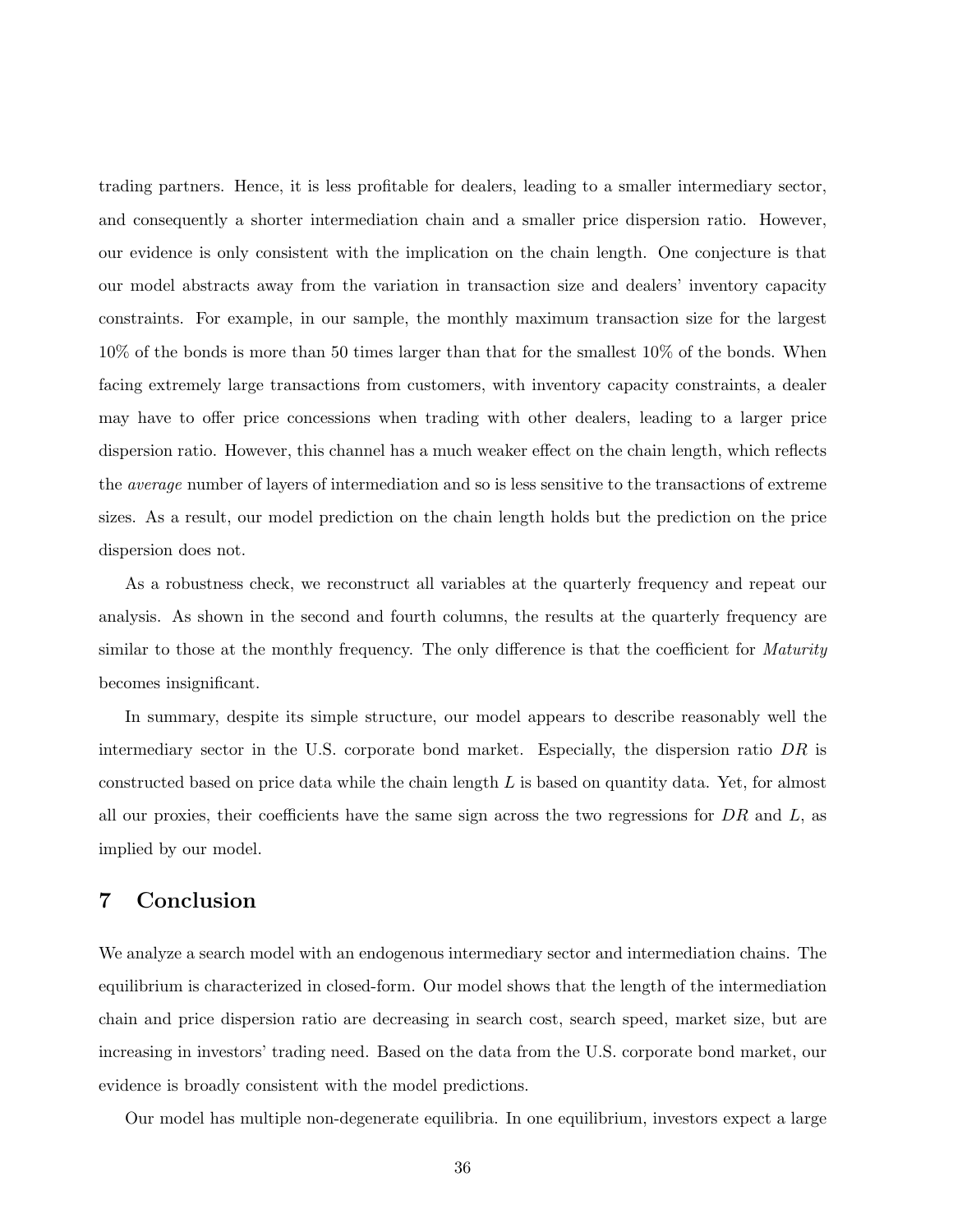trading partners. Hence, it is less profitable for dealers, leading to a smaller intermediary sector, and consequently a shorter intermediation chain and a smaller price dispersion ratio. However, our evidence is only consistent with the implication on the chain length. One conjecture is that our model abstracts away from the variation in transaction size and dealers' inventory capacity constraints. For example, in our sample, the monthly maximum transaction size for the largest 10% of the bonds is more than 50 times larger than that for the smallest 10% of the bonds. When facing extremely large transactions from customers, with inventory capacity constraints, a dealer may have to offer price concessions when trading with other dealers, leading to a larger price dispersion ratio. However, this channel has a much weaker effect on the chain length, which reflects the *average* number of layers of intermediation and so is less sensitive to the transactions of extreme sizes. As a result, our model prediction on the chain length holds but the prediction on the price dispersion does not.

As a robustness check, we reconstruct all variables at the quarterly frequency and repeat our analysis. As shown in the second and fourth columns, the results at the quarterly frequency are similar to those at the monthly frequency. The only difference is that the coefficient for *Maturity* becomes insignificant.

In summary, despite its simple structure, our model appears to describe reasonably well the intermediary sector in the U.S. corporate bond market. Especially, the dispersion ratio $DR$ is constructed based on price data while the chain length $L$ is based on quantity data. Yet, for almost all our proxies, their coefficients have the same sign across the two regressions for $DR$ and $L$, as implied by our model.

## 7 Conclusion

We analyze a search model with an endogenous intermediary sector and intermediation chains. The equilibrium is characterized in closed-form. Our model shows that the length of the intermediation chain and price dispersion ratio are decreasing in search cost, search speed, market size, but are increasing in investors' trading need. Based on the data from the U.S. corporate bond market, our evidence is broadly consistent with the model predictions.

Our model has multiple non-degenerate equilibria. In one equilibrium, investors expect a large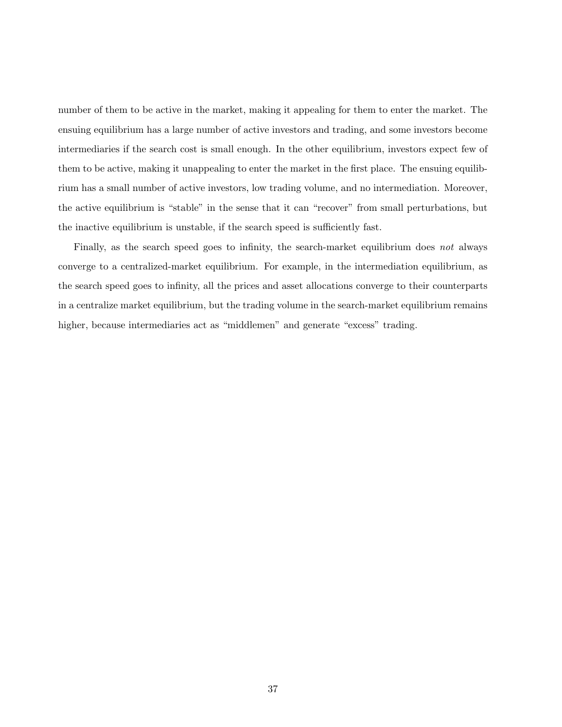number of them to be active in the market, making it appealing for them to enter the market. The ensuing equilibrium has a large number of active investors and trading, and some investors become intermediaries if the search cost is small enough. In the other equilibrium, investors expect few of them to be active, making it unappealing to enter the market in the first place. The ensuing equilibrium has a small number of active investors, low trading volume, and no intermediation. Moreover, the active equilibrium is "stable" in the sense that it can "recover" from small perturbations, but the inactive equilibrium is unstable, if the search speed is sufficiently fast.

Finally, as the search speed goes to infinity, the search-market equilibrium does *not* always converge to a centralized-market equilibrium. For example, in the intermediation equilibrium, as the search speed goes to infinity, all the prices and asset allocations converge to their counterparts in a centralize market equilibrium, but the trading volume in the search-market equilibrium remains higher, because intermediaries act as "middlemen" and generate "excess" trading.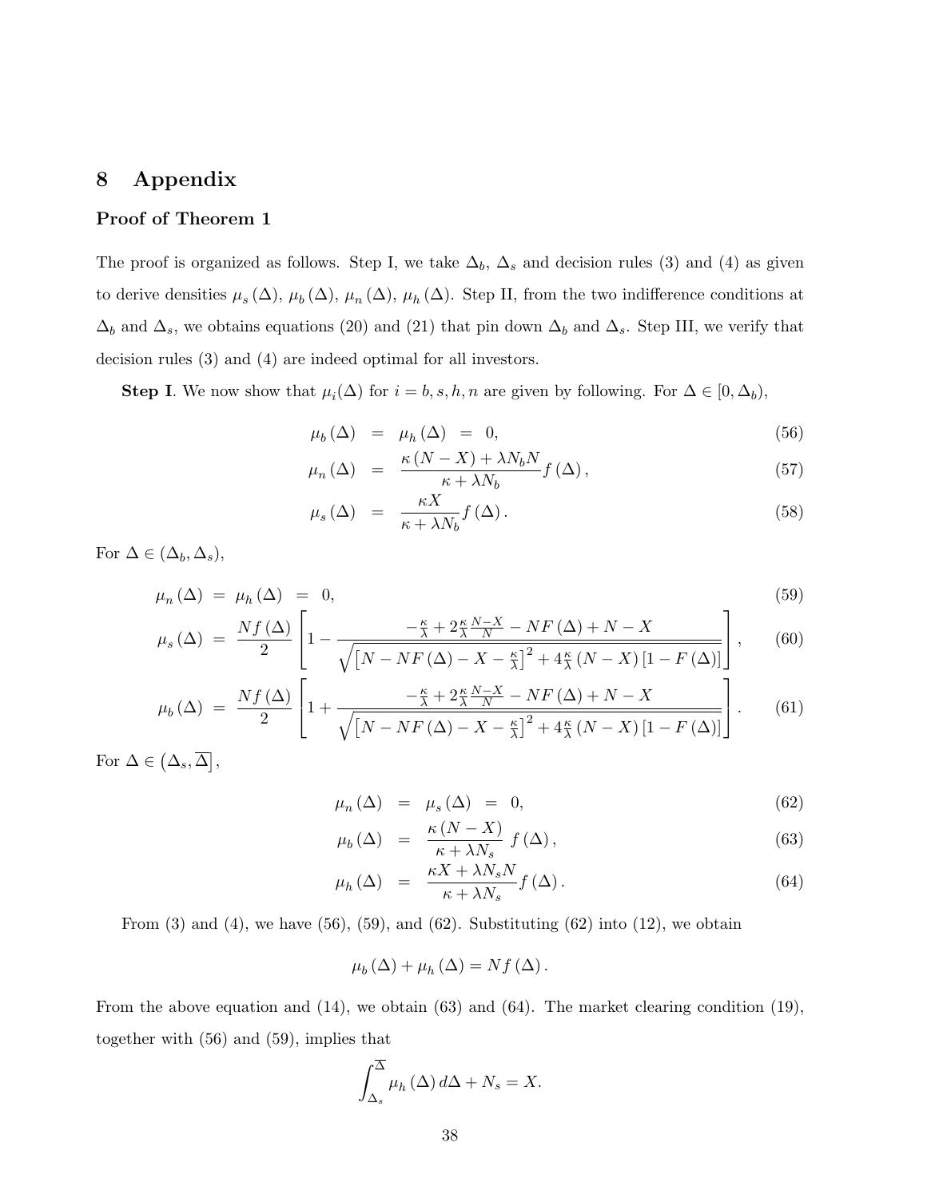# 8 Appendix

**Proof of Theorem 1**

The proof is organized as follows. Step I, we take $\Delta_b$, $\Delta_s$ and decision rules (3) and (4) as given to derive densities $\mu_s(\Delta)$, $\mu_b(\Delta)$, $\mu_n(\Delta)$, $\mu_h(\Delta)$. Step II, from the two indifference conditions at $\Delta_b$ and $\Delta_s$, we obtains equations (20) and (21) that pin down $\Delta_b$ and $\Delta_s$. Step III, we verify that decision rules (3) and (4) are indeed optimal for all investors.

**Step I**. We now show that $\mu_i(\Delta)$ for $i = b, s, h, n$ are given by following. For $\Delta \in [0, \Delta_b)$,

$$\mu_b(\Delta) = \mu_h(\Delta) = 0, \tag{56}$$

$$\mu_n(\Delta) = \frac{\kappa(N - X) + \lambda N_b N}{\kappa + \lambda N_b} f(\Delta), \tag{57}$$

$$\mu_s(\Delta) = \frac{\kappa X}{\kappa + \lambda N_b} f(\Delta). \tag{58}$$

For $\Delta \in (\Delta_b, \Delta_s)$,

$$\mu_n(\Delta) = \mu_h(\Delta) = 0, \tag{59}$$

$$\mu_s(\Delta) = \frac{Nf(\Delta)}{2}\left[1 - \frac{-\frac{\kappa}{\lambda} + 2\frac{\kappa}{\lambda}\frac{N-X}{N} - NF(\Delta) + N - X}{\sqrt{\left[N - NF(\Delta) - X - \frac{\kappa}{\lambda}\right]^2 + 4\frac{\kappa}{\lambda}(N - X)\left[1 - F(\Delta)\right]}}\right], \tag{60}$$

$$\mu_b(\Delta) = \frac{Nf(\Delta)}{2}\left[1 + \frac{-\frac{\kappa}{\lambda} + 2\frac{\kappa}{\lambda}\frac{N-X}{N} - NF(\Delta) + N - X}{\sqrt{\left[N - NF(\Delta) - X - \frac{\kappa}{\lambda}\right]^2 + 4\frac{\kappa}{\lambda}(N - X)\left[1 - F(\Delta)\right]}}\right]. \tag{61}$$

For $\Delta \in \left(\Delta_s, \overline{\Delta}\right]$,

$$\mu_n(\Delta) = \mu_s(\Delta) = 0, \tag{62}$$

$$\mu_b(\Delta) = \frac{\kappa(N - X)}{\kappa + \lambda N_s} f(\Delta), \tag{63}$$

$$\mu_h(\Delta) = \frac{\kappa X + \lambda N_s N}{\kappa + \lambda N_s} f(\Delta). \tag{64}$$

From (3) and (4), we have (56), (59), and (62). Substituting (62) into (12), we obtain

$$\mu_b(\Delta) + \mu_h(\Delta) = Nf(\Delta).$$

From the above equation and (14), we obtain (63) and (64). The market clearing condition (19), together with (56) and (59), implies that

$$\int_{\Delta_s}^{\overline{\Delta}} \mu_h(\Delta)\, d\Delta + N_s = X.$$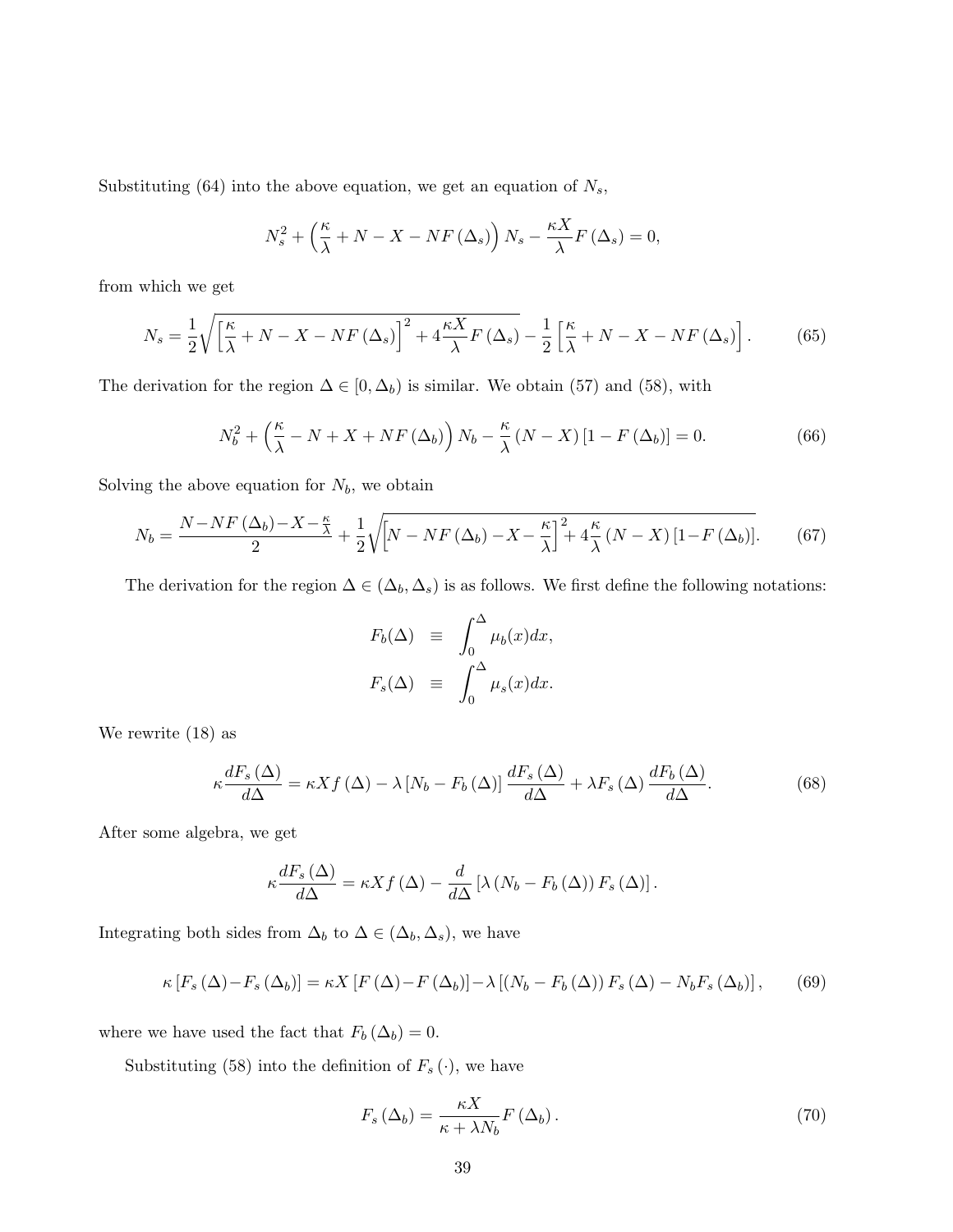Substituting (64) into the above equation, we get an equation of $N_s$,

$$N_s^2 + \left(\frac{\kappa}{\lambda} + N - X - NF(\Delta_s)\right) N_s - \frac{\kappa X}{\lambda} F(\Delta_s) = 0,$$

from which we get

$$N_s = \frac{1}{2}\sqrt{\left[\frac{\kappa}{\lambda} + N - X - NF(\Delta_s)\right]^2 + 4\frac{\kappa X}{\lambda} F(\Delta_s)} - \frac{1}{2}\left[\frac{\kappa}{\lambda} + N - X - NF(\Delta_s)\right]. \tag{65}$$

The derivation for the region $\Delta \in [0, \Delta_b)$ is similar. We obtain (57) and (58), with

$$N_b^2 + \left(\frac{\kappa}{\lambda} - N + X + NF(\Delta_b)\right) N_b - \frac{\kappa}{\lambda}(N - X)\left[1 - F(\Delta_b)\right] = 0. \tag{66}$$

Solving the above equation for $N_b$, we obtain

$$N_b = \frac{N - NF(\Delta_b) - X - \frac{\kappa}{\lambda}}{2} + \frac{1}{2}\sqrt{\left[N - NF(\Delta_b) - X - \frac{\kappa}{\lambda}\right]^2 + 4\frac{\kappa}{\lambda}(N - X)\left[1 - F(\Delta_b)\right]}. \tag{67}$$

The derivation for the region $\Delta \in (\Delta_b, \Delta_s)$ is as follows. We first define the following notations:

$$\begin{aligned} F_b(\Delta) &\equiv \int_0^{\Delta} \mu_b(x)dx, \\ F_s(\Delta) &\equiv \int_0^{\Delta} \mu_s(x)dx. \end{aligned}$$

We rewrite (18) as

$$\kappa \frac{dF_s(\Delta)}{d\Delta} = \kappa X f(\Delta) - \lambda\left[N_b - F_b(\Delta)\right]\frac{dF_s(\Delta)}{d\Delta} + \lambda F_s(\Delta)\frac{dF_b(\Delta)}{d\Delta}. \tag{68}$$

After some algebra, we get

$$\kappa \frac{dF_s(\Delta)}{d\Delta} = \kappa X f(\Delta) - \frac{d}{d\Delta}\left[\lambda\left(N_b - F_b(\Delta)\right) F_s(\Delta)\right].$$

Integrating both sides from $\Delta_b$ to $\Delta \in (\Delta_b, \Delta_s)$, we have

$$\kappa\left[F_s(\Delta) - F_s(\Delta_b)\right] = \kappa X\left[F(\Delta) - F(\Delta_b)\right] - \lambda\left[\left(N_b - F_b(\Delta)\right) F_s(\Delta) - N_b F_s(\Delta_b)\right], \tag{69}$$

where we have used the fact that $F_b(\Delta_b) = 0$.

Substituting (58) into the definition of $F_s(\cdot)$, we have

$$F_s(\Delta_b) = \frac{\kappa X}{\kappa + \lambda N_b} F(\Delta_b). \tag{70}$$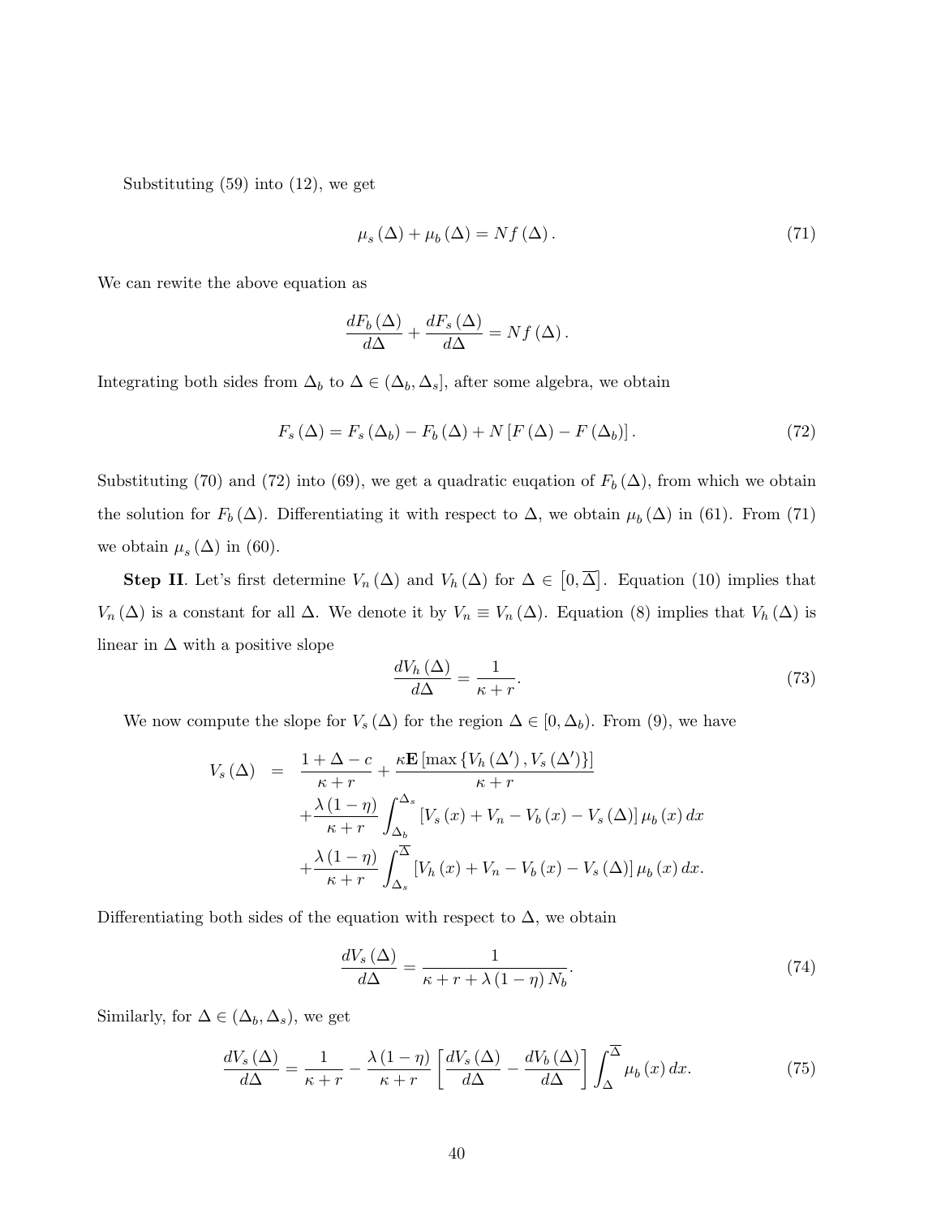Substituting (59) into (12), we get

$$\mu_s(\Delta) + \mu_b(\Delta) = N f(\Delta). \tag{71}$$

We can rewite the above equation as

$$\frac{dF_b(\Delta)}{d\Delta} + \frac{dF_s(\Delta)}{d\Delta} = N f(\Delta).$$

Integrating both sides from $\Delta_b$ to $\Delta \in (\Delta_b, \Delta_s]$, after some algebra, we obtain

$$F_s(\Delta) = F_s(\Delta_b) - F_b(\Delta) + N[F(\Delta) - F(\Delta_b)]. \tag{72}$$

Substituting (70) and (72) into (69), we get a quadratic euqation of $F_b(\Delta)$, from which we obtain the solution for $F_b(\Delta)$. Differentiating it with respect to $\Delta$, we obtain $\mu_b(\Delta)$ in (61). From (71) we obtain $\mu_s(\Delta)$ in (60).

**Step II**. Let's first determine $V_n(\Delta)$ and $V_h(\Delta)$ for $\Delta \in [0, \overline{\Delta}]$. Equation (10) implies that $V_n(\Delta)$ is a constant for all $\Delta$. We denote it by $V_n \equiv V_n(\Delta)$. Equation (8) implies that $V_h(\Delta)$ is linear in $\Delta$ with a positive slope

$$\frac{dV_h(\Delta)}{d\Delta} = \frac{1}{\kappa + r}. \tag{73}$$

We now compute the slope for $V_s(\Delta)$ for the region $\Delta \in [0, \Delta_b)$. From (9), we have

$$\begin{aligned}
V_s(\Delta) &= \frac{1 + \Delta - c}{\kappa + r} + \frac{\kappa \mathbf{E}[\max\{V_h(\Delta'), V_s(\Delta')\}]}{\kappa + r} \\
&\quad + \frac{\lambda(1-\eta)}{\kappa + r} \int_{\Delta_b}^{\Delta_s} [V_s(x) + V_n - V_b(x) - V_s(\Delta)] \mu_b(x) \, dx \\
&\quad + \frac{\lambda(1-\eta)}{\kappa + r} \int_{\Delta_s}^{\overline{\Delta}} [V_h(x) + V_n - V_b(x) - V_s(\Delta)] \mu_b(x) \, dx.
\end{aligned}$$

Differentiating both sides of the equation with respect to $\Delta$, we obtain

$$\frac{dV_s(\Delta)}{d\Delta} = \frac{1}{\kappa + r + \lambda(1-\eta) N_b}. \tag{74}$$

Similarly, for $\Delta \in (\Delta_b, \Delta_s)$, we get

$$\frac{dV_s(\Delta)}{d\Delta} = \frac{1}{\kappa + r} - \frac{\lambda(1-\eta)}{\kappa + r} \left[ \frac{dV_s(\Delta)}{d\Delta} - \frac{dV_b(\Delta)}{d\Delta} \right] \int_{\Delta}^{\overline{\Delta}} \mu_b(x) \, dx. \tag{75}$$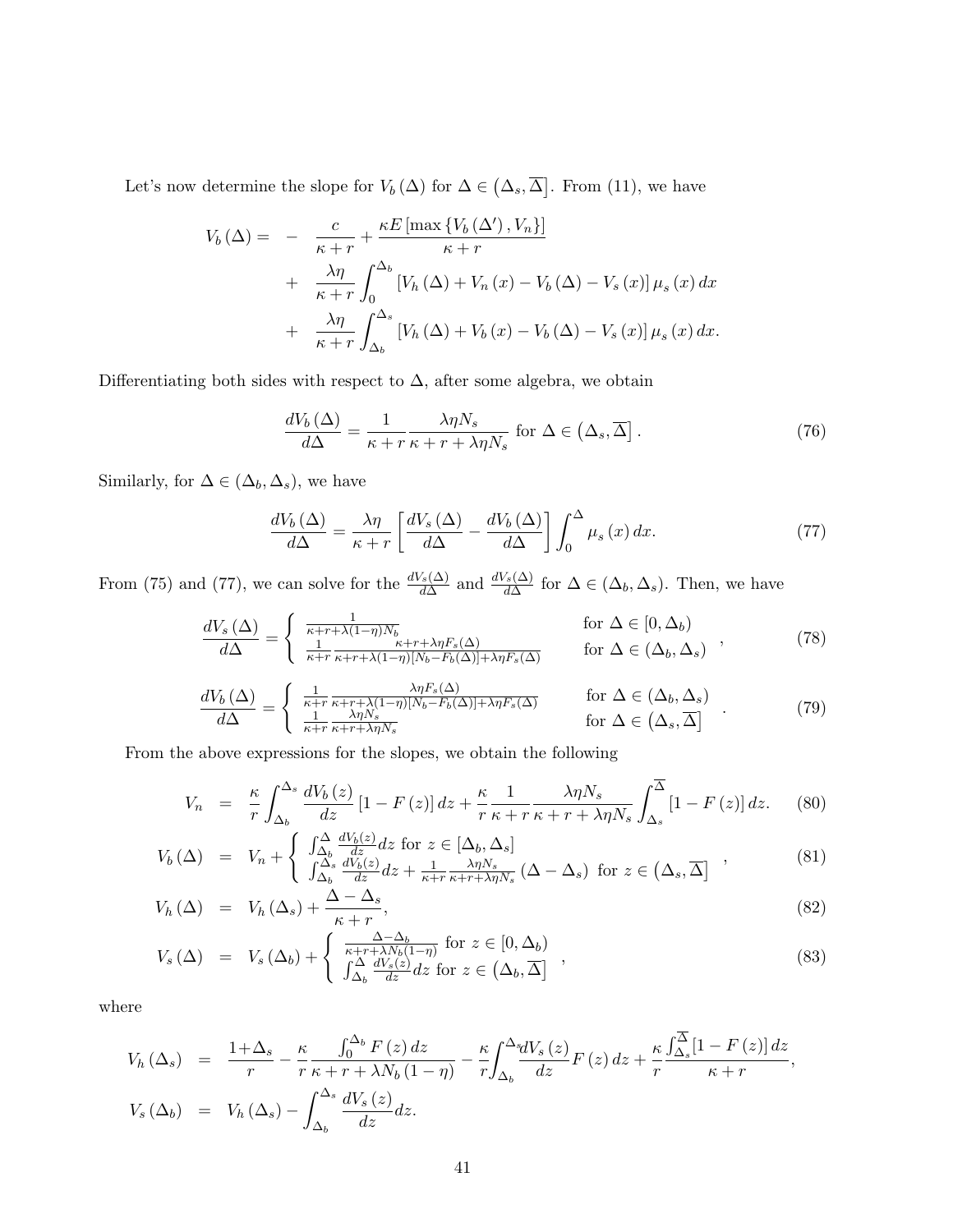Let's now determine the slope for $V_b(\Delta)$ for $\Delta \in (\Delta_s, \overline{\Delta}]$. From (11), we have

$$
\begin{aligned}
V_b(\Delta) = & - \frac{c}{\kappa + r} + \frac{\kappa E\left[\max\left\{V_b(\Delta'), V_n\right\}\right]}{\kappa + r} \\
& + \frac{\lambda \eta}{\kappa + r} \int_0^{\Delta_b} \left[V_h(\Delta) + V_n(x) - V_b(\Delta) - V_s(x)\right] \mu_s(x)\, dx \\
& + \frac{\lambda \eta}{\kappa + r} \int_{\Delta_b}^{\Delta_s} \left[V_h(\Delta) + V_b(x) - V_b(\Delta) - V_s(x)\right] \mu_s(x)\, dx.
\end{aligned}
$$

Differentiating both sides with respect to $\Delta$, after some algebra, we obtain

$$
\frac{dV_b(\Delta)}{d\Delta} = \frac{1}{\kappa + r} \frac{\lambda \eta N_s}{\kappa + r + \lambda \eta N_s} \text{ for } \Delta \in (\Delta_s, \overline{\Delta}]. \tag{76}
$$

Similarly, for $\Delta \in (\Delta_b, \Delta_s)$, we have

$$
\frac{dV_b(\Delta)}{d\Delta} = \frac{\lambda \eta}{\kappa + r} \left[\frac{dV_s(\Delta)}{d\Delta} - \frac{dV_b(\Delta)}{d\Delta}\right] \int_0^{\Delta} \mu_s(x)\, dx. \tag{77}
$$

From (75) and (77), we can solve for the $\frac{dV_s(\Delta)}{d\Delta}$ and $\frac{dV_s(\Delta)}{d\Delta}$ for $\Delta \in (\Delta_b, \Delta_s)$. Then, we have

$$
\frac{dV_s(\Delta)}{d\Delta} = \begin{cases} \frac{1}{\kappa + r + \lambda(1-\eta) N_b} & \text{for } \Delta \in [0, \Delta_b) \\ \frac{1}{\kappa + r} \frac{\kappa + r + \lambda \eta F_s(\Delta)}{\kappa + r + \lambda(1-\eta)[N_b - F_b(\Delta)] + \lambda \eta F_s(\Delta)} & \text{for } \Delta \in (\Delta_b, \Delta_s) \end{cases}, \tag{78}
$$

$$
\frac{dV_b(\Delta)}{d\Delta} = \begin{cases} \frac{1}{\kappa + r} \frac{\lambda \eta F_s(\Delta)}{\kappa + r + \lambda(1-\eta)[N_b - F_b(\Delta)] + \lambda \eta F_s(\Delta)} & \text{for } \Delta \in (\Delta_b, \Delta_s) \\ \frac{1}{\kappa + r} \frac{\lambda \eta N_s}{\kappa + r + \lambda \eta N_s} & \text{for } \Delta \in (\Delta_s, \overline{\Delta}] \end{cases}. \tag{79}
$$

From the above expressions for the slopes, we obtain the following

$$
\begin{aligned}
V_n &= \frac{\kappa}{r} \int_{\Delta_b}^{\Delta_s} \frac{dV_b(z)}{dz} [1 - F(z)]\, dz + \frac{\kappa}{r} \frac{1}{\kappa + r} \frac{\lambda \eta N_s}{\kappa + r + \lambda \eta N_s} \int_{\Delta_s}^{\overline{\Delta}} [1 - F(z)]\, dz. & (80) \\
V_b(\Delta) &= V_n + \begin{cases} \int_{\Delta_b}^{\Delta} \frac{dV_b(z)}{dz} dz \text{ for } z \in [\Delta_b, \Delta_s] \\ \int_{\Delta_b}^{\Delta_s} \frac{dV_b(z)}{dz} dz + \frac{1}{\kappa + r} \frac{\lambda \eta N_s}{\kappa + r + \lambda \eta N_s} (\Delta - \Delta_s) \text{ for } z \in (\Delta_s, \overline{\Delta}] \end{cases}, & (81) \\
V_h(\Delta) &= V_h(\Delta_s) + \frac{\Delta - \Delta_s}{\kappa + r}, & (82) \\
V_s(\Delta) &= V_s(\Delta_b) + \begin{cases} \frac{\Delta - \Delta_b}{\kappa + r + \lambda N_b (1-\eta)} \text{ for } z \in [0, \Delta_b) \\ \int_{\Delta_b}^{\Delta} \frac{dV_s(z)}{dz} dz \text{ for } z \in (\Delta_b, \overline{\Delta}] \end{cases}, & (83)
\end{aligned}
$$

where

$$
\begin{aligned}
V_h(\Delta_s) &= \frac{1 + \Delta_s}{r} - \frac{\kappa}{r} \frac{\int_0^{\Delta_b} F(z)\, dz}{\kappa + r + \lambda N_b (1-\eta)} - \frac{\kappa}{r} \int_{\Delta_b}^{\Delta_s} \frac{dV_s(z)}{dz} F(z)\, dz + \frac{\kappa}{r} \frac{\int_{\Delta_s}^{\overline{\Delta}} [1 - F(z)]\, dz}{\kappa + r}, \\
V_s(\Delta_b) &= V_h(\Delta_s) - \int_{\Delta_b}^{\Delta_s} \frac{dV_s(z)}{dz} dz.
\end{aligned}
$$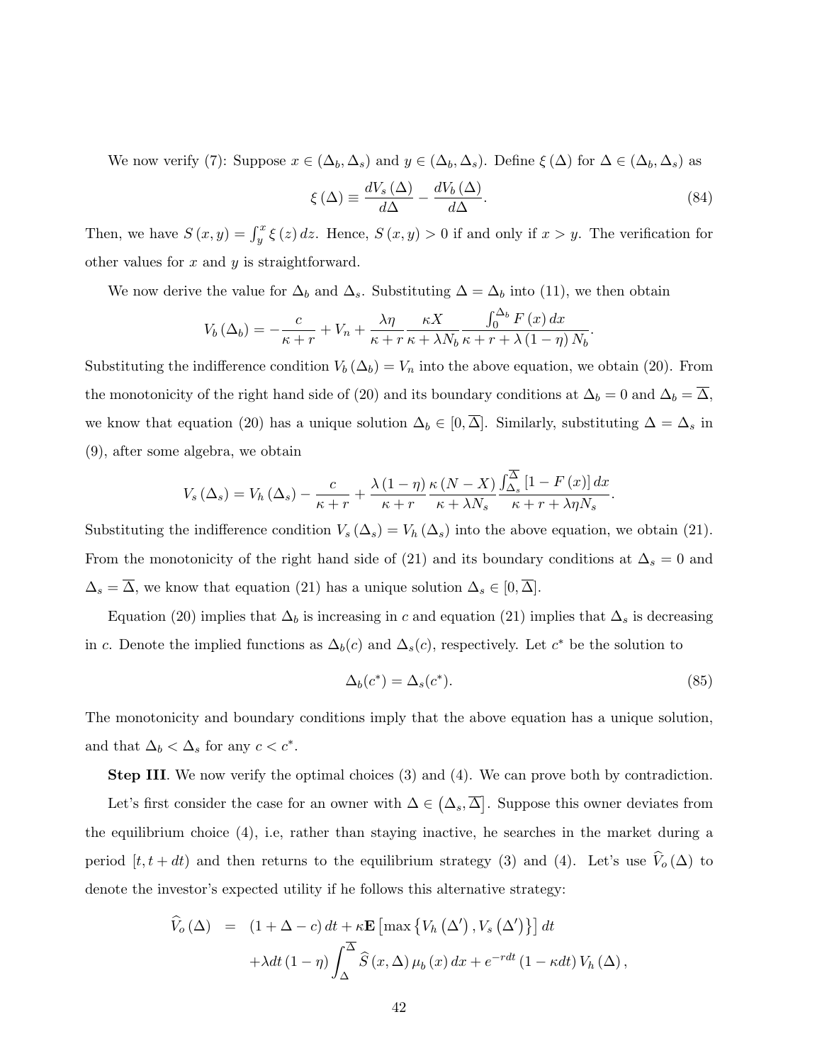We now verify (7): Suppose $x \in (\Delta_b, \Delta_s)$ and $y \in (\Delta_b, \Delta_s)$. Define $\xi(\Delta)$ for $\Delta \in (\Delta_b, \Delta_s)$ as

$$\xi(\Delta) \equiv \frac{dV_s(\Delta)}{d\Delta} - \frac{dV_b(\Delta)}{d\Delta}. \tag{84}$$

Then, we have $S(x, y) = \int_y^x \xi(z)\, dz$. Hence, $S(x, y) > 0$ if and only if $x > y$. The verification for other values for $x$ and $y$ is straightforward.

We now derive the value for $\Delta_b$ and $\Delta_s$. Substituting $\Delta = \Delta_b$ into (11), we then obtain

$$V_b(\Delta_b) = -\frac{c}{\kappa + r} + V_n + \frac{\lambda\eta}{\kappa + r}\frac{\kappa X}{\kappa + \lambda N_b}\frac{\int_0^{\Delta_b} F(x)\, dx}{\kappa + r + \lambda(1 - \eta) N_b}.$$

Substituting the indifference condition $V_b(\Delta_b) = V_n$ into the above equation, we obtain (20). From the monotonicity of the right hand side of (20) and its boundary conditions at $\Delta_b = 0$ and $\Delta_b = \overline{\Delta}$, we know that equation (20) has a unique solution $\Delta_b \in [0, \overline{\Delta}]$. Similarly, substituting $\Delta = \Delta_s$ in (9), after some algebra, we obtain

$$V_s(\Delta_s) = V_h(\Delta_s) - \frac{c}{\kappa + r} + \frac{\lambda(1 - \eta)}{\kappa + r}\frac{\kappa(N - X)}{\kappa + \lambda N_s}\frac{\int_{\Delta_s}^{\overline{\Delta}} [1 - F(x)]\, dx}{\kappa + r + \lambda\eta N_s}.$$

Substituting the indifference condition $V_s(\Delta_s) = V_h(\Delta_s)$ into the above equation, we obtain (21). From the monotonicity of the right hand side of (21) and its boundary conditions at $\Delta_s = 0$ and $\Delta_s = \overline{\Delta}$, we know that equation (21) has a unique solution $\Delta_s \in [0, \overline{\Delta}]$.

Equation (20) implies that $\Delta_b$ is increasing in $c$ and equation (21) implies that $\Delta_s$ is decreasing in $c$. Denote the implied functions as $\Delta_b(c)$ and $\Delta_s(c)$, respectively. Let $c^*$ be the solution to

$$\Delta_b(c^*) = \Delta_s(c^*). \tag{85}$$

The monotonicity and boundary conditions imply that the above equation has a unique solution, and that $\Delta_b < \Delta_s$ for any $c < c^*$.

**Step III**. We now verify the optimal choices (3) and (4). We can prove both by contradiction.

Let's first consider the case for an owner with $\Delta \in (\Delta_s, \overline{\Delta}]$. Suppose this owner deviates from the equilibrium choice (4), i.e, rather than staying inactive, he searches in the market during a period $[t, t + dt)$ and then returns to the equilibrium strategy (3) and (4). Let's use $\widehat{V}_o(\Delta)$ to denote the investor's expected utility if he follows this alternative strategy:

$$\begin{aligned}
\widehat{V}_o(\Delta) &= (1 + \Delta - c)\, dt + \kappa \mathbf{E}\left[\max\left\{V_h(\Delta'), V_s(\Delta')\right\}\right] dt \\
&\quad + \lambda dt (1 - \eta) \int_{\Delta}^{\overline{\Delta}} \widehat{S}(x, \Delta)\, \mu_b(x)\, dx + e^{-r dt}(1 - \kappa dt)\, V_h(\Delta),
\end{aligned}$$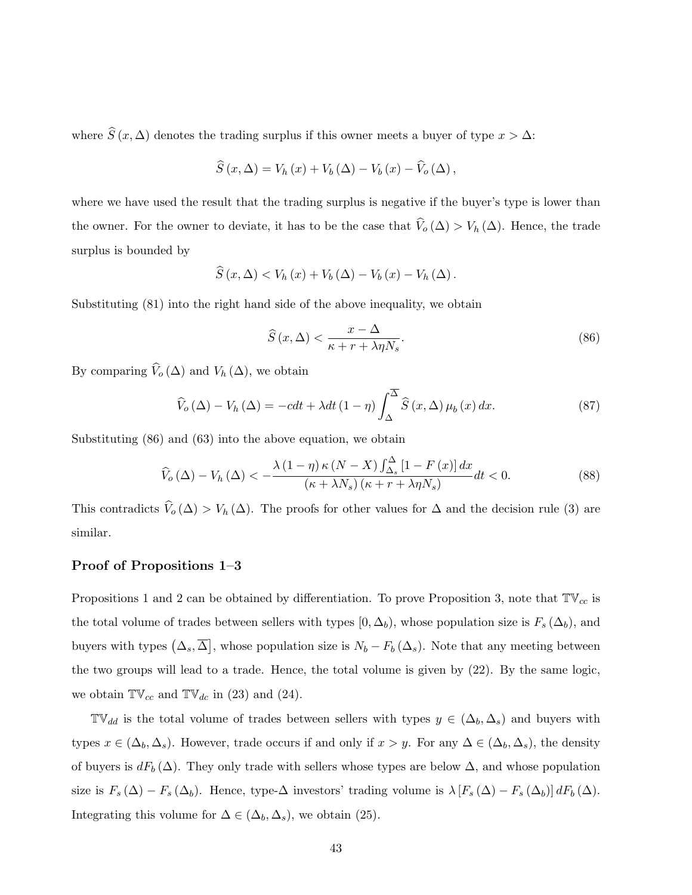where $\widehat{S}(x,\Delta)$ denotes the trading surplus if this owner meets a buyer of type $x > \Delta$:

$$\widehat{S}(x,\Delta) = V_h(x) + V_b(\Delta) - V_b(x) - \widehat{V}_o(\Delta),$$

where we have used the result that the trading surplus is negative if the buyer's type is lower than the owner. For the owner to deviate, it has to be the case that $\widehat{V}_o(\Delta) > V_h(\Delta)$. Hence, the trade surplus is bounded by

$$\widehat{S}(x,\Delta) < V_h(x) + V_b(\Delta) - V_b(x) - V_h(\Delta).$$

Substituting (81) into the right hand side of the above inequality, we obtain

$$\widehat{S}(x,\Delta) < \frac{x-\Delta}{\kappa + r + \lambda\eta N_s}. \tag{86}$$

By comparing $\widehat{V}_o(\Delta)$ and $V_h(\Delta)$, we obtain

$$\widehat{V}_o(\Delta) - V_h(\Delta) = -cdt + \lambda dt(1-\eta)\int_{\Delta}^{\overline{\Delta}} \widehat{S}(x,\Delta)\mu_b(x)\,dx. \tag{87}$$

Substituting (86) and (63) into the above equation, we obtain

$$\widehat{V}_o(\Delta) - V_h(\Delta) < -\frac{\lambda(1-\eta)\kappa(N-X)\int_{\Delta_s}^{\Delta}[1-F(x)]\,dx}{(\kappa+\lambda N_s)(\kappa+r+\lambda\eta N_s)}dt < 0. \tag{88}$$

This contradicts $\widehat{V}_o(\Delta) > V_h(\Delta)$. The proofs for other values for $\Delta$ and the decision rule (3) are similar.

### Proof of Propositions 1–3

Propositions 1 and 2 can be obtained by differentiation. To prove Proposition 3, note that $\mathbb{TV}_{cc}$ is the total volume of trades between sellers with types $[0,\Delta_b)$, whose population size is $F_s(\Delta_b)$, and buyers with types $\left(\Delta_s,\overline{\Delta}\right]$, whose population size is $N_b - F_b(\Delta_s)$. Note that any meeting between the two groups will lead to a trade. Hence, the total volume is given by (22). By the same logic, we obtain $\mathbb{TV}_{cc}$ and $\mathbb{TV}_{dc}$ in (23) and (24).

$\mathbb{TV}_{dd}$ is the total volume of trades between sellers with types $y \in (\Delta_b,\Delta_s)$ and buyers with types $x \in (\Delta_b,\Delta_s)$. However, trade occurs if and only if $x > y$. For any $\Delta \in (\Delta_b,\Delta_s)$, the density of buyers is $dF_b(\Delta)$. They only trade with sellers whose types are below $\Delta$, and whose population size is $F_s(\Delta) - F_s(\Delta_b)$. Hence, type-$\Delta$ investors' trading volume is $\lambda[F_s(\Delta) - F_s(\Delta_b)]\,dF_b(\Delta)$. Integrating this volume for $\Delta \in (\Delta_b,\Delta_s)$, we obtain (25).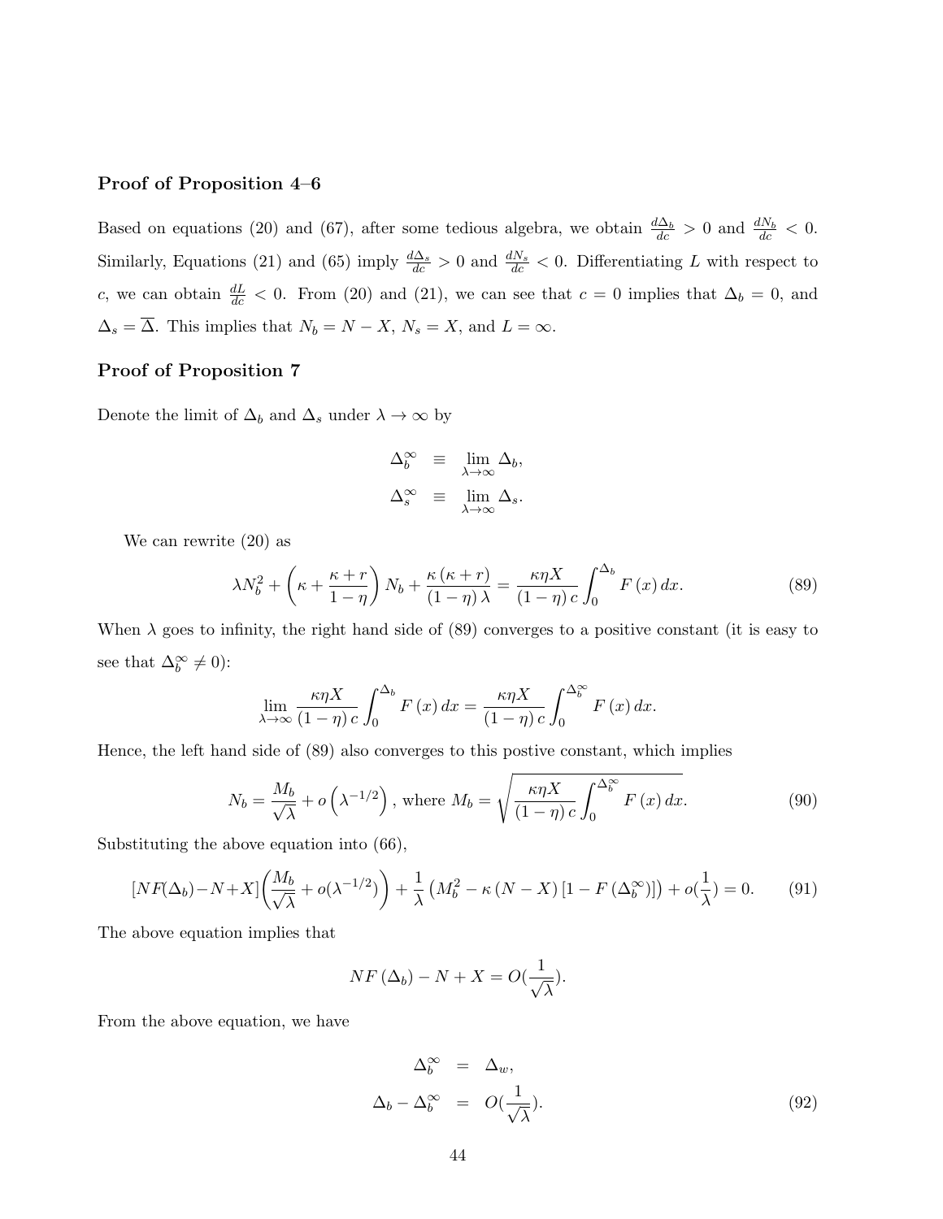### Proof of Proposition 4–6

Based on equations (20) and (67), after some tedious algebra, we obtain $\frac{d\Delta_b}{dc} > 0$ and $\frac{dN_b}{dc} < 0$. Similarly, Equations (21) and (65) imply $\frac{d\Delta_s}{dc} > 0$ and $\frac{dN_s}{dc} < 0$. Differentiating $L$ with respect to $c$, we can obtain $\frac{dL}{dc} < 0$. From (20) and (21), we can see that $c = 0$ implies that $\Delta_b = 0$, and $\Delta_s = \overline{\Delta}$. This implies that $N_b = N - X$, $N_s = X$, and $L = \infty$.

### Proof of Proposition 7

Denote the limit of $\Delta_b$ and $\Delta_s$ under $\lambda \to \infty$ by

$$
\begin{aligned}
\Delta_b^{\infty} &\equiv \lim_{\lambda \to \infty} \Delta_b, \\
\Delta_s^{\infty} &\equiv \lim_{\lambda \to \infty} \Delta_s.
\end{aligned}
$$

We can rewrite (20) as

$$
\lambda N_b^2 + \left( \kappa + \frac{\kappa + r}{1 - \eta} \right) N_b + \frac{\kappa (\kappa + r)}{(1 - \eta) \lambda} = \frac{\kappa \eta X}{(1 - \eta) c} \int_0^{\Delta_b} F(x) \, dx. \tag{89}
$$

When $\lambda$ goes to infinity, the right hand side of (89) converges to a positive constant (it is easy to see that $\Delta_b^{\infty} \neq 0$):

$$
\lim_{\lambda \to \infty} \frac{\kappa \eta X}{(1 - \eta) c} \int_0^{\Delta_b} F(x) \, dx = \frac{\kappa \eta X}{(1 - \eta) c} \int_0^{\Delta_b^{\infty}} F(x) \, dx.
$$

Hence, the left hand side of (89) also converges to this postive constant, which implies

$$
N_b = \frac{M_b}{\sqrt{\lambda}} + o\left( \lambda^{-1/2} \right), \text{ where } M_b = \sqrt{\frac{\kappa \eta X}{(1 - \eta) c} \int_0^{\Delta_b^{\infty}} F(x) \, dx}. \tag{90}
$$

Substituting the above equation into (66),

$$
[NF(\Delta_b) - N + X] \left( \frac{M_b}{\sqrt{\lambda}} + o(\lambda^{-1/2}) \right) + \frac{1}{\lambda} \left( M_b^2 - \kappa (N - X) \left[ 1 - F(\Delta_b^{\infty}) \right] \right) + o(\frac{1}{\lambda}) = 0. \tag{91}
$$

The above equation implies that

$$
NF(\Delta_b) - N + X = O(\frac{1}{\sqrt{\lambda}}).
$$

From the above equation, we have

$$
\begin{aligned}
\Delta_b^{\infty} &= \Delta_w, \\
\Delta_b - \Delta_b^{\infty} &= O(\frac{1}{\sqrt{\lambda}}).
\end{aligned} \tag{92}
$$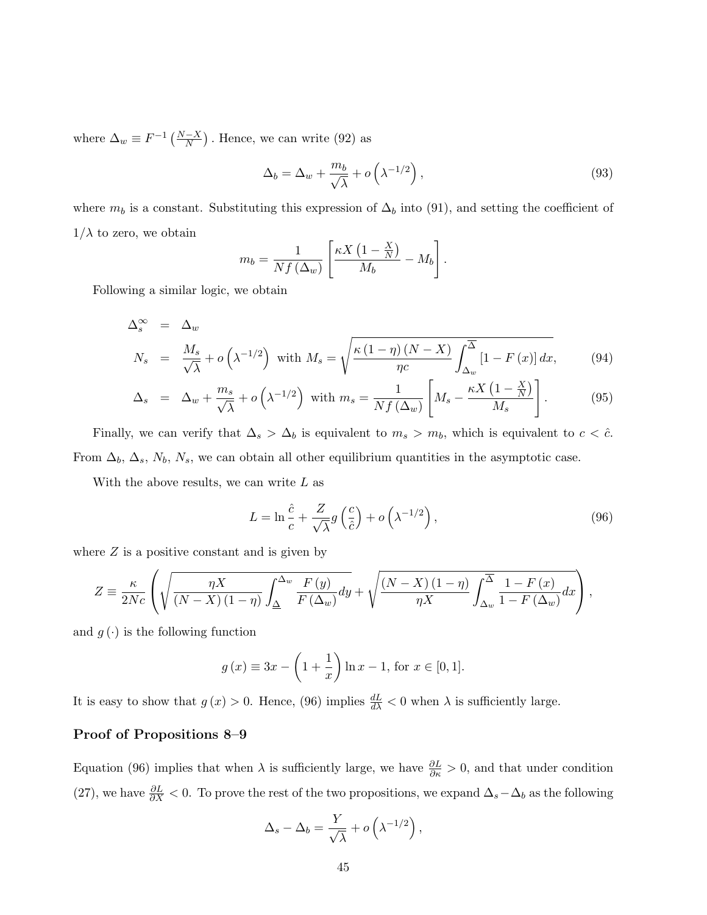where $\Delta_w \equiv F^{-1}\left(\frac{N-X}{N}\right)$. Hence, we can write (92) as

$$\Delta_b = \Delta_w + \frac{m_b}{\sqrt{\lambda}} + o\left(\lambda^{-1/2}\right), \tag{93}$$

where $m_b$ is a constant. Substituting this expression of $\Delta_b$ into (91), and setting the coefficient of $1/\lambda$ to zero, we obtain

$$m_b = \frac{1}{Nf(\Delta_w)}\left[\frac{\kappa X\left(1-\frac{X}{N}\right)}{M_b} - M_b\right].$$

Following a similar logic, we obtain

$$\begin{aligned}
\Delta_s^{\infty} &= \Delta_w \\
N_s &= \frac{M_s}{\sqrt{\lambda}} + o\left(\lambda^{-1/2}\right) \text{ with } M_s = \sqrt{\frac{\kappa(1-\eta)(N-X)}{\eta c}\int_{\Delta_w}^{\overline{\Delta}}[1-F(x)]\,dx}, \quad (94)\\
\Delta_s &= \Delta_w + \frac{m_s}{\sqrt{\lambda}} + o\left(\lambda^{-1/2}\right) \text{ with } m_s = \frac{1}{Nf(\Delta_w)}\left[M_s - \frac{\kappa X\left(1-\frac{X}{N}\right)}{M_s}\right]. \quad (95)
\end{aligned}$$

Finally, we can verify that $\Delta_s > \Delta_b$ is equivalent to $m_s > m_b$, which is equivalent to $c < \hat{c}$. From $\Delta_b$, $\Delta_s$, $N_b$, $N_s$, we can obtain all other equilibrium quantities in the asymptotic case.

With the above results, we can write $L$ as

$$L = \ln\frac{\hat{c}}{c} + \frac{Z}{\sqrt{\lambda}}g\left(\frac{c}{\hat{c}}\right) + o\left(\lambda^{-1/2}\right), \tag{96}$$

where $Z$ is a positive constant and is given by

$$Z \equiv \frac{\kappa}{2Nc}\left(\sqrt{\frac{\eta X}{(N-X)(1-\eta)}\int_{\underline{\Delta}}^{\Delta_w}\frac{F(y)}{F(\Delta_w)}dy} + \sqrt{\frac{(N-X)(1-\eta)}{\eta X}\int_{\Delta_w}^{\overline{\Delta}}\frac{1-F(x)}{1-F(\Delta_w)}dx}\right),$$

and $g(\cdot)$ is the following function

$$g(x) \equiv 3x - \left(1+\frac{1}{x}\right)\ln x - 1, \text{ for } x \in [0,1].$$

It is easy to show that $g(x) > 0$. Hence, (96) implies $\frac{dL}{d\lambda} < 0$ when $\lambda$ is sufficiently large.

## Proof of Propositions 8–9

Equation (96) implies that when $\lambda$ is sufficiently large, we have $\frac{\partial L}{\partial \kappa} > 0$, and that under condition (27), we have $\frac{\partial L}{\partial X} < 0$. To prove the rest of the two propositions, we expand $\Delta_s - \Delta_b$ as the following

$$\Delta_s - \Delta_b = \frac{Y}{\sqrt{\lambda}} + o\left(\lambda^{-1/2}\right),$$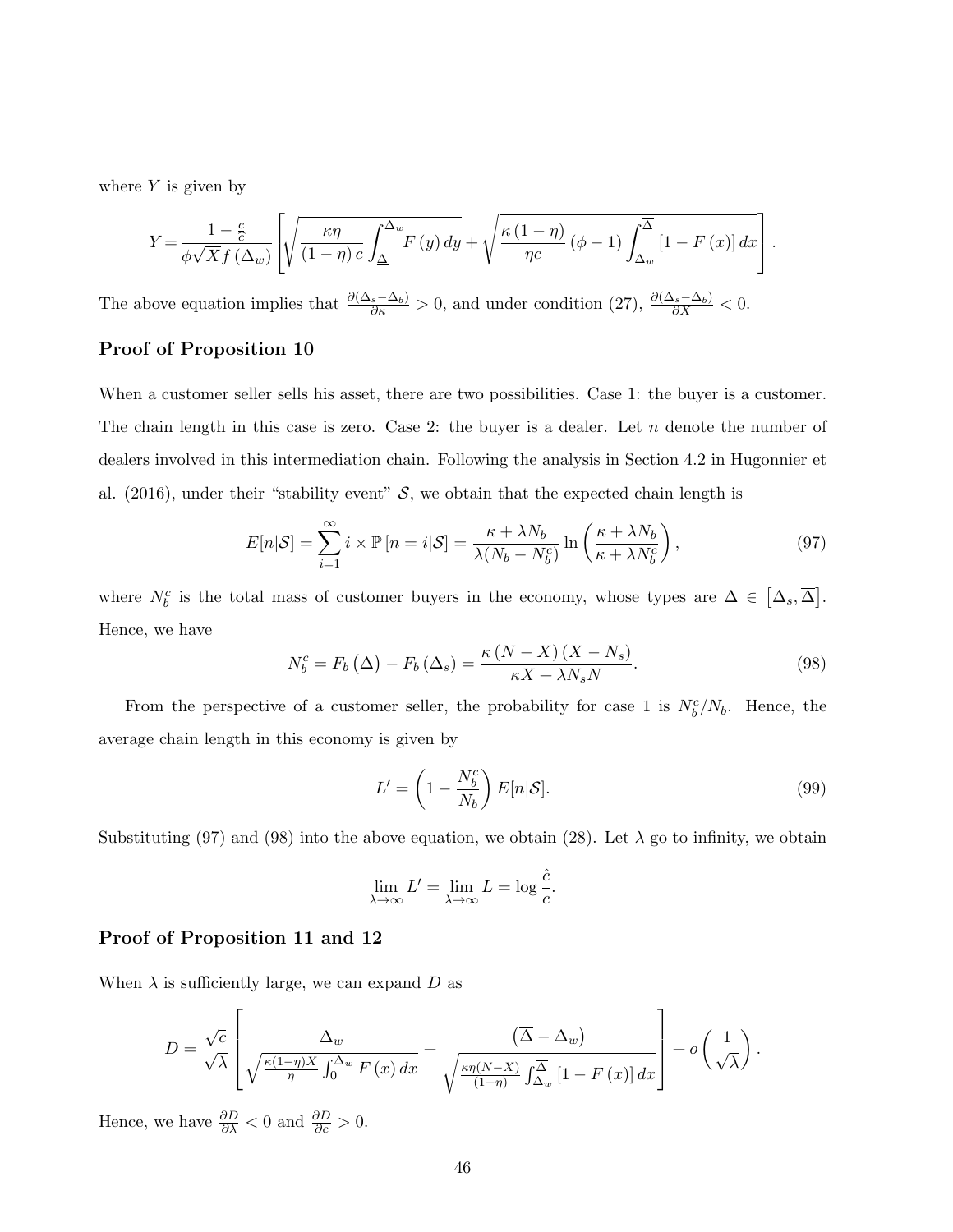where $Y$ is given by

$$Y = \frac{1 - \frac{c}{\hat{c}}}{\phi \sqrt{X} f(\Delta_w)} \left[ \sqrt{\frac{\kappa \eta}{(1-\eta) c} \int_{\underline{\Delta}}^{\Delta_w} F(y) \, dy} + \sqrt{\frac{\kappa (1-\eta)}{\eta c} (\phi - 1) \int_{\Delta_w}^{\overline{\Delta}} [1 - F(x)] \, dx} \right].$$

The above equation implies that $\frac{\partial (\Delta_s - \Delta_b)}{\partial \kappa} > 0$, and under condition (27), $\frac{\partial (\Delta_s - \Delta_b)}{\partial X} < 0$.

### Proof of Proposition 10

When a customer seller sells his asset, there are two possibilities. Case 1: the buyer is a customer. The chain length in this case is zero. Case 2: the buyer is a dealer. Let $n$ denote the number of dealers involved in this intermediation chain. Following the analysis in Section 4.2 in Hugonnier et al. (2016), under their "stability event" $\mathcal{S}$, we obtain that the expected chain length is

$$E[n|\mathcal{S}] = \sum_{i=1}^{\infty} i \times \mathbb{P}[n = i|\mathcal{S}] = \frac{\kappa + \lambda N_b}{\lambda (N_b - N_b^c)} \ln \left( \frac{\kappa + \lambda N_b}{\kappa + \lambda N_b^c} \right), \tag{97}$$

where $N_b^c$ is the total mass of customer buyers in the economy, whose types are $\Delta \in \left[\Delta_s, \overline{\Delta}\right]$. Hence, we have

$$N_b^c = F_b\left(\overline{\Delta}\right) - F_b\left(\Delta_s\right) = \frac{\kappa (N - X)(X - N_s)}{\kappa X + \lambda N_s N}. \tag{98}$$

From the perspective of a customer seller, the probability for case 1 is $N_b^c / N_b$. Hence, the average chain length in this economy is given by

$$L' = \left(1 - \frac{N_b^c}{N_b}\right) E[n|\mathcal{S}]. \tag{99}$$

Substituting (97) and (98) into the above equation, we obtain (28). Let $\lambda$ go to infinity, we obtain

$$\lim_{\lambda \to \infty} L' = \lim_{\lambda \to \infty} L = \log \frac{\hat{c}}{c}.$$

### Proof of Proposition 11 and 12

When $\lambda$ is sufficiently large, we can expand $D$ as

$$D = \frac{\sqrt{c}}{\sqrt{\lambda}} \left[ \frac{\Delta_w}{\sqrt{\frac{\kappa(1-\eta)X}{\eta} \int_0^{\Delta_w} F(x) \, dx}} + \frac{\left(\overline{\Delta} - \Delta_w\right)}{\sqrt{\frac{\kappa \eta (N-X)}{(1-\eta)} \int_{\Delta_w}^{\overline{\Delta}} [1 - F(x)] \, dx}} \right] + o\left(\frac{1}{\sqrt{\lambda}}\right).$$

Hence, we have $\frac{\partial D}{\partial \lambda} < 0$ and $\frac{\partial D}{\partial c} > 0$.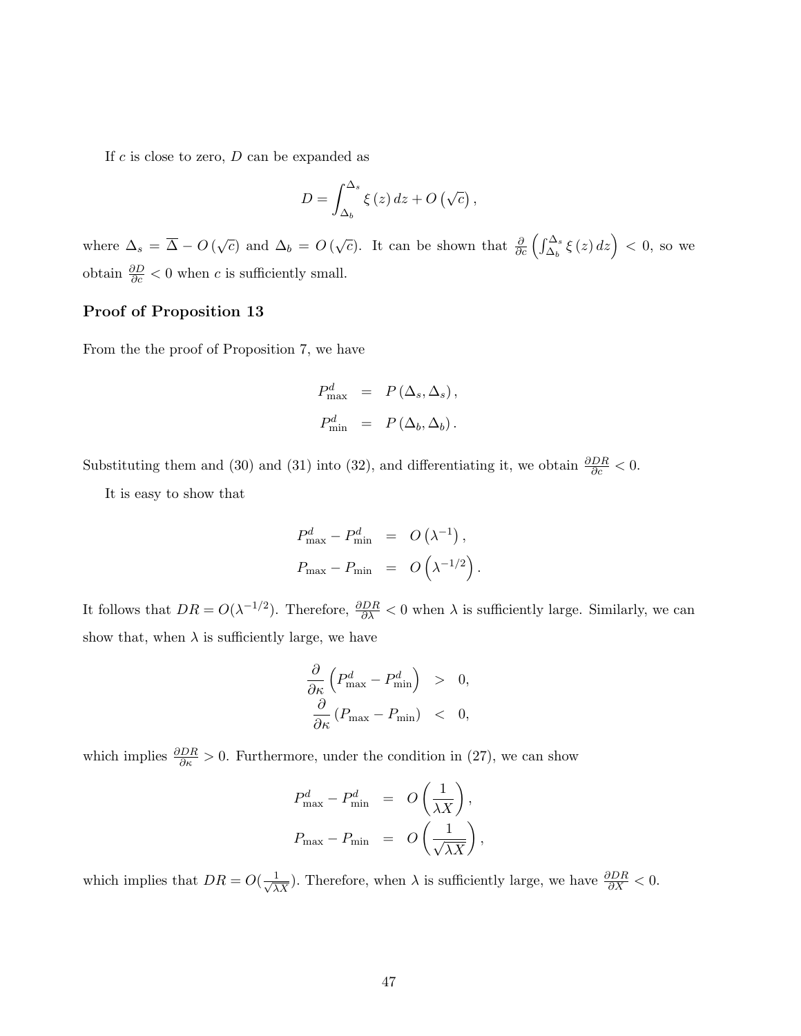If $c$ is close to zero, $D$ can be expanded as

$$D = \int_{\Delta_b}^{\Delta_s} \xi(z)\, dz + O\left(\sqrt{c}\right),$$

where $\Delta_s = \overline{\Delta} - O(\sqrt{c})$ and $\Delta_b = O(\sqrt{c})$. It can be shown that $\frac{\partial}{\partial c}\left(\int_{\Delta_b}^{\Delta_s} \xi(z)\, dz\right) < 0$, so we obtain $\frac{\partial D}{\partial c} < 0$ when $c$ is sufficiently small.

### Proof of Proposition 13

From the the proof of Proposition 7, we have

$$\begin{aligned}
P_{\max}^{d} &= P(\Delta_s, \Delta_s), \\
P_{\min}^{d} &= P(\Delta_b, \Delta_b).
\end{aligned}$$

Substituting them and (30) and (31) into (32), and differentiating it, we obtain $\frac{\partial DR}{\partial c} < 0$.

It is easy to show that

$$\begin{aligned}
P_{\max}^{d} - P_{\min}^{d} &= O\left(\lambda^{-1}\right), \\
P_{\max} - P_{\min} &= O\left(\lambda^{-1/2}\right).
\end{aligned}$$

It follows that $DR = O(\lambda^{-1/2})$. Therefore, $\frac{\partial DR}{\partial \lambda} < 0$ when $\lambda$ is sufficiently large. Similarly, we can show that, when $\lambda$ is sufficiently large, we have

$$\begin{aligned}
\frac{\partial}{\partial \kappa}\left(P_{\max}^{d} - P_{\min}^{d}\right) &> 0, \\
\frac{\partial}{\partial \kappa}\left(P_{\max} - P_{\min}\right) &< 0,
\end{aligned}$$

which implies $\frac{\partial DR}{\partial \kappa} > 0$. Furthermore, under the condition in (27), we can show

$$\begin{aligned}
P_{\max}^{d} - P_{\min}^{d} &= O\left(\frac{1}{\lambda X}\right), \\
P_{\max} - P_{\min} &= O\left(\frac{1}{\sqrt{\lambda X}}\right),
\end{aligned}$$

which implies that $DR = O(\frac{1}{\sqrt{\lambda X}})$. Therefore, when $\lambda$ is sufficiently large, we have $\frac{\partial DR}{\partial X} < 0$.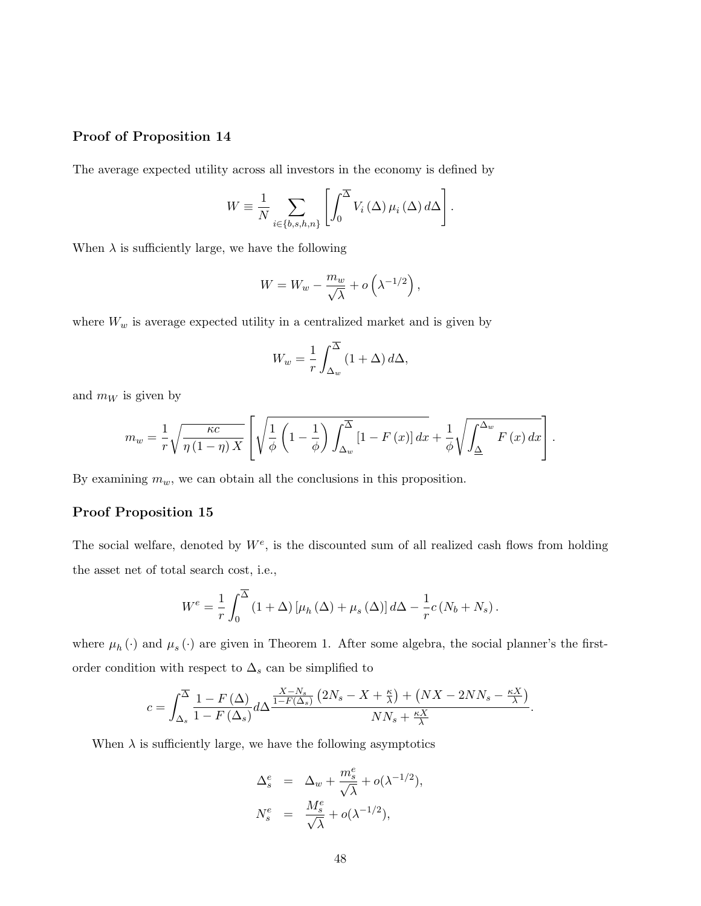### Proof of Proposition 14

The average expected utility across all investors in the economy is defined by

$$W \equiv \frac{1}{N} \sum_{i \in \{b,s,h,n\}} \left[ \int_0^{\overline{\Delta}} V_i(\Delta) \mu_i(\Delta) d\Delta \right].$$

When $\lambda$ is sufficiently large, we have the following

$$W = W_w - \frac{m_w}{\sqrt{\lambda}} + o\left(\lambda^{-1/2}\right),$$

where $W_w$ is average expected utility in a centralized market and is given by

$$W_w = \frac{1}{r} \int_{\Delta_w}^{\overline{\Delta}} (1 + \Delta) d\Delta,$$

and $m_W$ is given by

$$m_w = \frac{1}{r} \sqrt{\frac{\kappa c}{\eta(1-\eta) X}} \left[ \sqrt{\frac{1}{\phi}\left(1 - \frac{1}{\phi}\right) \int_{\Delta_w}^{\overline{\Delta}} [1 - F(x)] dx} + \frac{1}{\phi} \sqrt{\int_{\underline{\Delta}}^{\Delta_w} F(x) dx} \right].$$

By examining $m_w$, we can obtain all the conclusions in this proposition.

### Proof Proposition 15

The social welfare, denoted by $W^e$, is the discounted sum of all realized cash flows from holding the asset net of total search cost, i.e.,

$$W^e = \frac{1}{r} \int_0^{\overline{\Delta}} (1 + \Delta) [\mu_h(\Delta) + \mu_s(\Delta)] d\Delta - \frac{1}{r} c (N_b + N_s).$$

where $\mu_h(\cdot)$ and $\mu_s(\cdot)$ are given in Theorem 1. After some algebra, the social planner's the first-order condition with respect to $\Delta_s$ can be simplified to

$$c = \int_{\Delta_s}^{\overline{\Delta}} \frac{1 - F(\Delta)}{1 - F(\Delta_s)} d\Delta \frac{\frac{X - N_s}{1 - F(\Delta_s)} \left(2N_s - X + \frac{\kappa}{\lambda}\right) + \left(NX - 2NN_s - \frac{\kappa X}{\lambda}\right)}{NN_s + \frac{\kappa X}{\lambda}}.$$

When $\lambda$ is sufficiently large, we have the following asymptotics

$$\begin{aligned}
\Delta_s^e &= \Delta_w + \frac{m_s^e}{\sqrt{\lambda}} + o(\lambda^{-1/2}), \\
N_s^e &= \frac{M_s^e}{\sqrt{\lambda}} + o(\lambda^{-1/2}),
\end{aligned}$$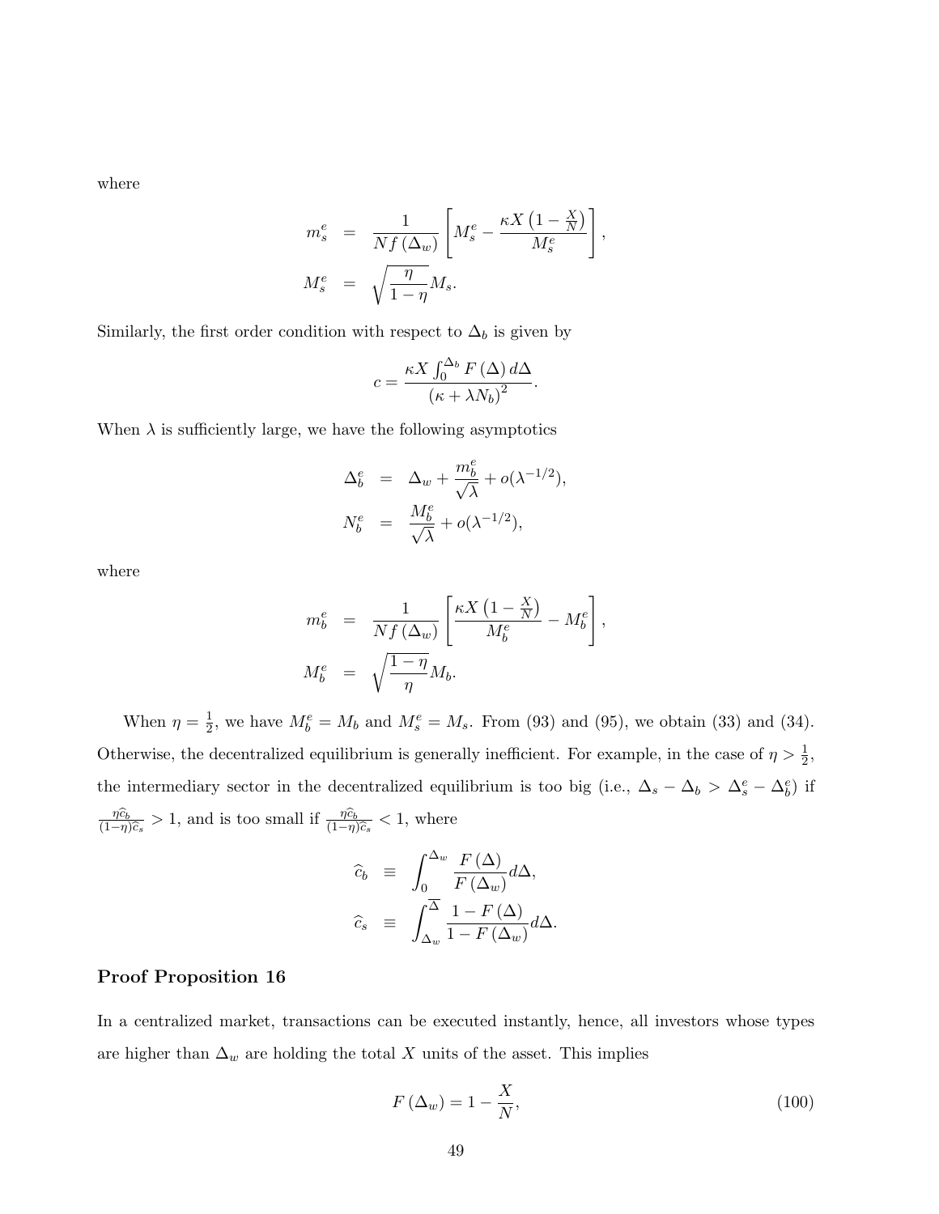where

$$
\begin{aligned}
m_s^e &= \frac{1}{Nf(\Delta_w)}\left[M_s^e - \frac{\kappa X\left(1-\frac{X}{N}\right)}{M_s^e}\right],\\
M_s^e &= \sqrt{\frac{\eta}{1-\eta}}M_s.
\end{aligned}
$$

Similarly, the first order condition with respect to $\Delta_b$ is given by

$$
c = \frac{\kappa X \int_0^{\Delta_b} F(\Delta)\,d\Delta}{(\kappa+\lambda N_b)^2}.
$$

When $\lambda$ is sufficiently large, we have the following asymptotics

$$
\begin{aligned}
\Delta_b^e &= \Delta_w + \frac{m_b^e}{\sqrt{\lambda}} + o(\lambda^{-1/2}),\\
N_b^e &= \frac{M_b^e}{\sqrt{\lambda}} + o(\lambda^{-1/2}),
\end{aligned}
$$

where

$$
\begin{aligned}
m_b^e &= \frac{1}{Nf(\Delta_w)}\left[\frac{\kappa X\left(1-\frac{X}{N}\right)}{M_b^e} - M_b^e\right],\\
M_b^e &= \sqrt{\frac{1-\eta}{\eta}}M_b.
\end{aligned}
$$

When $\eta = \frac{1}{2}$, we have $M_b^e = M_b$ and $M_s^e = M_s$. From (93) and (95), we obtain (33) and (34). Otherwise, the decentralized equilibrium is generally inefficient. For example, in the case of $\eta > \frac{1}{2}$, the intermediary sector in the decentralized equilibrium is too big (i.e., $\Delta_s - \Delta_b > \Delta_s^e - \Delta_b^e$) if $\frac{\eta \widehat{c}_b}{(1-\eta)\widehat{c}_s} > 1$, and is too small if $\frac{\eta \widehat{c}_b}{(1-\eta)\widehat{c}_s} < 1$, where

$$
\begin{aligned}
\widehat{c}_b &\equiv \int_0^{\Delta_w} \frac{F(\Delta)}{F(\Delta_w)}d\Delta,\\
\widehat{c}_s &\equiv \int_{\Delta_w}^{\overline{\Delta}} \frac{1-F(\Delta)}{1-F(\Delta_w)}d\Delta.
\end{aligned}
$$

## Proof Proposition 16

In a centralized market, transactions can be executed instantly, hence, all investors whose types are higher than $\Delta_w$ are holding the total $X$ units of the asset. This implies

$$
F(\Delta_w) = 1 - \frac{X}{N}, \tag{100}
$$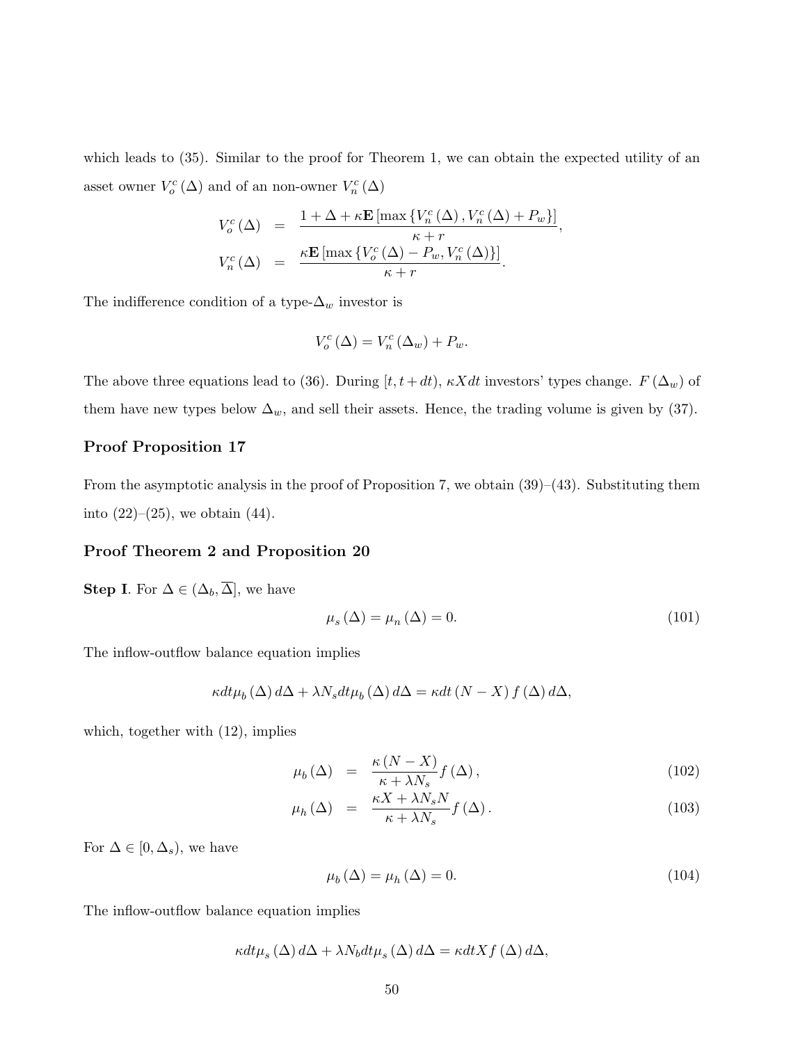which leads to (35). Similar to the proof for Theorem 1, we can obtain the expected utility of an asset owner $V_o^c(\Delta)$ and of an non-owner $V_n^c(\Delta)$

$$
\begin{aligned}
V_o^c(\Delta) &= \frac{1+\Delta+\kappa\mathbf{E}\left[\max\left\{V_n^c(\Delta), V_n^c(\Delta)+P_w\right\}\right]}{\kappa+r}, \\
V_n^c(\Delta) &= \frac{\kappa\mathbf{E}\left[\max\left\{V_o^c(\Delta)-P_w, V_n^c(\Delta)\right\}\right]}{\kappa+r}.
\end{aligned}
$$

The indifference condition of a type-$\Delta_w$ investor is

$$
V_o^c(\Delta) = V_n^c(\Delta_w) + P_w.
$$

The above three equations lead to (36). During $[t, t+dt)$, $\kappa X dt$ investors' types change. $F(\Delta_w)$ of them have new types below $\Delta_w$, and sell their assets. Hence, the trading volume is given by (37).

### Proof Proposition 17

From the asymptotic analysis in the proof of Proposition 7, we obtain (39)–(43). Substituting them into (22)–(25), we obtain (44).

### Proof Theorem 2 and Proposition 20

**Step I**. For $\Delta \in (\Delta_b, \overline{\Delta}]$, we have

$$
\mu_s(\Delta) = \mu_n(\Delta) = 0. \tag{101}
$$

The inflow-outflow balance equation implies

$$
\kappa dt \mu_b(\Delta)\, d\Delta + \lambda N_s dt \mu_b(\Delta)\, d\Delta = \kappa dt (N-X) f(\Delta)\, d\Delta,
$$

which, together with (12), implies

$$
\begin{aligned}
\mu_b(\Delta) &= \frac{\kappa(N-X)}{\kappa+\lambda N_s} f(\Delta), &(102)\\
\mu_h(\Delta) &= \frac{\kappa X + \lambda N_s N}{\kappa+\lambda N_s} f(\Delta). &(103)
\end{aligned}
$$

For $\Delta \in [0, \Delta_s)$, we have

$$
\mu_b(\Delta) = \mu_h(\Delta) = 0. \tag{104}
$$

The inflow-outflow balance equation implies

$$
\kappa dt \mu_s(\Delta)\, d\Delta + \lambda N_b dt \mu_s(\Delta)\, d\Delta = \kappa dt X f(\Delta)\, d\Delta,
$$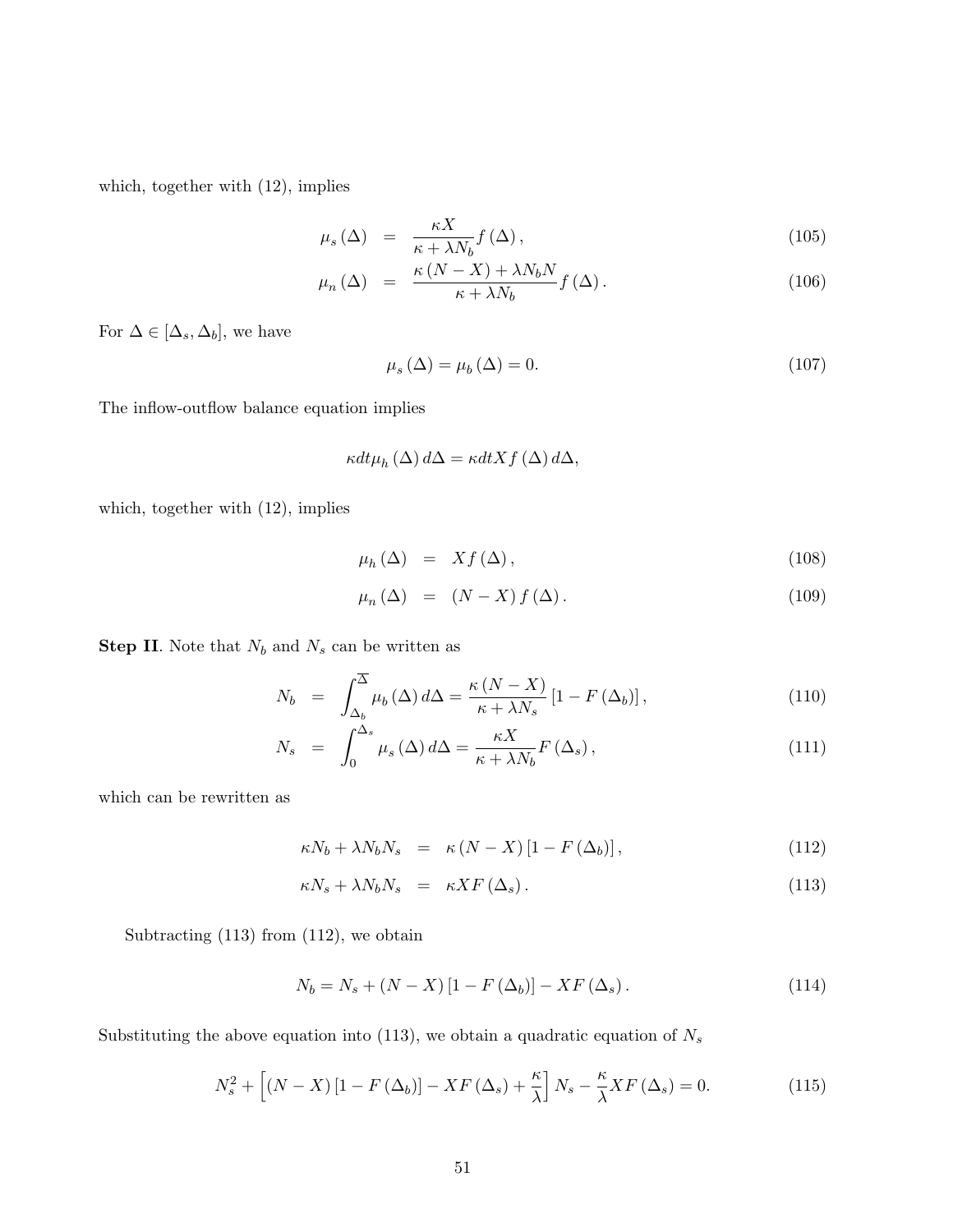which, together with (12), implies

$$\mu_s(\Delta) = \frac{\kappa X}{\kappa + \lambda N_b} f(\Delta), \tag{105}$$

$$\mu_n(\Delta) = \frac{\kappa (N - X) + \lambda N_b N}{\kappa + \lambda N_b} f(\Delta). \tag{106}$$

For $\Delta \in [\Delta_s, \Delta_b]$, we have

$$\mu_s(\Delta) = \mu_b(\Delta) = 0. \tag{107}$$

The inflow-outflow balance equation implies

$$\kappa dt \mu_h(\Delta) d\Delta = \kappa dt X f(\Delta) d\Delta,$$

which, together with (12), implies

$$\mu_h(\Delta) = X f(\Delta), \tag{108}$$

$$\mu_n(\Delta) = (N - X) f(\Delta). \tag{109}$$

**Step II**. Note that $N_b$ and $N_s$ can be written as

$$N_b = \int_{\Delta_b}^{\overline{\Delta}} \mu_b(\Delta) d\Delta = \frac{\kappa (N - X)}{\kappa + \lambda N_s} [1 - F(\Delta_b)], \tag{110}$$

$$N_s = \int_0^{\Delta_s} \mu_s(\Delta) d\Delta = \frac{\kappa X}{\kappa + \lambda N_b} F(\Delta_s), \tag{111}$$

which can be rewritten as

$$\kappa N_b + \lambda N_b N_s = \kappa (N - X) [1 - F(\Delta_b)], \tag{112}$$

$$\kappa N_s + \lambda N_b N_s = \kappa X F(\Delta_s). \tag{113}$$

Subtracting (113) from (112), we obtain

$$N_b = N_s + (N - X) [1 - F(\Delta_b)] - X F(\Delta_s). \tag{114}$$

Substituting the above equation into (113), we obtain a quadratic equation of $N_s$

$$N_s^2 + \left[ (N - X) [1 - F(\Delta_b)] - X F(\Delta_s) + \frac{\kappa}{\lambda} \right] N_s - \frac{\kappa}{\lambda} X F(\Delta_s) = 0. \tag{115}$$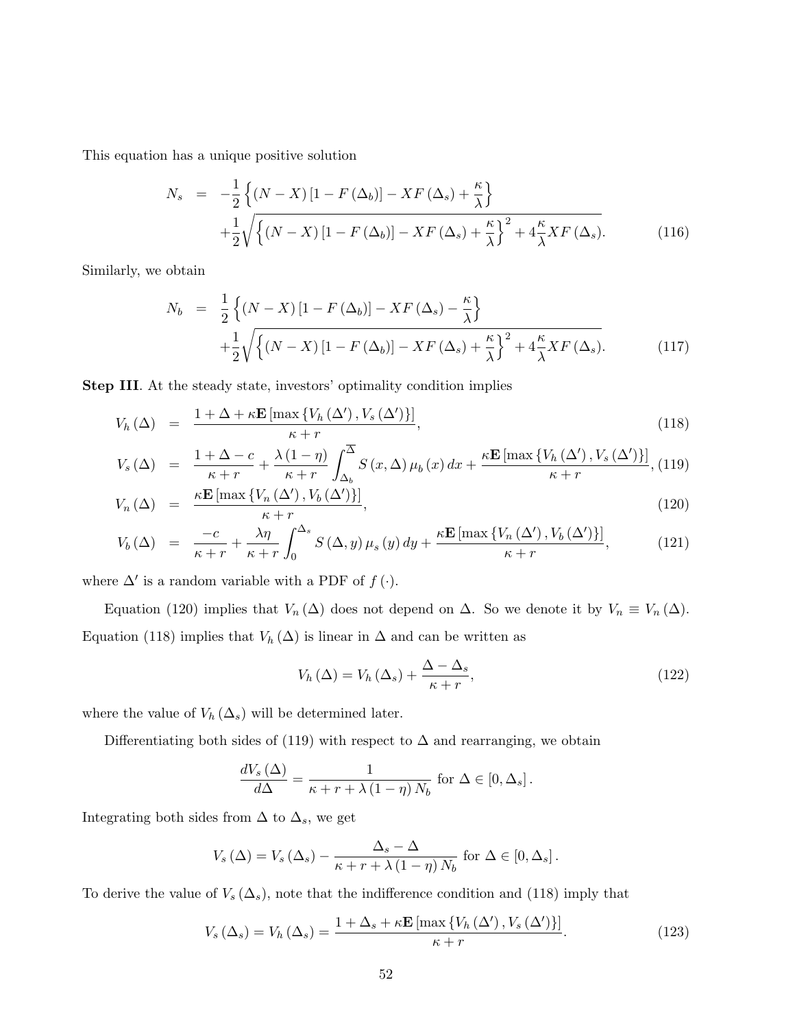This equation has a unique positive solution

$$
\begin{aligned}
N_s &= -\frac{1}{2}\left\{(N-X)\left[1-F\left(\Delta_b\right)\right]-XF\left(\Delta_s\right)+\frac{\kappa}{\lambda}\right\} \\
&\quad +\frac{1}{2}\sqrt{\left\{(N-X)\left[1-F\left(\Delta_b\right)\right]-XF\left(\Delta_s\right)+\frac{\kappa}{\lambda}\right\}^2+4\frac{\kappa}{\lambda}XF\left(\Delta_s\right)}. \qquad (116)
\end{aligned}
$$

Similarly, we obtain

$$
\begin{aligned}
N_b &= \frac{1}{2}\left\{(N-X)\left[1-F\left(\Delta_b\right)\right]-XF\left(\Delta_s\right)-\frac{\kappa}{\lambda}\right\} \\
&\quad +\frac{1}{2}\sqrt{\left\{(N-X)\left[1-F\left(\Delta_b\right)\right]-XF\left(\Delta_s\right)+\frac{\kappa}{\lambda}\right\}^2+4\frac{\kappa}{\lambda}XF\left(\Delta_s\right)}. \qquad (117)
\end{aligned}
$$

**Step III**. At the steady state, investors' optimality condition implies

$$
V_h(\Delta) = \frac{1+\Delta+\kappa\mathbf{E}\left[\max\left\{V_h\left(\Delta'\right),V_s\left(\Delta'\right)\right\}\right]}{\kappa+r}, \qquad (118)
$$

$$
V_s(\Delta) = \frac{1+\Delta-c}{\kappa+r}+\frac{\lambda(1-\eta)}{\kappa+r}\int_{\Delta_b}^{\overline{\Delta}}S(x,\Delta)\mu_b(x)\,dx+\frac{\kappa\mathbf{E}\left[\max\left\{V_h\left(\Delta'\right),V_s\left(\Delta'\right)\right\}\right]}{\kappa+r}, \qquad (119)
$$

$$
V_n(\Delta) = \frac{\kappa\mathbf{E}\left[\max\left\{V_n\left(\Delta'\right),V_b\left(\Delta'\right)\right\}\right]}{\kappa+r}, \qquad (120)
$$

$$
V_b(\Delta) = \frac{-c}{\kappa+r}+\frac{\lambda\eta}{\kappa+r}\int_0^{\Delta_s}S(\Delta,y)\mu_s(y)\,dy+\frac{\kappa\mathbf{E}\left[\max\left\{V_n\left(\Delta'\right),V_b\left(\Delta'\right)\right\}\right]}{\kappa+r}, \qquad (121)
$$

where $\Delta'$ is a random variable with a PDF of $f(\cdot)$.

Equation (120) implies that $V_n(\Delta)$ does not depend on $\Delta$. So we denote it by $V_n \equiv V_n(\Delta)$. Equation (118) implies that $V_h(\Delta)$ is linear in $\Delta$ and can be written as

$$
V_h(\Delta) = V_h(\Delta_s)+\frac{\Delta-\Delta_s}{\kappa+r}, \qquad (122)
$$

where the value of $V_h(\Delta_s)$ will be determined later.

Differentiating both sides of (119) with respect to $\Delta$ and rearranging, we obtain

$$
\frac{dV_s(\Delta)}{d\Delta} = \frac{1}{\kappa+r+\lambda(1-\eta)N_b} \text{ for } \Delta\in[0,\Delta_s].
$$

Integrating both sides from $\Delta$ to $\Delta_s$, we get

$$
V_s(\Delta) = V_s(\Delta_s)-\frac{\Delta_s-\Delta}{\kappa+r+\lambda(1-\eta)N_b} \text{ for } \Delta\in[0,\Delta_s].
$$

To derive the value of $V_s(\Delta_s)$, note that the indifference condition and (118) imply that

$$
V_s(\Delta_s) = V_h(\Delta_s) = \frac{1+\Delta_s+\kappa\mathbf{E}\left[\max\left\{V_h\left(\Delta'\right),V_s\left(\Delta'\right)\right\}\right]}{\kappa+r}. \qquad (123)
$$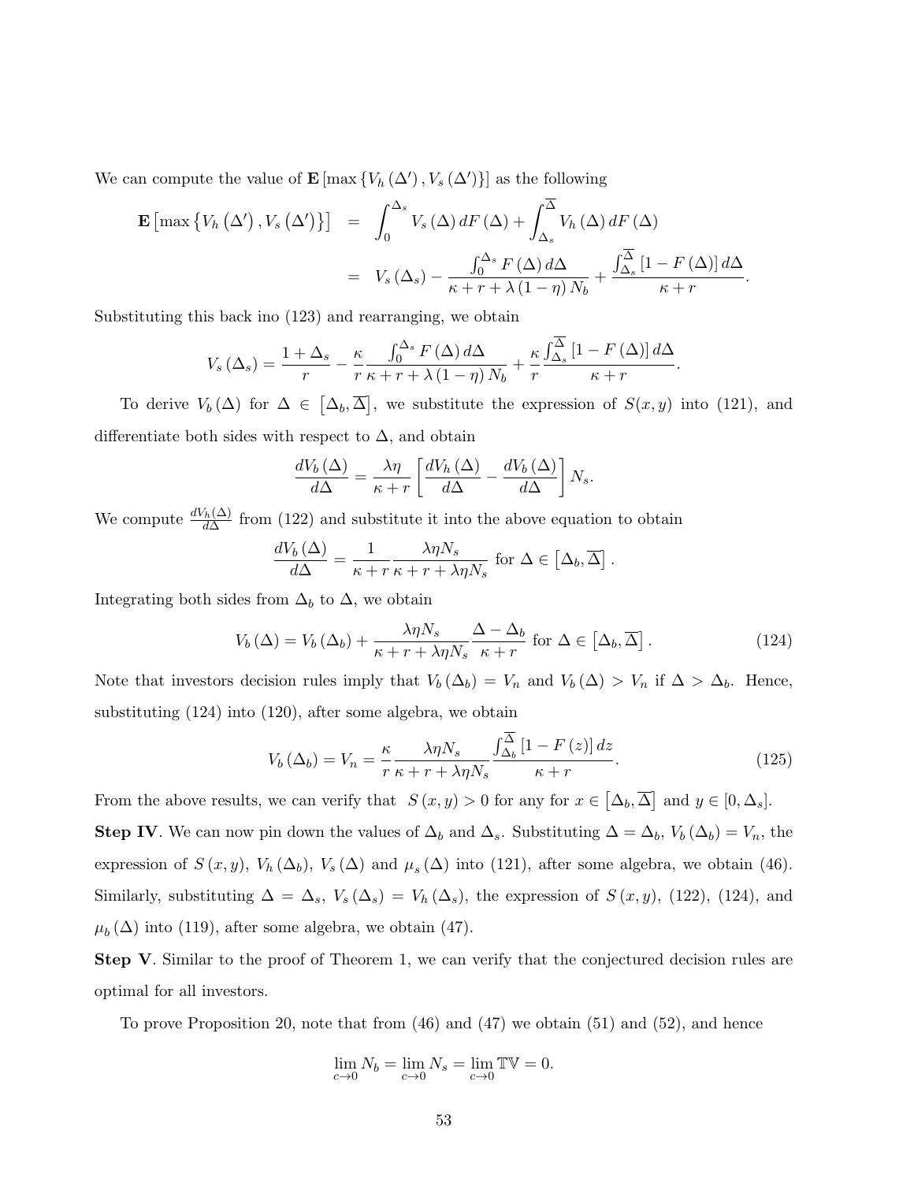We can compute the value of $\mathbf{E}[\max\{V_h(\Delta'), V_s(\Delta')\}]$ as the following

$$
\begin{aligned}
\mathbf{E}\left[\max\left\{V_h\left(\Delta'\right), V_s\left(\Delta'\right)\right\}\right] &= \int_0^{\Delta_s} V_s(\Delta)\, dF(\Delta) + \int_{\Delta_s}^{\overline{\Delta}} V_h(\Delta)\, dF(\Delta) \\
&= V_s(\Delta_s) - \frac{\int_0^{\Delta_s} F(\Delta)\, d\Delta}{\kappa + r + \lambda(1-\eta) N_b} + \frac{\int_{\Delta_s}^{\overline{\Delta}} [1 - F(\Delta)]\, d\Delta}{\kappa + r}.
\end{aligned}
$$

Substituting this back ino (123) and rearranging, we obtain

$$
V_s(\Delta_s) = \frac{1 + \Delta_s}{r} - \frac{\kappa}{r} \frac{\int_0^{\Delta_s} F(\Delta)\, d\Delta}{\kappa + r + \lambda(1-\eta) N_b} + \frac{\kappa}{r} \frac{\int_{\Delta_s}^{\overline{\Delta}} [1 - F(\Delta)]\, d\Delta}{\kappa + r}.
$$

To derive $V_b(\Delta)$ for $\Delta \in \left[\Delta_b, \overline{\Delta}\right]$, we substitute the expression of $S(x,y)$ into (121), and differentiate both sides with respect to $\Delta$, and obtain

$$
\frac{dV_b(\Delta)}{d\Delta} = \frac{\lambda \eta}{\kappa + r} \left[\frac{dV_h(\Delta)}{d\Delta} - \frac{dV_b(\Delta)}{d\Delta}\right] N_s.
$$

We compute $\frac{dV_h(\Delta)}{d\Delta}$ from (122) and substitute it into the above equation to obtain

$$
\frac{dV_b(\Delta)}{d\Delta} = \frac{1}{\kappa + r} \frac{\lambda \eta N_s}{\kappa + r + \lambda \eta N_s} \text{ for } \Delta \in \left[\Delta_b, \overline{\Delta}\right].
$$

Integrating both sides from $\Delta_b$ to $\Delta$, we obtain

$$
V_b(\Delta) = V_b(\Delta_b) + \frac{\lambda \eta N_s}{\kappa + r + \lambda \eta N_s} \frac{\Delta - \Delta_b}{\kappa + r} \text{ for } \Delta \in \left[\Delta_b, \overline{\Delta}\right]. \tag{124}
$$

Note that investors decision rules imply that $V_b(\Delta_b) = V_n$ and $V_b(\Delta) > V_n$ if $\Delta > \Delta_b$. Hence, substituting (124) into (120), after some algebra, we obtain

$$
V_b(\Delta_b) = V_n = \frac{\kappa}{r} \frac{\lambda \eta N_s}{\kappa + r + \lambda \eta N_s} \frac{\int_{\Delta_b}^{\overline{\Delta}} [1 - F(z)]\, dz}{\kappa + r}. \tag{125}
$$

From the above results, we can verify that $S(x,y) > 0$ for any for $x \in \left[\Delta_b, \overline{\Delta}\right]$ and $y \in [0, \Delta_s]$.

**Step IV**. We can now pin down the values of $\Delta_b$ and $\Delta_s$. Substituting $\Delta = \Delta_b$, $V_b(\Delta_b) = V_n$, the expression of $S(x,y)$, $V_h(\Delta_b)$, $V_s(\Delta)$ and $\mu_s(\Delta)$ into (121), after some algebra, we obtain (46). Similarly, substituting $\Delta = \Delta_s$, $V_s(\Delta_s) = V_h(\Delta_s)$, the expression of $S(x,y)$, (122), (124), and $\mu_b(\Delta)$ into (119), after some algebra, we obtain (47).

**Step V**. Similar to the proof of Theorem 1, we can verify that the conjectured decision rules are optimal for all investors.

To prove Proposition 20, note that from (46) and (47) we obtain (51) and (52), and hence

$$
\lim_{c \to 0} N_b = \lim_{c \to 0} N_s = \lim_{c \to 0} \mathbb{TV} = 0.
$$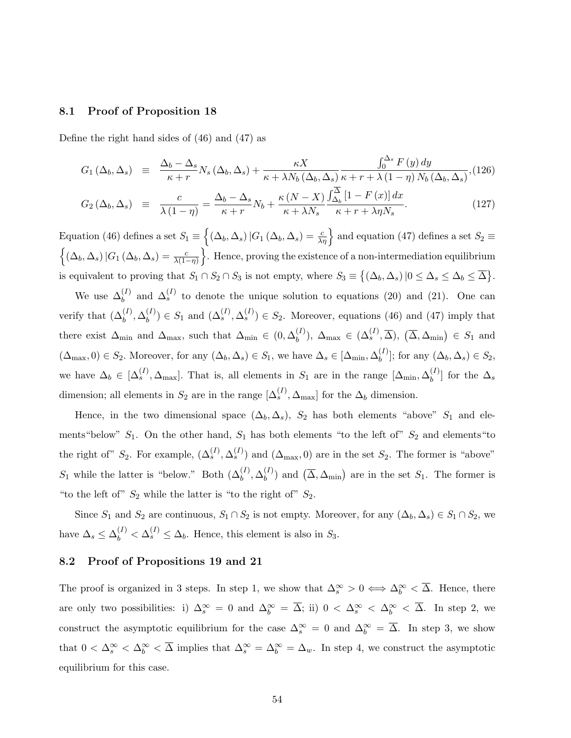### 8.1 Proof of Proposition 18

Define the right hand sides of (46) and (47) as

$$G_1(\Delta_b, \Delta_s) \equiv \frac{\Delta_b - \Delta_s}{\kappa + r} N_s(\Delta_b, \Delta_s) + \frac{\kappa X}{\kappa + \lambda N_b(\Delta_b, \Delta_s)} \frac{\int_0^{\Delta_s} F(y)\, dy}{\kappa + r + \lambda(1-\eta) N_b(\Delta_b, \Delta_s)}, \quad (126)$$

$$G_2(\Delta_b, \Delta_s) \equiv \frac{c}{\lambda(1-\eta)} = \frac{\Delta_b - \Delta_s}{\kappa + r} N_b + \frac{\kappa(N - X)}{\kappa + \lambda N_s} \frac{\int_{\Delta_b}^{\overline{\Delta}} [1 - F(x)]\, dx}{\kappa + r + \lambda \eta N_s}. \quad (127)$$

Equation (46) defines a set $S_1 \equiv \left\{ (\Delta_b, \Delta_s) \,|\, G_1(\Delta_b, \Delta_s) = \frac{c}{\lambda \eta} \right\}$ and equation (47) defines a set $S_2 \equiv \left\{ (\Delta_b, \Delta_s) \,|\, G_1(\Delta_b, \Delta_s) = \frac{c}{\lambda(1-\eta)} \right\}$. Hence, proving the existence of a non-intermediation equilibrium is equivalent to proving that $S_1 \cap S_2 \cap S_3$ is not empty, where $S_3 \equiv \left\{ (\Delta_b, \Delta_s) \,|\, 0 \le \Delta_s \le \Delta_b \le \overline{\Delta} \right\}$.

We use $\Delta_b^{(I)}$ and $\Delta_s^{(I)}$ to denote the unique solution to equations (20) and (21). One can verify that $(\Delta_b^{(I)}, \Delta_b^{(I)}) \in S_1$ and $(\Delta_s^{(I)}, \Delta_s^{(I)}) \in S_2$. Moreover, equations (46) and (47) imply that there exist $\Delta_{\min}$ and $\Delta_{\max}$, such that $\Delta_{\min} \in (0, \Delta_b^{(I)})$, $\Delta_{\max} \in (\Delta_s^{(I)}, \overline{\Delta})$, $(\overline{\Delta}, \Delta_{\min}) \in S_1$ and $(\Delta_{\max}, 0) \in S_2$. Moreover, for any $(\Delta_b, \Delta_s) \in S_1$, we have $\Delta_s \in [\Delta_{\min}, \Delta_b^{(I)}]$; for any $(\Delta_b, \Delta_s) \in S_2$, we have $\Delta_b \in [\Delta_s^{(I)}, \Delta_{\max}]$. That is, all elements in $S_1$ are in the range $[\Delta_{\min}, \Delta_b^{(I)}]$ for the $\Delta_s$ dimension; all elements in $S_2$ are in the range $[\Delta_s^{(I)}, \Delta_{\max}]$ for the $\Delta_b$ dimension.

Hence, in the two dimensional space $(\Delta_b, \Delta_s)$, $S_2$ has both elements "above" $S_1$ and elements "below" $S_1$. On the other hand, $S_1$ has both elements "to the left of" $S_2$ and elements "to the right of" $S_2$. For example, $(\Delta_s^{(I)}, \Delta_s^{(I)})$ and $(\Delta_{\max}, 0)$ are in the set $S_2$. The former is "above" $S_1$ while the latter is "below." Both $(\Delta_b^{(I)}, \Delta_b^{(I)})$ and $(\overline{\Delta}, \Delta_{\min})$ are in the set $S_1$. The former is "to the left of" $S_2$ while the latter is "to the right of" $S_2$.

Since $S_1$ and $S_2$ are continuous, $S_1 \cap S_2$ is not empty. Moreover, for any $(\Delta_b, \Delta_s) \in S_1 \cap S_2$, we have $\Delta_s \le \Delta_b^{(I)} < \Delta_s^{(I)} \le \Delta_b$. Hence, this element is also in $S_3$.

### 8.2 Proof of Propositions 19 and 21

The proof is organized in 3 steps. In step 1, we show that $\Delta_s^{\infty} > 0 \iff \Delta_b^{\infty} < \overline{\Delta}$. Hence, there are only two possibilities: i) $\Delta_s^{\infty} = 0$ and $\Delta_b^{\infty} = \overline{\Delta}$; ii) $0 < \Delta_s^{\infty} < \Delta_b^{\infty} < \overline{\Delta}$. In step 2, we construct the asymptotic equilibrium for the case $\Delta_s^{\infty} = 0$ and $\Delta_b^{\infty} = \overline{\Delta}$. In step 3, we show that $0 < \Delta_s^{\infty} < \Delta_b^{\infty} < \overline{\Delta}$ implies that $\Delta_s^{\infty} = \Delta_b^{\infty} = \Delta_w$. In step 4, we construct the asymptotic equilibrium for this case.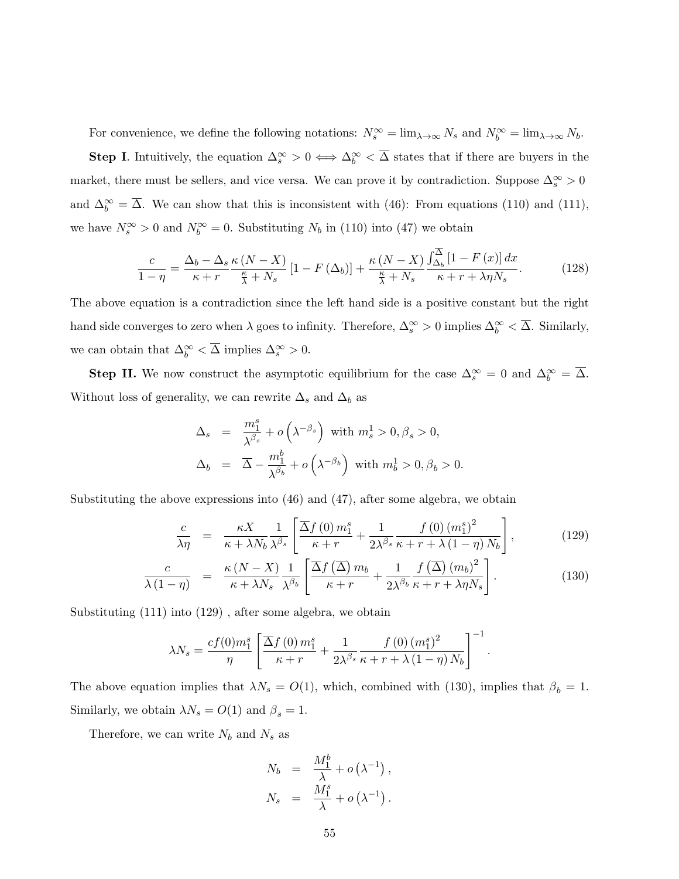For convenience, we define the following notations: $N_s^\infty = \lim_{\lambda\to\infty} N_s$ and $N_b^\infty = \lim_{\lambda\to\infty} N_b$.

**Step I**. Intuitively, the equation $\Delta_s^\infty > 0 \Longleftrightarrow \Delta_b^\infty < \overline{\Delta}$ states that if there are buyers in the market, there must be sellers, and vice versa. We can prove it by contradiction. Suppose $\Delta_s^\infty > 0$ and $\Delta_b^\infty = \overline{\Delta}$. We can show that this is inconsistent with (46): From equations (110) and (111), we have $N_s^\infty > 0$ and $N_b^\infty = 0$. Substituting $N_b$ in (110) into (47) we obtain

$$\frac{c}{1-\eta} = \frac{\Delta_b - \Delta_s}{\kappa + r} \frac{\kappa (N - X)}{\frac{\kappa}{\lambda} + N_s} [1 - F(\Delta_b)] + \frac{\kappa (N - X)}{\frac{\kappa}{\lambda} + N_s} \frac{\int_{\Delta_b}^{\overline{\Delta}} [1 - F(x)]\, dx}{\kappa + r + \lambda \eta N_s}. \tag{128}$$

The above equation is a contradiction since the left hand side is a positive constant but the right hand side converges to zero when $\lambda$ goes to infinity. Therefore, $\Delta_s^\infty > 0$ implies $\Delta_b^\infty < \overline{\Delta}$. Similarly, we can obtain that $\Delta_b^\infty < \overline{\Delta}$ implies $\Delta_s^\infty > 0$.

**Step II.** We now construct the asymptotic equilibrium for the case $\Delta_s^\infty = 0$ and $\Delta_b^\infty = \overline{\Delta}$. Without loss of generality, we can rewrite $\Delta_s$ and $\Delta_b$ as

$$\begin{aligned}
\Delta_s &= \frac{m_1^s}{\lambda^{\beta_s}} + o\left(\lambda^{-\beta_s}\right) \text{ with } m_s^1 > 0, \beta_s > 0, \\
\Delta_b &= \overline{\Delta} - \frac{m_1^b}{\lambda^{\beta_b}} + o\left(\lambda^{-\beta_b}\right) \text{ with } m_b^1 > 0, \beta_b > 0.
\end{aligned}$$

Substituting the above expressions into (46) and (47), after some algebra, we obtain

$$\frac{c}{\lambda \eta} = \frac{\kappa X}{\kappa + \lambda N_b} \frac{1}{\lambda^{\beta_s}} \left[ \frac{\overline{\Delta} f(0)\, m_1^s}{\kappa + r} + \frac{1}{2\lambda^{\beta_s}} \frac{f(0)\,(m_1^s)^2}{\kappa + r + \lambda (1-\eta) N_b} \right], \tag{129}$$

$$\frac{c}{\lambda (1-\eta)} = \frac{\kappa (N - X)}{\kappa + \lambda N_s} \frac{1}{\lambda^{\beta_b}} \left[ \frac{\overline{\Delta} f\left(\overline{\Delta}\right) m_b}{\kappa + r} + \frac{1}{2\lambda^{\beta_b}} \frac{f\left(\overline{\Delta}\right)(m_b)^2}{\kappa + r + \lambda \eta N_s} \right]. \tag{130}$$

Substituting (111) into (129) , after some algebra, we obtain

$$\lambda N_s = \frac{c f(0) m_1^s}{\eta} \left[ \frac{\overline{\Delta} f(0)\, m_1^s}{\kappa + r} + \frac{1}{2\lambda^{\beta_s}} \frac{f(0)\,(m_1^s)^2}{\kappa + r + \lambda (1-\eta) N_b} \right]^{-1}.$$

The above equation implies that $\lambda N_s = O(1)$, which, combined with (130), implies that $\beta_b = 1$. Similarly, we obtain $\lambda N_s = O(1)$ and $\beta_s = 1$.

Therefore, we can write $N_b$ and $N_s$ as

$$\begin{aligned}
N_b &= \frac{M_1^b}{\lambda} + o\left(\lambda^{-1}\right), \\
N_s &= \frac{M_1^s}{\lambda} + o\left(\lambda^{-1}\right).
\end{aligned}$$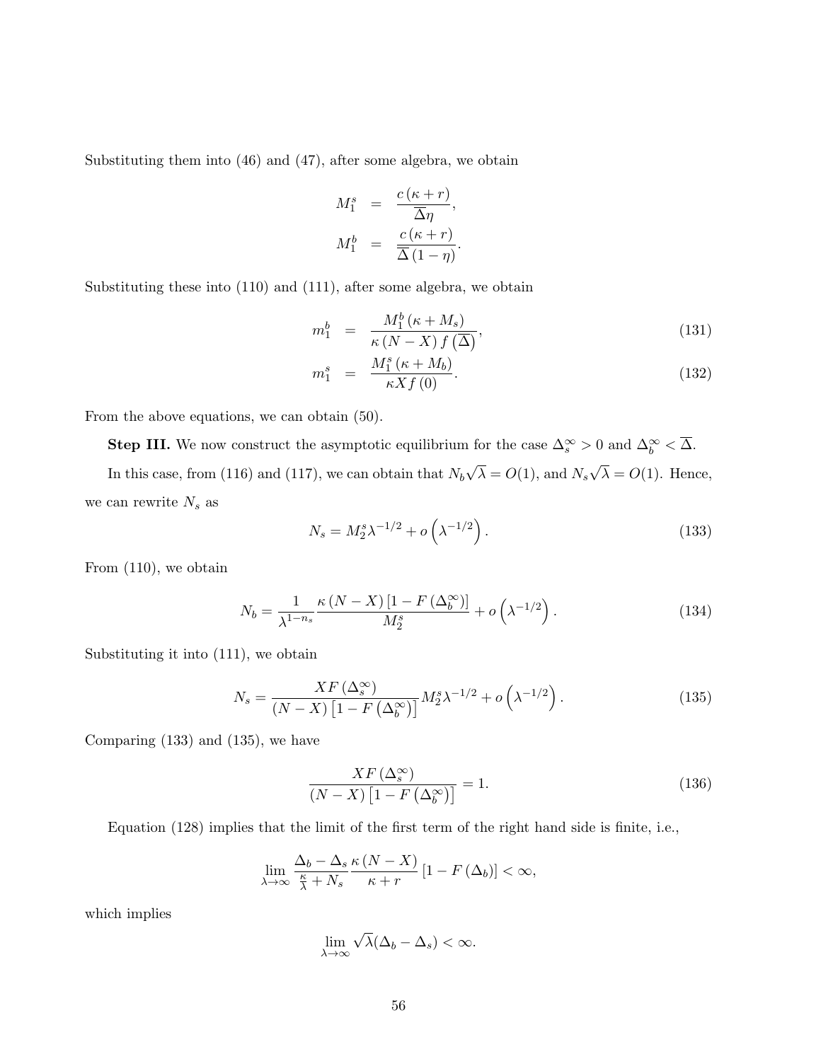Substituting them into (46) and (47), after some algebra, we obtain

$$
\begin{aligned}
M_1^s &= \frac{c(\kappa + r)}{\overline{\Delta}\eta}, \\
M_1^b &= \frac{c(\kappa + r)}{\overline{\Delta}(1-\eta)}.
\end{aligned}
$$

Substituting these into (110) and (111), after some algebra, we obtain

$$
m_1^b = \frac{M_1^b(\kappa + M_s)}{\kappa(N-X)f(\overline{\Delta})}, \tag{131}
$$

$$
m_1^s = \frac{M_1^s(\kappa + M_b)}{\kappa X f(0)}. \tag{132}
$$

From the above equations, we can obtain (50).

**Step III.** We now construct the asymptotic equilibrium for the case $\Delta_s^\infty > 0$ and $\Delta_b^\infty < \overline{\Delta}$.

In this case, from (116) and (117), we can obtain that $N_b\sqrt{\lambda} = O(1)$, and $N_s\sqrt{\lambda} = O(1)$. Hence, we can rewrite $N_s$ as

$$
N_s = M_2^s \lambda^{-1/2} + o\left(\lambda^{-1/2}\right). \tag{133}
$$

From (110), we obtain

$$
N_b = \frac{1}{\lambda^{1-n_s}} \frac{\kappa(N-X)\left[1 - F(\Delta_b^\infty)\right]}{M_2^s} + o\left(\lambda^{-1/2}\right). \tag{134}
$$

Substituting it into (111), we obtain

$$
N_s = \frac{XF(\Delta_s^\infty)}{(N-X)\left[1 - F\left(\Delta_b^\infty\right)\right]} M_2^s \lambda^{-1/2} + o\left(\lambda^{-1/2}\right). \tag{135}
$$

Comparing (133) and (135), we have

$$
\frac{XF(\Delta_s^\infty)}{(N-X)\left[1 - F\left(\Delta_b^\infty\right)\right]} = 1. \tag{136}
$$

Equation (128) implies that the limit of the first term of the right hand side is finite, i.e.,

$$
\lim_{\lambda \to \infty} \frac{\Delta_b - \Delta_s}{\frac{\kappa}{\lambda} + N_s} \frac{\kappa(N-X)}{\kappa + r}\left[1 - F(\Delta_b)\right] < \infty,
$$

which implies

$$
\lim_{\lambda \to \infty} \sqrt{\lambda}(\Delta_b - \Delta_s) < \infty.
$$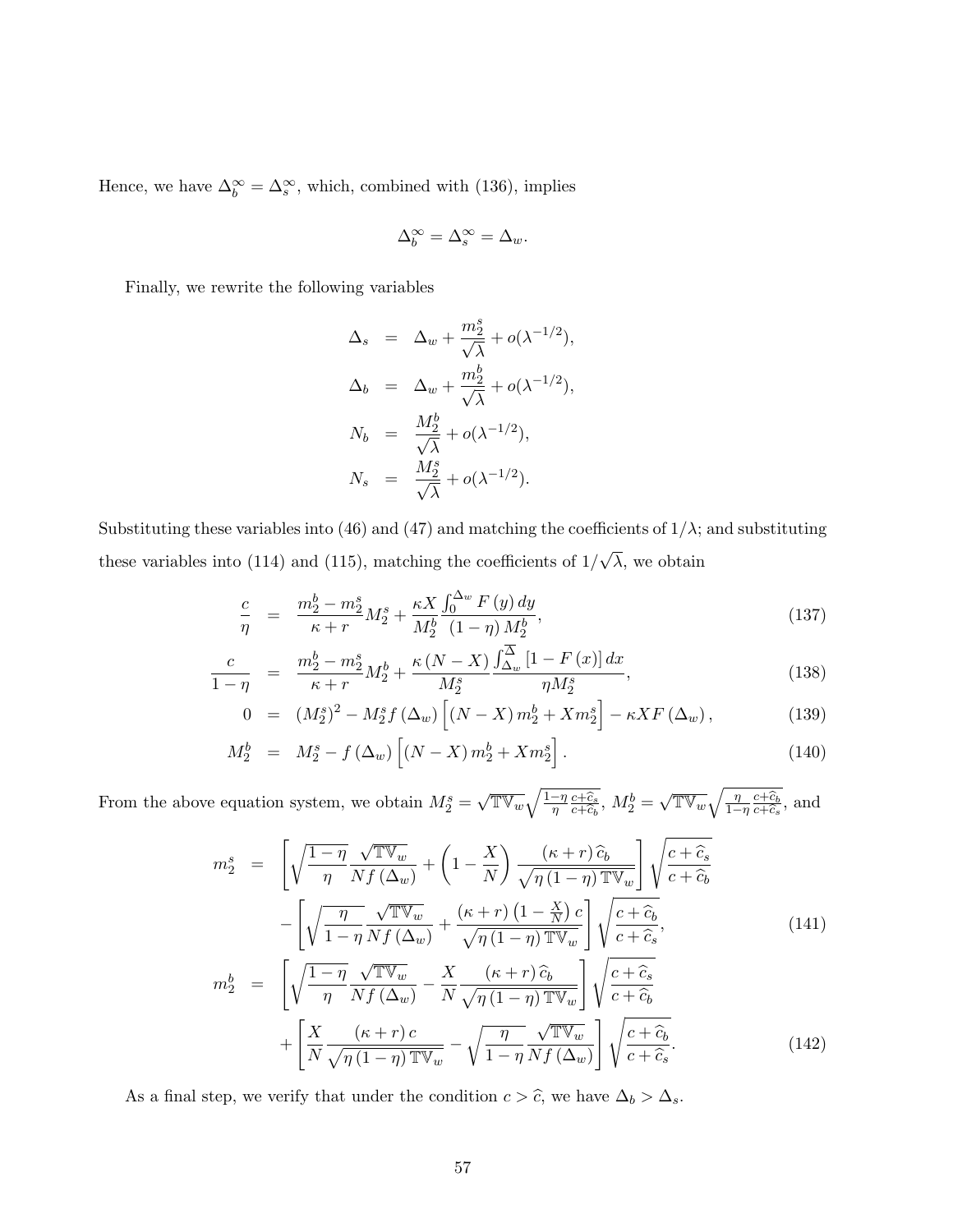Hence, we have $\Delta_b^\infty = \Delta_s^\infty$, which, combined with (136), implies

$$\Delta_b^\infty = \Delta_s^\infty = \Delta_w.$$

Finally, we rewrite the following variables

$$\begin{aligned}
\Delta_s &= \Delta_w + \frac{m_2^s}{\sqrt{\lambda}} + o(\lambda^{-1/2}), \\
\Delta_b &= \Delta_w + \frac{m_2^b}{\sqrt{\lambda}} + o(\lambda^{-1/2}), \\
N_b &= \frac{M_2^b}{\sqrt{\lambda}} + o(\lambda^{-1/2}), \\
N_s &= \frac{M_2^s}{\sqrt{\lambda}} + o(\lambda^{-1/2}).
\end{aligned}$$

Substituting these variables into (46) and (47) and matching the coefficients of $1/\lambda$; and substituting these variables into (114) and (115), matching the coefficients of $1/\sqrt{\lambda}$, we obtain

$$\frac{c}{\eta} = \frac{m_2^b - m_2^s}{\kappa + r} M_2^s + \frac{\kappa X}{M_2^b} \frac{\int_0^{\Delta_w} F(y)\, dy}{(1-\eta) M_2^b}, \tag{137}$$

$$\frac{c}{1-\eta} = \frac{m_2^b - m_2^s}{\kappa + r} M_2^b + \frac{\kappa (N - X)}{M_2^s} \frac{\int_{\Delta_w}^{\overline{\Delta}} [1 - F(x)]\, dx}{\eta M_2^s}, \tag{138}$$

$$0 = (M_2^s)^2 - M_2^s f(\Delta_w) \left[ (N - X) m_2^b + X m_2^s \right] - \kappa X F(\Delta_w), \tag{139}$$

$$M_2^b = M_2^s - f(\Delta_w) \left[ (N - X) m_2^b + X m_2^s \right]. \tag{140}$$

From the above equation system, we obtain $M_2^s = \sqrt{\mathbb{TV}_w} \sqrt{\frac{1-\eta}{\eta} \frac{c + \widehat{c}_s}{c + \widehat{c}_b}}$, $M_2^b = \sqrt{\mathbb{TV}_w} \sqrt{\frac{\eta}{1-\eta} \frac{c + \widehat{c}_b}{c + \widehat{c}_s}}$, and

$$\begin{aligned}
m_2^s &= \left[ \sqrt{\frac{1-\eta}{\eta}} \frac{\sqrt{\mathbb{TV}_w}}{N f(\Delta_w)} + \left(1 - \frac{X}{N}\right) \frac{(\kappa + r) \widehat{c}_b}{\sqrt{\eta(1-\eta) \mathbb{TV}_w}} \right] \sqrt{\frac{c + \widehat{c}_s}{c + \widehat{c}_b}} \\
&\quad - \left[ \sqrt{\frac{\eta}{1-\eta}} \frac{\sqrt{\mathbb{TV}_w}}{N f(\Delta_w)} + \frac{(\kappa + r) \left(1 - \frac{X}{N}\right) c}{\sqrt{\eta(1-\eta) \mathbb{TV}_w}} \right] \sqrt{\frac{c + \widehat{c}_b}{c + \widehat{c}_s}},
\end{aligned} \tag{141}$$

$$\begin{aligned}
m_2^b &= \left[ \sqrt{\frac{1-\eta}{\eta}} \frac{\sqrt{\mathbb{TV}_w}}{N f(\Delta_w)} - \frac{X}{N} \frac{(\kappa + r) \widehat{c}_b}{\sqrt{\eta(1-\eta) \mathbb{TV}_w}} \right] \sqrt{\frac{c + \widehat{c}_s}{c + \widehat{c}_b}} \\
&\quad + \left[ \frac{X}{N} \frac{(\kappa + r) c}{\sqrt{\eta(1-\eta) \mathbb{TV}_w}} - \sqrt{\frac{\eta}{1-\eta}} \frac{\sqrt{\mathbb{TV}_w}}{N f(\Delta_w)} \right] \sqrt{\frac{c + \widehat{c}_b}{c + \widehat{c}_s}}.
\end{aligned} \tag{142}$$

As a final step, we verify that under the condition $c > \widehat{c}$, we have $\Delta_b > \Delta_s$.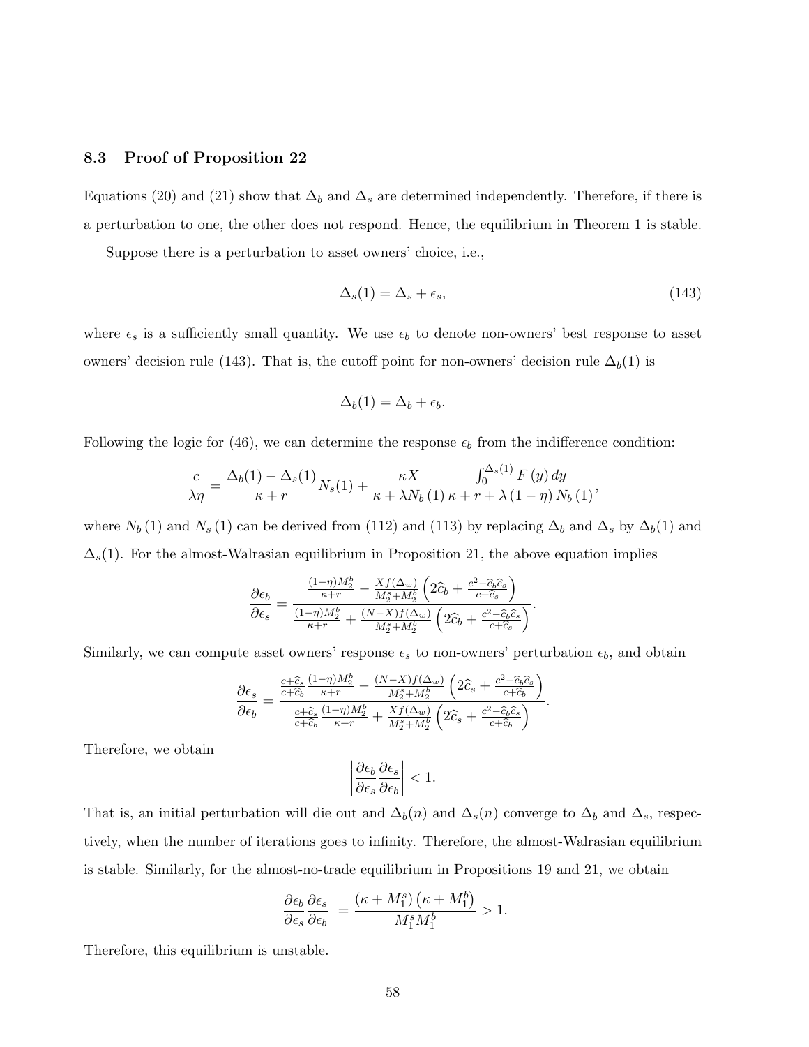### 8.3 Proof of Proposition 22

Equations (20) and (21) show that $\Delta_b$ and $\Delta_s$ are determined independently. Therefore, if there is a perturbation to one, the other does not respond. Hence, the equilibrium in Theorem 1 is stable.

Suppose there is a perturbation to asset owners' choice, i.e.,

$$\Delta_s(1) = \Delta_s + \epsilon_s, \tag{143}$$

where $\epsilon_s$ is a sufficiently small quantity. We use $\epsilon_b$ to denote non-owners' best response to asset owners' decision rule (143). That is, the cutoff point for non-owners' decision rule $\Delta_b(1)$ is

$$\Delta_b(1) = \Delta_b + \epsilon_b.$$

Following the logic for (46), we can determine the response $\epsilon_b$ from the indifference condition:

$$\frac{c}{\lambda\eta} = \frac{\Delta_b(1) - \Delta_s(1)}{\kappa + r} N_s(1) + \frac{\kappa X}{\kappa + \lambda N_b(1)} \frac{\int_0^{\Delta_s(1)} F(y)\, dy}{\kappa + r + \lambda(1-\eta) N_b(1)},$$

where $N_b(1)$ and $N_s(1)$ can be derived from (112) and (113) by replacing $\Delta_b$ and $\Delta_s$ by $\Delta_b(1)$ and $\Delta_s(1)$. For the almost-Walrasian equilibrium in Proposition 21, the above equation implies

$$\frac{\partial \epsilon_b}{\partial \epsilon_s} = \frac{\frac{(1-\eta)M_2^b}{\kappa+r} - \frac{X f(\Delta_w)}{M_2^s + M_2^b}\left(2\widehat{c}_b + \frac{c^2 - \widehat{c}_b \widehat{c}_s}{c + \widehat{c}_s}\right)}{\frac{(1-\eta)M_2^b}{\kappa+r} + \frac{(N-X) f(\Delta_w)}{M_2^s + M_2^b}\left(2\widehat{c}_b + \frac{c^2 - \widehat{c}_b \widehat{c}_s}{c + \widehat{c}_s}\right)}.$$

Similarly, we can compute asset owners' response $\epsilon_s$ to non-owners' perturbation $\epsilon_b$, and obtain

$$\frac{\partial \epsilon_s}{\partial \epsilon_b} = \frac{\frac{c+\widehat{c}_s}{c+\widehat{c}_b}\frac{(1-\eta)M_2^b}{\kappa+r} - \frac{(N-X) f(\Delta_w)}{M_2^s + M_2^b}\left(2\widehat{c}_s + \frac{c^2 - \widehat{c}_b \widehat{c}_s}{c + \widehat{c}_b}\right)}{\frac{c+\widehat{c}_s}{c+\widehat{c}_b}\frac{(1-\eta)M_2^b}{\kappa+r} + \frac{X f(\Delta_w)}{M_2^s + M_2^b}\left(2\widehat{c}_s + \frac{c^2 - \widehat{c}_b \widehat{c}_s}{c + \widehat{c}_b}\right)}.$$

Therefore, we obtain

$$\left| \frac{\partial \epsilon_b}{\partial \epsilon_s} \frac{\partial \epsilon_s}{\partial \epsilon_b} \right| < 1.$$

That is, an initial perturbation will die out and $\Delta_b(n)$ and $\Delta_s(n)$ converge to $\Delta_b$ and $\Delta_s$, respectively, when the number of iterations goes to infinity. Therefore, the almost-Walrasian equilibrium is stable. Similarly, for the almost-no-trade equilibrium in Propositions 19 and 21, we obtain

$$\left| \frac{\partial \epsilon_b}{\partial \epsilon_s} \frac{\partial \epsilon_s}{\partial \epsilon_b} \right| = \frac{\left(\kappa + M_1^s\right)\left(\kappa + M_1^b\right)}{M_1^s M_1^b} > 1.$$

Therefore, this equilibrium is unstable.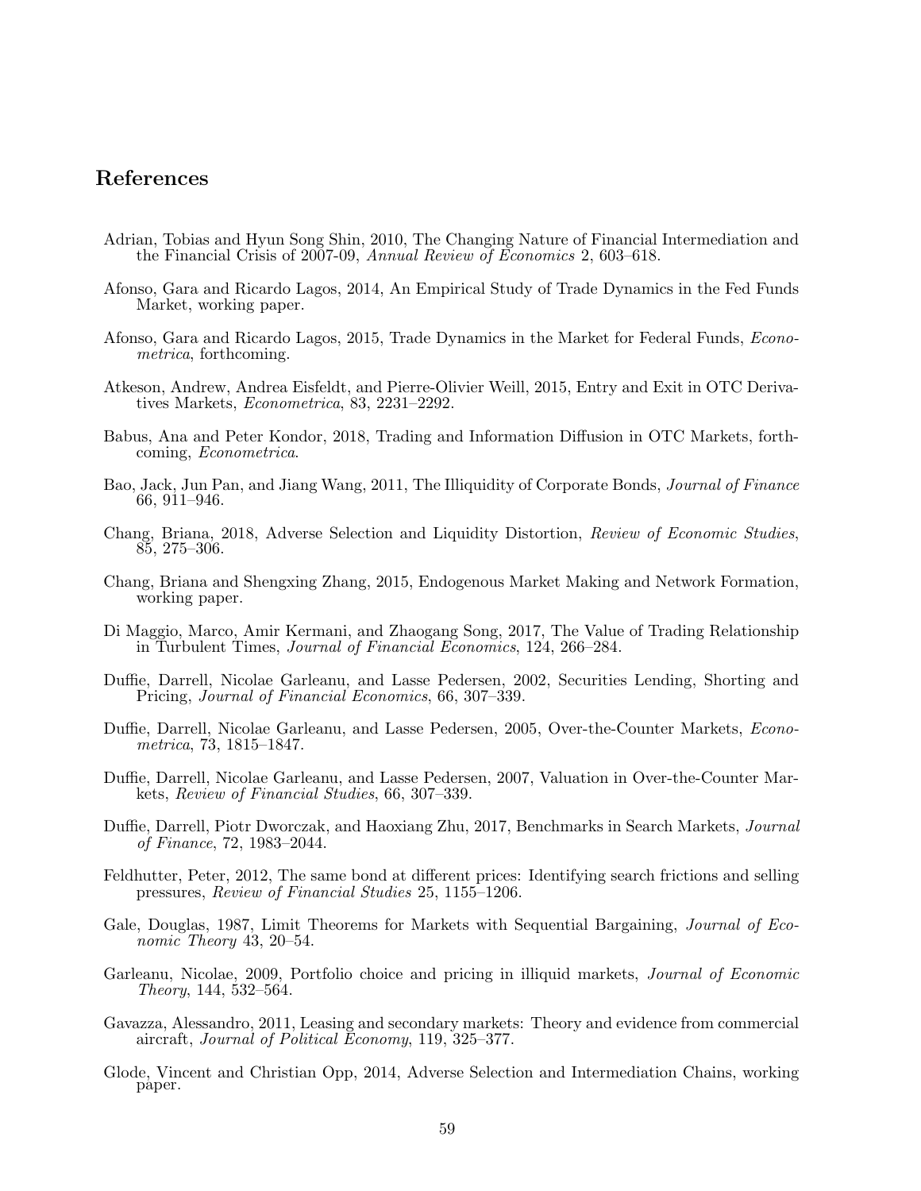# References

Adrian, Tobias and Hyun Song Shin, 2010, The Changing Nature of Financial Intermediation and the Financial Crisis of 2007-09, *Annual Review of Economics* 2, 603–618.

Afonso, Gara and Ricardo Lagos, 2014, An Empirical Study of Trade Dynamics in the Fed Funds Market, working paper.

Afonso, Gara and Ricardo Lagos, 2015, Trade Dynamics in the Market for Federal Funds, *Econometrica*, forthcoming.

Atkeson, Andrew, Andrea Eisfeldt, and Pierre-Olivier Weill, 2015, Entry and Exit in OTC Derivatives Markets, *Econometrica*, 83, 2231–2292.

Babus, Ana and Peter Kondor, 2018, Trading and Information Diffusion in OTC Markets, forthcoming, *Econometrica*.

Bao, Jack, Jun Pan, and Jiang Wang, 2011, The Illiquidity of Corporate Bonds, *Journal of Finance* 66, 911–946.

Chang, Briana, 2018, Adverse Selection and Liquidity Distortion, *Review of Economic Studies*, 85, 275–306.

Chang, Briana and Shengxing Zhang, 2015, Endogenous Market Making and Network Formation, working paper.

Di Maggio, Marco, Amir Kermani, and Zhaogang Song, 2017, The Value of Trading Relationship in Turbulent Times, *Journal of Financial Economics*, 124, 266–284.

Duffie, Darrell, Nicolae Garleanu, and Lasse Pedersen, 2002, Securities Lending, Shorting and Pricing, *Journal of Financial Economics*, 66, 307–339.

Duffie, Darrell, Nicolae Garleanu, and Lasse Pedersen, 2005, Over-the-Counter Markets, *Econometrica*, 73, 1815–1847.

Duffie, Darrell, Nicolae Garleanu, and Lasse Pedersen, 2007, Valuation in Over-the-Counter Markets, *Review of Financial Studies*, 66, 307–339.

Duffie, Darrell, Piotr Dworczak, and Haoxiang Zhu, 2017, Benchmarks in Search Markets, *Journal of Finance*, 72, 1983–2044.

Feldhutter, Peter, 2012, The same bond at different prices: Identifying search frictions and selling pressures, *Review of Financial Studies* 25, 1155–1206.

Gale, Douglas, 1987, Limit Theorems for Markets with Sequential Bargaining, *Journal of Economic Theory* 43, 20–54.

Garleanu, Nicolae, 2009, Portfolio choice and pricing in illiquid markets, *Journal of Economic Theory*, 144, 532–564.

Gavazza, Alessandro, 2011, Leasing and secondary markets: Theory and evidence from commercial aircraft, *Journal of Political Economy*, 119, 325–377.

Glode, Vincent and Christian Opp, 2014, Adverse Selection and Intermediation Chains, working paper.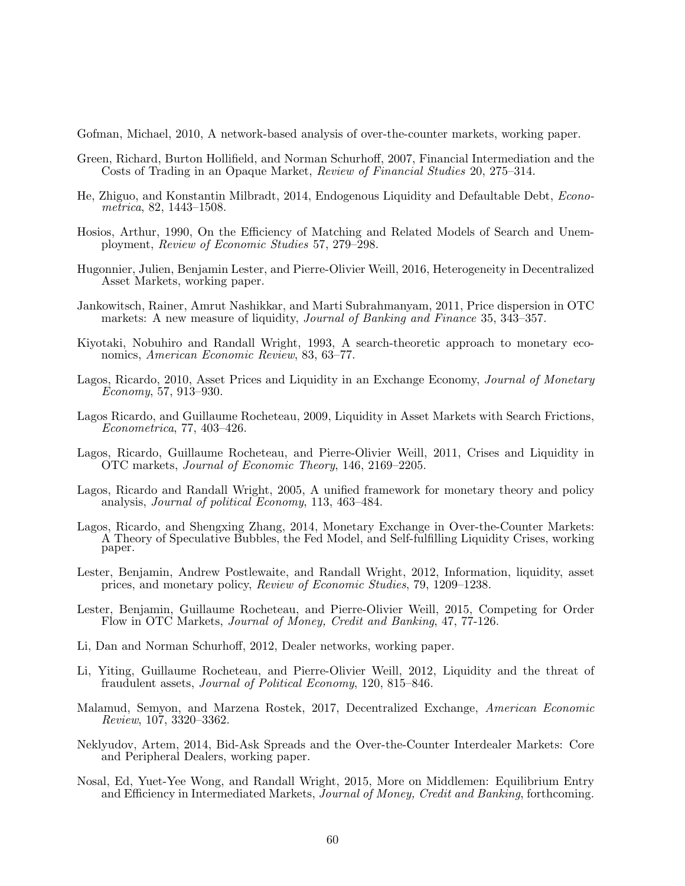Gofman, Michael, 2010, A network-based analysis of over-the-counter markets, working paper.

Green, Richard, Burton Hollifield, and Norman Schurhoff, 2007, Financial Intermediation and the Costs of Trading in an Opaque Market, *Review of Financial Studies* 20, 275–314.

He, Zhiguo, and Konstantin Milbradt, 2014, Endogenous Liquidity and Defaultable Debt, *Econometrica*, 82, 1443–1508.

Hosios, Arthur, 1990, On the Efficiency of Matching and Related Models of Search and Unemployment, *Review of Economic Studies* 57, 279–298.

Hugonnier, Julien, Benjamin Lester, and Pierre-Olivier Weill, 2016, Heterogeneity in Decentralized Asset Markets, working paper.

Jankowitsch, Rainer, Amrut Nashikkar, and Marti Subrahmanyam, 2011, Price dispersion in OTC markets: A new measure of liquidity, *Journal of Banking and Finance* 35, 343–357.

Kiyotaki, Nobuhiro and Randall Wright, 1993, A search-theoretic approach to monetary economics, *American Economic Review*, 83, 63–77.

Lagos, Ricardo, 2010, Asset Prices and Liquidity in an Exchange Economy, *Journal of Monetary Economy*, 57, 913–930.

Lagos Ricardo, and Guillaume Rocheteau, 2009, Liquidity in Asset Markets with Search Frictions, *Econometrica*, 77, 403–426.

Lagos, Ricardo, Guillaume Rocheteau, and Pierre-Olivier Weill, 2011, Crises and Liquidity in OTC markets, *Journal of Economic Theory*, 146, 2169–2205.

Lagos, Ricardo and Randall Wright, 2005, A unified framework for monetary theory and policy analysis, *Journal of political Economy*, 113, 463–484.

Lagos, Ricardo, and Shengxing Zhang, 2014, Monetary Exchange in Over-the-Counter Markets: A Theory of Speculative Bubbles, the Fed Model, and Self-fulfilling Liquidity Crises, working paper.

Lester, Benjamin, Andrew Postlewaite, and Randall Wright, 2012, Information, liquidity, asset prices, and monetary policy, *Review of Economic Studies*, 79, 1209–1238.

Lester, Benjamin, Guillaume Rocheteau, and Pierre-Olivier Weill, 2015, Competing for Order Flow in OTC Markets, *Journal of Money, Credit and Banking*, 47, 77-126.

Li, Dan and Norman Schurhoff, 2012, Dealer networks, working paper.

Li, Yiting, Guillaume Rocheteau, and Pierre-Olivier Weill, 2012, Liquidity and the threat of fraudulent assets, *Journal of Political Economy*, 120, 815–846.

Malamud, Semyon, and Marzena Rostek, 2017, Decentralized Exchange, *American Economic Review*, 107, 3320–3362.

Neklyudov, Artem, 2014, Bid-Ask Spreads and the Over-the-Counter Interdealer Markets: Core and Peripheral Dealers, working paper.

Nosal, Ed, Yuet-Yee Wong, and Randall Wright, 2015, More on Middlemen: Equilibrium Entry and Efficiency in Intermediated Markets, *Journal of Money, Credit and Banking*, forthcoming.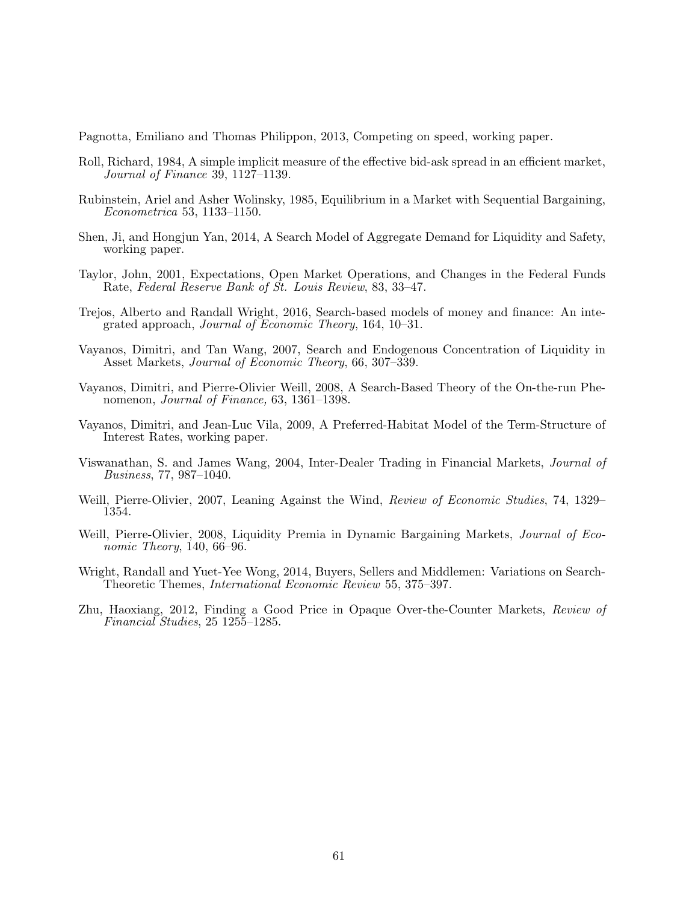Pagnotta, Emiliano and Thomas Philippon, 2013, Competing on speed, working paper.

Roll, Richard, 1984, A simple implicit measure of the effective bid-ask spread in an efficient market, *Journal of Finance* 39, 1127–1139.

Rubinstein, Ariel and Asher Wolinsky, 1985, Equilibrium in a Market with Sequential Bargaining, *Econometrica* 53, 1133–1150.

Shen, Ji, and Hongjun Yan, 2014, A Search Model of Aggregate Demand for Liquidity and Safety, working paper.

Taylor, John, 2001, Expectations, Open Market Operations, and Changes in the Federal Funds Rate, *Federal Reserve Bank of St. Louis Review*, 83, 33–47.

Trejos, Alberto and Randall Wright, 2016, Search-based models of money and finance: An integrated approach, *Journal of Economic Theory*, 164, 10–31.

Vayanos, Dimitri, and Tan Wang, 2007, Search and Endogenous Concentration of Liquidity in Asset Markets, *Journal of Economic Theory*, 66, 307–339.

Vayanos, Dimitri, and Pierre-Olivier Weill, 2008, A Search-Based Theory of the On-the-run Phenomenon, *Journal of Finance,* 63, 1361–1398.

Vayanos, Dimitri, and Jean-Luc Vila, 2009, A Preferred-Habitat Model of the Term-Structure of Interest Rates, working paper.

Viswanathan, S. and James Wang, 2004, Inter-Dealer Trading in Financial Markets, *Journal of Business*, 77, 987–1040.

Weill, Pierre-Olivier, 2007, Leaning Against the Wind, *Review of Economic Studies*, 74, 1329–1354.

Weill, Pierre-Olivier, 2008, Liquidity Premia in Dynamic Bargaining Markets, *Journal of Economic Theory*, 140, 66–96.

Wright, Randall and Yuet-Yee Wong, 2014, Buyers, Sellers and Middlemen: Variations on Search-Theoretic Themes, *International Economic Review* 55, 375–397.

Zhu, Haoxiang, 2012, Finding a Good Price in Opaque Over-the-Counter Markets, *Review of Financial Studies*, 25 1255–1285.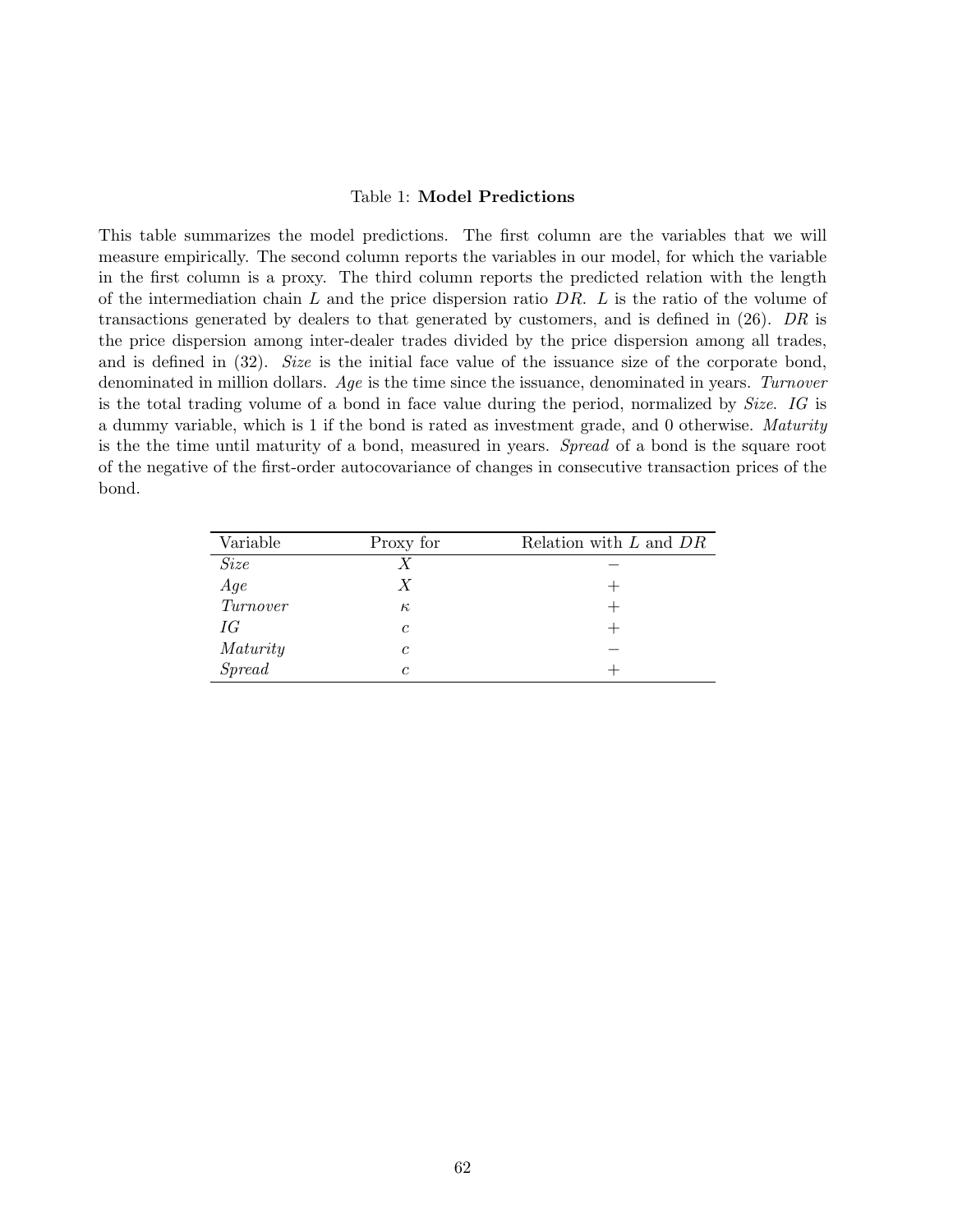Table 1: **Model Predictions**

This table summarizes the model predictions. The first column are the variables that we will measure empirically. The second column reports the variables in our model, for which the variable in the first column is a proxy. The third column reports the predicted relation with the length of the intermediation chain $L$ and the price dispersion ratio $DR$. $L$ is the ratio of the volume of transactions generated by dealers to that generated by customers, and is defined in (26). $DR$ is the price dispersion among inter-dealer trades divided by the price dispersion among all trades, and is defined in (32). *Size* is the initial face value of the issuance size of the corporate bond, denominated in million dollars. *Age* is the time since the issuance, denominated in years. *Turnover* is the total trading volume of a bond in face value during the period, normalized by *Size*. *IG* is a dummy variable, which is 1 if the bond is rated as investment grade, and 0 otherwise. *Maturity* is the the time until maturity of a bond, measured in years. *Spread* of a bond is the square root of the negative of the first-order autocovariance of changes in consecutive transaction prices of the bond.

| Variable | Proxy for | Relation with $L$ and $DR$ |
|---|---|---|
| *Size* | $X$ | $-$ |
| *Age* | $X$ | $+$ |
| *Turnover* | $\kappa$ | $+$ |
| *IG* | $c$ | $+$ |
| *Maturity* | $c$ | $-$ |
| *Spread* | $c$ | $+$ |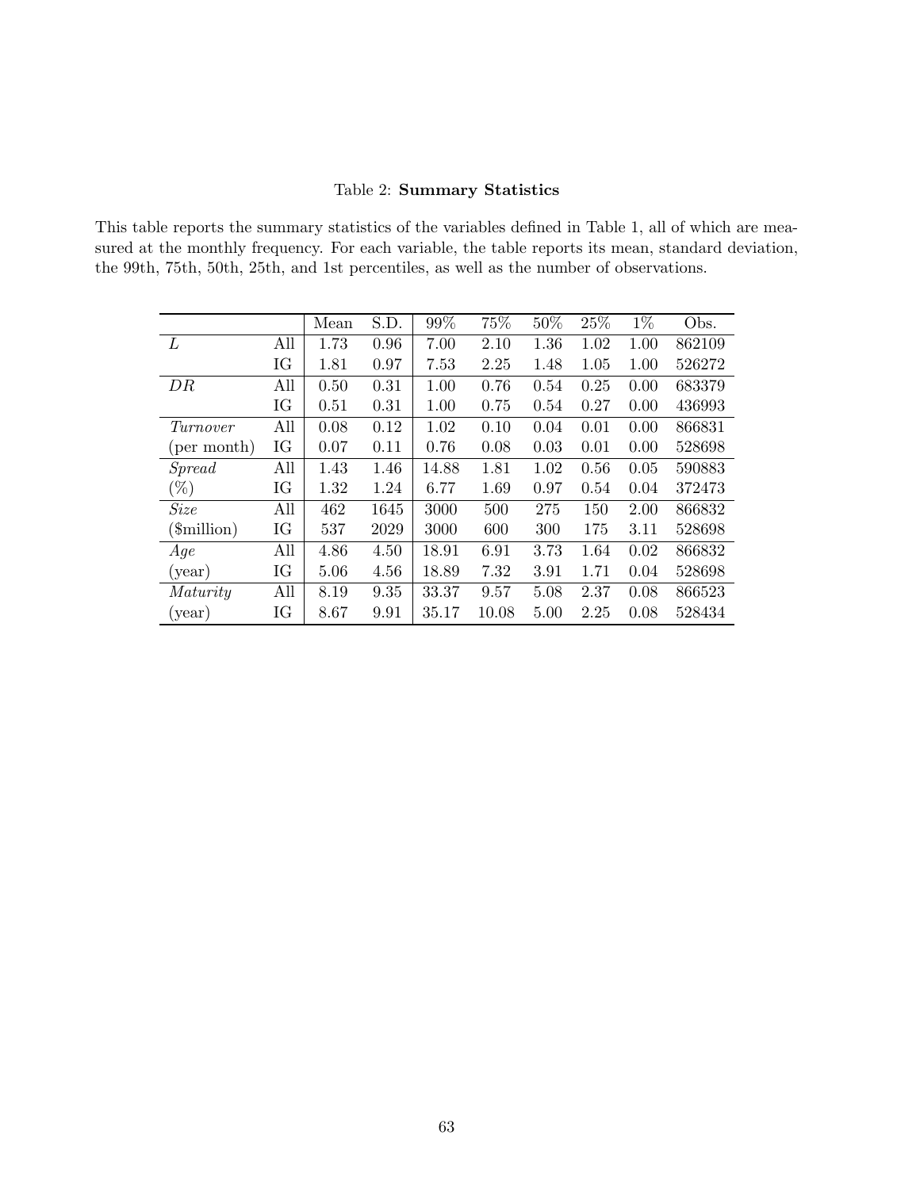Table 2: **Summary Statistics**

This table reports the summary statistics of the variables defined in Table 1, all of which are measured at the monthly frequency. For each variable, the table reports its mean, standard deviation, the 99th, 75th, 50th, 25th, and 1st percentiles, as well as the number of observations.

| | | Mean | S.D. | 99% | 75% | 50% | 25% | 1% | Obs. |
|---|---|---|---|---|---|---|---|---|---|
| $L$ | All | 1.73 | 0.96 | 7.00 | 2.10 | 1.36 | 1.02 | 1.00 | 862109 |
| | IG | 1.81 | 0.97 | 7.53 | 2.25 | 1.48 | 1.05 | 1.00 | 526272 |
| $DR$ | All | 0.50 | 0.31 | 1.00 | 0.76 | 0.54 | 0.25 | 0.00 | 683379 |
| | IG | 0.51 | 0.31 | 1.00 | 0.75 | 0.54 | 0.27 | 0.00 | 436993 |
| *Turnover* | All | 0.08 | 0.12 | 1.02 | 0.10 | 0.04 | 0.01 | 0.00 | 866831 |
| (per month) | IG | 0.07 | 0.11 | 0.76 | 0.08 | 0.03 | 0.01 | 0.00 | 528698 |
| *Spread* | All | 1.43 | 1.46 | 14.88 | 1.81 | 1.02 | 0.56 | 0.05 | 590883 |
| (%) | IG | 1.32 | 1.24 | 6.77 | 1.69 | 0.97 | 0.54 | 0.04 | 372473 |
| *Size* | All | 462 | 1645 | 3000 | 500 | 275 | 150 | 2.00 | 866832 |
| ($million) | IG | 537 | 2029 | 3000 | 600 | 300 | 175 | 3.11 | 528698 |
| *Age* | All | 4.86 | 4.50 | 18.91 | 6.91 | 3.73 | 1.64 | 0.02 | 866832 |
| (year) | IG | 5.06 | 4.56 | 18.89 | 7.32 | 3.91 | 1.71 | 0.04 | 528698 |
| *Maturity* | All | 8.19 | 9.35 | 33.37 | 9.57 | 5.08 | 2.37 | 0.08 | 866523 |
| (year) | IG | 8.67 | 9.91 | 35.17 | 10.08 | 5.00 | 2.25 | 0.08 | 528434 |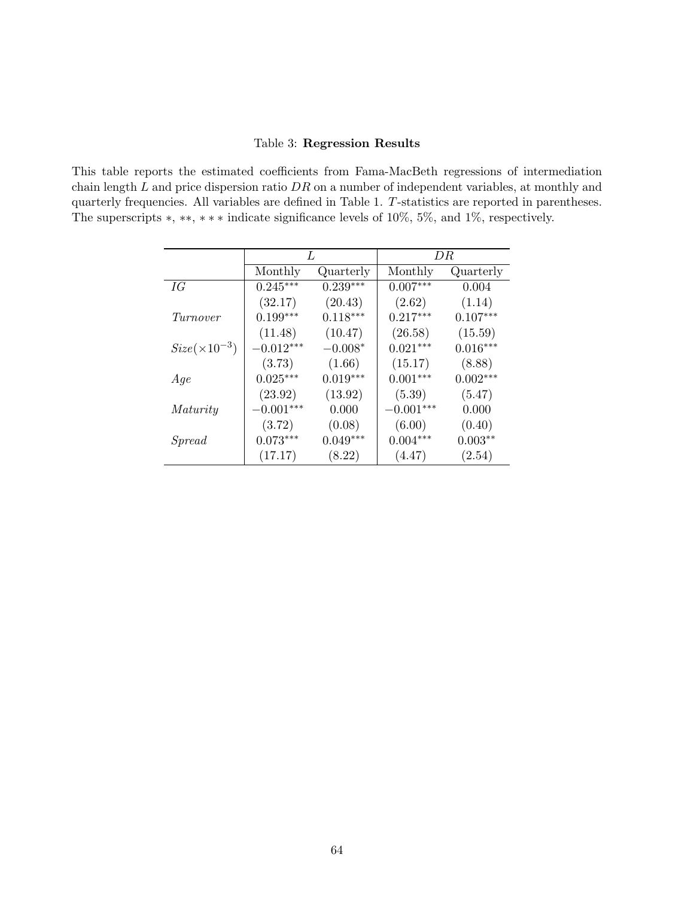Table 3: **Regression Results**

This table reports the estimated coefficients from Fama-MacBeth regressions of intermediation chain length $L$ and price dispersion ratio $DR$ on a number of independent variables, at monthly and quarterly frequencies. All variables are defined in Table 1. $T$-statistics are reported in parentheses. The superscripts $*$, $**$, $***$ indicate significance levels of 10%, 5%, and 1%, respectively.

| | $L$ | | $DR$ | |
|---|---|---|---|---|
| | Monthly | Quarterly | Monthly | Quarterly |
| $IG$ | $0.245^{***}$ | $0.239^{***}$ | $0.007^{***}$ | 0.004 |
| | (32.17) | (20.43) | (2.62) | (1.14) |
| $Turnover$ | $0.199^{***}$ | $0.118^{***}$ | $0.217^{***}$ | $0.107^{***}$ |
| | (11.48) | (10.47) | (26.58) | (15.59) |
| $Size(\times 10^{-3})$ | $-0.012^{***}$ | $-0.008^{*}$ | $0.021^{***}$ | $0.016^{***}$ |
| | (3.73) | (1.66) | (15.17) | (8.88) |
| $Age$ | $0.025^{***}$ | $0.019^{***}$ | $0.001^{***}$ | $0.002^{***}$ |
| | (23.92) | (13.92) | (5.39) | (5.47) |
| $Maturity$ | $-0.001^{***}$ | 0.000 | $-0.001^{***}$ | 0.000 |
| | (3.72) | (0.08) | (6.00) | (0.40) |
| $Spread$ | $0.073^{***}$ | $0.049^{***}$ | $0.004^{***}$ | $0.003^{**}$ |
| | (17.17) | (8.22) | (4.47) | (2.54) |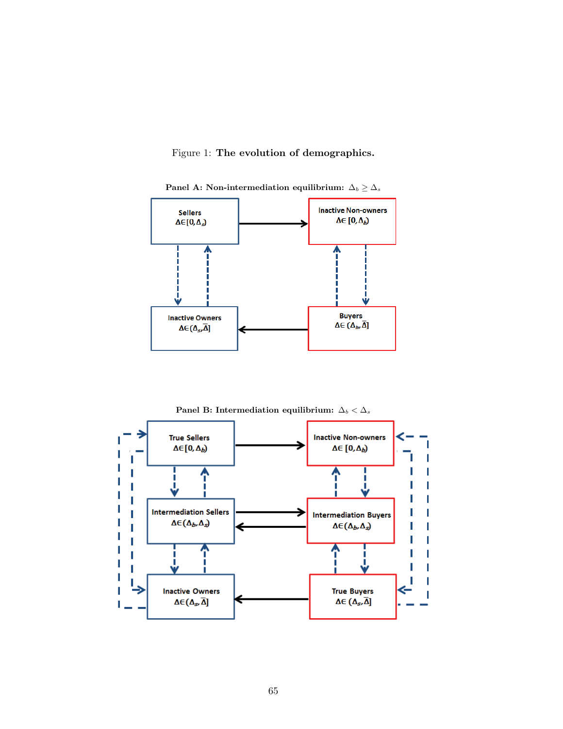Figure 1: **The evolution of demographics.**

**Panel A: Non-intermediation equilibrium: $\Delta_b \geq \Delta_s$**

Sellers
$\Delta \in [0, \Delta_s)$

Inactive Non-owners
$\Delta \in [0, \Delta_b)$

Inactive Owners
$\Delta \in (\Delta_s, \bar{\Delta}]$

Buyers
$\Delta \in (\Delta_b, \bar{\Delta}]$

**Panel B: Intermediation equilibrium: $\Delta_b < \Delta_s$**

True Sellers
$\Delta \in [0, \Delta_b)$

Inactive Non-owners
$\Delta \in [0, \Delta_b)$

Intermediation Sellers
$\Delta \in (\Delta_b, \Delta_s)$

Intermediation Buyers
$\Delta \in (\Delta_b, \Delta_s)$

Inactive Owners
$\Delta \in (\Delta_s, \bar{\Delta}]$

True Buyers
$\Delta \in (\Delta_s, \bar{\Delta}]$